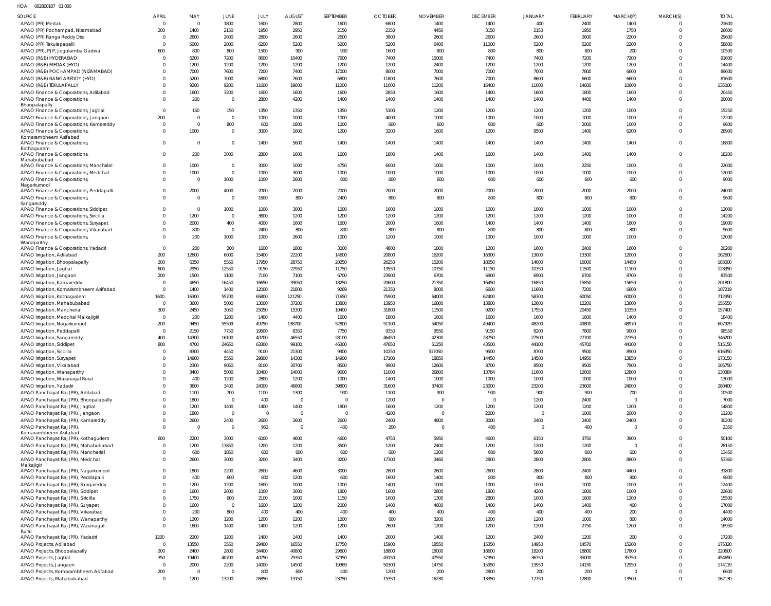HOA 002800107 01 000

| SOURCE | APRIL | MAY | JUNE | JULY | AUGUST | SEPTEMBER | OCTOBER | NOVEMBER | DECEMBER | JANUARY | FEBRUARY | MARCH(P) | MARCH(S) | TOTAL |
|---|---|---|---|---|---|---|---|---|---|---|---|---|---|---|
| APAO (PR) Medak | 0 | 0 | 1800 | 1600 | 2800 | 1600 | 6800 | 1400 | 1400 | 400 | 2400 | 1400 | 0 | 21600 |
| APAO (PR) Pochampad, Nizamabad | 200 | 1400 | 2150 | 1950 | 2950 | 2150 | 2350 | 4450 | 3150 | 2150 | 1950 | 1750 | 0 | 26600 |
| APAO (PR) Ranga Reddy Dist | 0 | 2600 | 2600 | 2800 | 2600 | 2600 | 3800 | 2600 | 2600 | 2600 | 2600 | 2200 | 0 | 29600 |
| APAO (PR) Tekulapapalli | 0 | 5000 | 2000 | 6200 | 5200 | 5200 | 5200 | 6400 | 11000 | 5200 | 5200 | 2200 | 0 | 58800 |
| APAO (PR), PJP, Jogulamba Gadwal | 600 | 800 | 800 | 1500 | 900 | 900 | 1600 | 800 | 800 | 800 | 800 | 200 | 0 | 10500 |
| APAO (R&B) HYDERABAD | 0 | 6200 | 7200 | 8600 | 10400 | 7600 | 7400 | 15000 | 7400 | 7400 | 7200 | 7200 | 0 | 91600 |
| APAO (R&B) MEDAK (HYD) | 0 | 1200 | 1200 | 1200 | 1200 | 1200 | 1200 | 2400 | 1200 | 1200 | 1200 | 1200 | 0 | 14400 |
| APAO (R&B) POCHAMPAD (NIZAMABAD) | 0 | 7000 | 7600 | 7200 | 7400 | 17000 | 8000 | 7000 | 7000 | 7000 | 7800 | 6600 | 0 | 89600 |
| APAO (R&B) RANGAREDDY (HYD) | 0 | 5200 | 7000 | 6800 | 7600 | 6800 | 11800 | 7600 | 7000 | 8600 | 6600 | 6600 | 0 | 81600 |
| APAO (R&B) TEKULAPALLY | 0 | 9200 | 9200 | 11600 | 19000 | 11200 | 11000 | 11200 | 16400 | 11000 | 14600 | 10600 | 0 | 135000 |
| APAO Finance & Corporations, Adilabad | 0 | 1600 | 3200 | 1600 | 1600 | 1600 | 2850 | 1600 | 1400 | 1600 | 1800 | 1600 | 0 | 20450 |
| APAO Finance & Corporations, Bhoopalapally | 0 | 200 | 0 | 2800 | 4200 | 1400 | 1400 | 1400 | 1400 | 1400 | 4400 | 1400 | 0 | 20000 |
| APAO Finance & Corporations, Jagtial | 0 | 150 | 150 | 1350 | 1350 | 1350 | 5100 | 1200 | 1200 | 1200 | 1200 | 1000 | 0 | 15250 |
| APAO Finance & Corporations, Jangaon | 200 | 0 | 0 | 1000 | 1000 | 1000 | 4000 | 1000 | 1000 | 1000 | 1000 | 1000 | 0 | 12200 |
| APAO Finance & Corporations, Kamareddy | 0 | 0 | 800 | 600 | 1800 | 1000 | 600 | 600 | 600 | 600 | 2000 | 1000 | 0 | 9600 |
| APAO Finance & Corporations, Komarambheem Asifabad | 0 | 1000 | 0 | 3000 | 1600 | 1200 | 3200 | 1600 | 1200 | 8500 | 1400 | 6200 | 0 | 28900 |
| APAO Finance & Corporations, Kothagudem | 0 | 0 | 0 | 1400 | 5600 | 1400 | 1400 | 1400 | 1400 | 1400 | 1400 | 1400 | 0 | 16800 |
| APAO Finance & Corporations, Mahabubabad | 0 | 200 | 3000 | 2800 | 1600 | 1600 | 1800 | 1400 | 1600 | 1400 | 1400 | 1400 | 0 | 18200 |
| APAO Finance & Corporations, Manchirial | 0 | 1000 | 0 | 3000 | 1000 | 4750 | 6000 | 1000 | 1000 | 1000 | 2250 | 1000 | 0 | 22000 |
| APAO Finance & Corporations, Medchal | 0 | 1000 | 0 | 1000 | 3000 | 1000 | 1000 | 1000 | 1000 | 1000 | 1000 | 1000 | 0 | 12000 |
| APAO Finance & Corporations, Nagarkurnool | 0 | 0 | 1000 | 1000 | 2600 | 800 | 600 | 600 | 600 | 600 | 600 | 600 | 0 | 9000 |
| APAO Finance & Corporations, Peddapalli | 0 | 2000 | 4000 | 2000 | 2000 | 2000 | 2000 | 2000 | 2000 | 2000 | 2000 | 2000 | 0 | 24000 |
| APAO Finance & Corporations, Sangareddy | 0 | 0 | 0 | 1600 | 800 | 2400 | 800 | 800 | 800 | 800 | 800 | 800 | 0 | 9600 |
| APAO Finance & Corporations, Siddipet | 0 | 0 | 1000 | 1000 | 3000 | 1000 | 1000 | 1000 | 1000 | 1000 | 1000 | 1000 | 0 | 12000 |
| APAO Finance & Corporations, Siricilla | 0 | 1200 | 0 | 3600 | 1200 | 1200 | 1200 | 1200 | 1200 | 1200 | 1200 | 1000 | 0 | 14200 |
| APAO Finance & Corporations, Suryapet | 0 | 2000 | 400 | 4000 | 1600 | 1600 | 2000 | 1600 | 1400 | 1400 | 1400 | 1600 | 0 | 19000 |
| APAO Finance & Corporations, Vikarabad | 0 | 800 | 0 | 2400 | 800 | 800 | 800 | 800 | 800 | 800 | 800 | 800 | 0 | 9600 |
| APAO Finance & Corporations, Wanaparthy | 0 | 200 | 1000 | 1000 | 2600 | 1000 | 1200 | 1000 | 1000 | 1000 | 1000 | 1000 | 0 | 12000 |
| APAO Finance & Corporations, Yadadri | 0 | 200 | 200 | 1600 | 1800 | 3000 | 4800 | 1800 | 1200 | 1600 | 2400 | 1600 | 0 | 20200 |
| APAO Irrigation, Adilabad | 200 | 12600 | 6000 | 15400 | 22200 | 14600 | 20800 | 16200 | 16300 | 13000 | 13300 | 12000 | 0 | 162600 |
| APAO Irrigation, Bhoopalapally | 200 | 6350 | 5550 | 17950 | 28750 | 20250 | 26250 | 15200 | 18050 | 14000 | 16000 | 14450 | 0 | 183000 |
| APAO Irrigation, Jagtial | 600 | 2950 | 12550 | 9150 | 22950 | 11750 | 13550 | 10750 | 11150 | 10350 | 11500 | 11100 | 0 | 128350 |
| APAO Irrigation, Jangaon | 200 | 1500 | 1100 | 7100 | 7100 | 6700 | 23900 | 6700 | 6900 | 6900 | 6700 | 8700 | 0 | 83500 |
| APAO Irrigation, Kamareddy | 0 | 4650 | 16450 | 16650 | 39050 | 18250 | 20600 | 21350 | 16450 | 16850 | 15850 | 15650 | 0 | 201800 |
| APAO Irrigation, Komarambheem Asifabad | 0 | 1400 | 1400 | 12000 | 21800 | 9269 | 21350 | 8000 | 6600 | 11600 | 7200 | 6600 | 0 | 107219 |
| APAO Irrigation, Kothagudem | 1600 | 16300 | 55700 | 65800 | 121250 | 71650 | 75900 | 64000 | 62400 | 58300 | 60050 | 60000 | 0 | 712950 |
| APAO Irrigation, Mahabubabad | 0 | 3600 | 5000 | 13000 | 37200 | 13800 | 13950 | 16800 | 13800 | 12600 | 12200 | 13600 | 0 | 155550 |
| APAO Irrigation, Mancherial | 300 | 2450 | 3050 | 25050 | 15300 | 10400 | 31800 | 11500 | 9200 | 17550 | 20450 | 10350 | 0 | 157400 |
| APAO Irrigation, Medchal Malkajigiri | 0 | 200 | 1200 | 1400 | 4400 | 1600 | 1800 | 1600 | 1600 | 1600 | 1600 | 1400 | 0 | 18400 |
| APAO Irrigation, Nagarkurnool | 200 | 9450 | 55509 | 49750 | 138700 | 52800 | 51100 | 54050 | 49400 | 48200 | 49800 | 48970 | 0 | 607929 |
| APAO Irrigation, Peddapalli | 0 | 2150 | 7750 | 19500 | 8350 | 7750 | 9350 | 9550 | 9150 | 8200 | 7800 | 9000 | 0 | 98550 |
| APAO Irrigation, Sangareddy | 400 | 14300 | 16100 | 40700 | 46550 | 28100 | 46450 | 42300 | 28750 | 27500 | 27700 | 27350 | 0 | 346200 |
| APAO Irrigation, Siddipet | 800 | 4700 | 24650 | 63300 | 99100 | 46300 | 47650 | 51250 | 43500 | 44100 | 45700 | 44100 | 0 | 515150 |
| APAO Irrigation, Siricilla | 0 | 8300 | 4450 | 9100 | 21300 | 9300 | 10250 | 517050 | 9500 | 8700 | 9500 | 8900 | 0 | 616350 |
| APAO Irrigation, Suryapet | 0 | 14900 | 5550 | 29800 | 14300 | 14900 | 17100 | 18850 | 14450 | 14500 | 14950 | 13850 | 0 | 173150 |
| APAO Irrigation, Vikarabad | 0 | 2300 | 9050 | 8100 | 20700 | 8500 | 9900 | 12600 | 8700 | 8500 | 9500 | 7900 | 0 | 105750 |
| APAO Irrigation, Wanaparthy | 0 | 3400 | 5000 | 10400 | 14000 | 9000 | 11000 | 26800 | 13784 | 11600 | 12600 | 12800 | 0 | 130384 |
| APAO Irrigation, Waranagal Rural | 0 | 400 | 1200 | 2800 | 1200 | 1000 | 1400 | 1000 | 1000 | 1000 | 1000 | 1000 | 0 | 13000 |
| APAO Irrigation, Yadadri | 0 | 3600 | 3400 | 24000 | 46800 | 39800 | 31600 | 37400 | 23000 | 23200 | 23600 | 24000 | 0 | 280400 |
| APAO Panchayat Raj (PR), Adilabad | 0 | 1100 | 700 | 1100 | 1300 | 900 | 1100 | 900 | 900 | 900 | 900 | 700 | 0 | 10500 |
| APAO Panchayat Raj (PR), Bhoopalapally | 0 | 1800 | 0 | 400 | 0 | 0 | 1200 | 0 | 0 | 1200 | 2400 | 0 | 0 | 7000 |
| APAO Panchayat Raj (PR), Jagtial | 0 | 1200 | 1400 | 1400 | 1400 | 1800 | 1600 | 1200 | 1200 | 1200 | 1200 | 1200 | 0 | 14800 |
| APAO Panchayat Raj (PR), Jangaon | 0 | 1800 | 0 | 0 | 0 | 0 | 4200 | 0 | 2200 | 0 | 1000 | 2000 | 0 | 11200 |
| APAO Panchayat Raj (PR), Kamareddy | 0 | 2600 | 2400 | 2600 | 2600 | 2600 | 2400 | 4800 | 3000 | 2400 | 2400 | 2400 | 0 | 30200 |
| APAO Panchayat Raj (PR), Komarambheem Asifabad | 0 | 0 | 0 | 950 | 0 | 400 | 200 | 0 | 400 | 0 | 400 | 0 | 0 | 2350 |
| APAO Panchayat Raj (PR), Kothagudem | 600 | 2200 | 3000 | 6000 | 4600 | 4600 | 4750 | 5950 | 4600 | 6150 | 3750 | 3900 | 0 | 50100 |
| APAO Panchayat Raj (PR), Mahabubabad | 0 | 1200 | 13850 | 1200 | 1200 | 3500 | 1200 | 2400 | 1200 | 1200 | 1200 | 0 | 0 | 28150 |
| APAO Panchayat Raj (PR), Mancherial | 0 | 600 | 1850 | 600 | 600 | 600 | 600 | 1200 | 600 | 5600 | 600 | 600 | 0 | 13450 |
| APAO Panchayat Raj (PR), Medchal Malkajigiri | 0 | 2600 | 3000 | 3200 | 3400 | 3200 | 17300 | 3460 | 2800 | 2800 | 2800 | 8800 | 0 | 53360 |
| APAO Panchayat Raj (PR), Nagarkurnool | 0 | 1800 | 2200 | 2600 | 4600 | 3000 | 2800 | 2600 | 2600 | 2800 | 2400 | 4400 | 0 | 31800 |
| APAO Panchayat Raj (PR), Peddapalli | 0 | 400 | 600 | 800 | 1200 | 600 | 1600 | 1400 | 800 | 800 | 800 | 800 | 0 | 9800 |
| APAO Panchayat Raj (PR), Sangareddy | 0 | 1200 | 1200 | 1600 | 1000 | 1000 | 1400 | 1000 | 1000 | 1000 | 1000 | 1000 | 0 | 12400 |
| APAO Panchayat Raj (PR), Siddipet | 0 | 1600 | 2000 | 1000 | 3000 | 1800 | 1600 | 2800 | 1800 | 4200 | 1800 | 1000 | 0 | 22600 |
| APAO Panchayat Raj (PR), Siricilla | 0 | 1750 | 600 | 2100 | 1000 | 1150 | 1000 | 1300 | 2800 | 1000 | 1600 | 1200 | 0 | 15500 |
| APAO Panchayat Raj (PR), Suryapet | 0 | 1600 | 0 | 1600 | 1200 | 2000 | 1400 | 4600 | 1400 | 1400 | 1400 | 400 | 0 | 17000 |
| APAO Panchayat Raj (PR), Vikarabad | 0 | 200 | 800 | 400 | 400 | 400 | 400 | 400 | 400 | 400 | 400 | 200 | 0 | 4400 |
| APAO Panchayat Raj (PR), Wanaparthy | 0 | 1200 | 1200 | 1200 | 1200 | 1200 | 600 | 3200 | 1200 | 1200 | 1000 | 800 | 0 | 14000 |
| APAO Panchayat Raj (PR), Waranagal Rural | 0 | 1600 | 1400 | 1400 | 1200 | 1200 | 2600 | 1200 | 1200 | 1200 | 2750 | 1200 | 0 | 16950 |
| APAO Panchayat Raj (PR), Yadadri | 1200 | 2200 | 1200 | 1400 | 1400 | 1400 | 2000 | 1400 | 1200 | 2400 | 1200 | 200 | 0 | 17200 |
| APAO Projects, Adilabad | 0 | 13550 | 3550 | 29400 | 16550 | 17750 | 15900 | 18550 | 15350 | 14950 | 14570 | 15200 | 0 | 175320 |
| APAO Projects, Bhoopalapally | 200 | 2400 | 2800 | 34400 | 40800 | 29800 | 18800 | 18000 | 18600 | 18200 | 18800 | 17800 | 0 | 220600 |
| APAO Projects, Jagtial | 350 | 19400 | 40700 | 40750 | 79350 | 37950 | 43150 | 47550 | 37950 | 36750 | 35000 | 35750 | 0 | 454650 |
| APAO Projects, Jangaon | 0 | 2000 | 2200 | 14000 | 14500 | 19369 | 50300 | 14750 | 15950 | 13950 | 14150 | 12950 | 0 | 174119 |
| APAO Projects, Komarambheem Asifabad | 200 | 0 | 0 | 800 | 600 | 400 | 1200 | 200 | 2800 | 200 | 200 | 0 | 0 | 6600 |
| APAO Projects, Mahabubabad | 0 | 1200 | 13200 | 26850 | 13150 | 23750 | 15350 | 16230 | 13350 | 12750 | 12800 | 13500 | 0 | 162130 |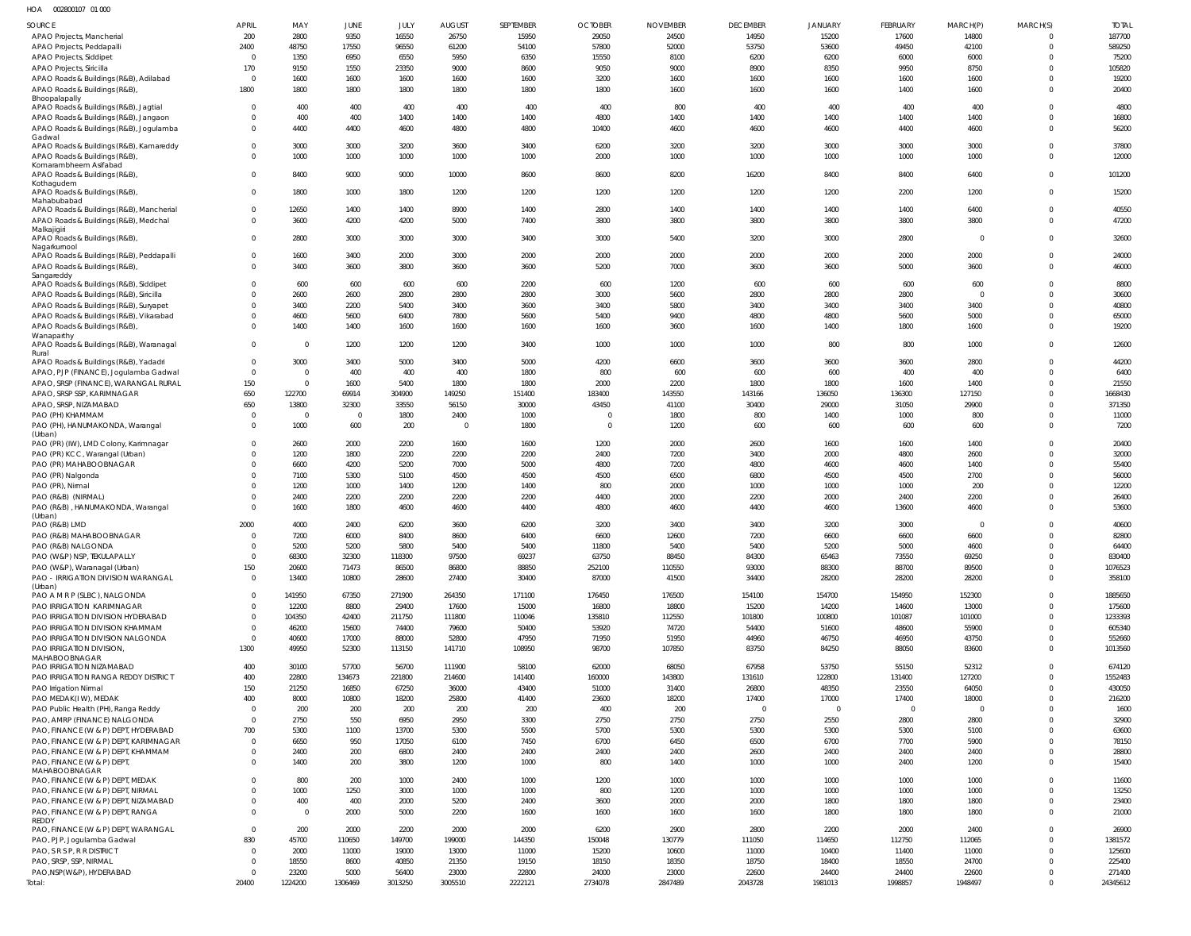HOA 002800107 01 000

| SOURCE | APRIL | MAY | JUNE | JULY | AUGUST | SEPTEMBER | OCTOBER | NOVEMBER | DECEMBER | JANUARY | FEBRUARY | MARCH(P) | MARCH(S) | TOTAL |
|---|---|---|---|---|---|---|---|---|---|---|---|---|---|---|
| APAO Projects, Mancherial | 200 | 2800 | 9350 | 16550 | 26750 | 15950 | 29050 | 24500 | 14950 | 15200 | 17600 | 14800 | 0 | 187700 |
| APAO Projects, Peddapalli | 2400 | 48750 | 17550 | 96550 | 61200 | 54100 | 57800 | 52000 | 53750 | 53600 | 49450 | 42100 | 0 | 589250 |
| APAO Projects, Siddipet | 0 | 1350 | 6950 | 6550 | 5950 | 6350 | 15550 | 8100 | 6200 | 6200 | 6000 | 6000 | 0 | 75200 |
| APAO Projects, Siricilla | 170 | 9150 | 1550 | 23350 | 9000 | 8600 | 9050 | 9000 | 8900 | 8350 | 9950 | 8750 | 0 | 105820 |
| APAO Roads & Buildings (R&B), Adilabad | 0 | 1600 | 1600 | 1600 | 1600 | 1600 | 3200 | 1600 | 1600 | 1600 | 1600 | 1600 | 0 | 19200 |
| APAO Roads & Buildings (R&B), Bhoopalapally | 1800 | 1800 | 1800 | 1800 | 1800 | 1800 | 1800 | 1600 | 1600 | 1600 | 1400 | 1600 | 0 | 20400 |
| APAO Roads & Buildings (R&B), Jagtial | 0 | 400 | 400 | 400 | 400 | 400 | 400 | 800 | 400 | 400 | 400 | 400 | 0 | 4800 |
| APAO Roads & Buildings (R&B), Jangaon | 0 | 400 | 400 | 1400 | 1400 | 1400 | 4800 | 1400 | 1400 | 1400 | 1400 | 1400 | 0 | 16800 |
| APAO Roads & Buildings (R&B), Jogulamba Gadwal | 0 | 4400 | 4400 | 4600 | 4800 | 4800 | 10400 | 4600 | 4600 | 4600 | 4400 | 4600 | 0 | 56200 |
| APAO Roads & Buildings (R&B), Kamareddy | 0 | 3000 | 3000 | 3200 | 3600 | 3400 | 6200 | 3200 | 3200 | 3000 | 3000 | 3000 | 0 | 37800 |
| APAO Roads & Buildings (R&B), Komarambheem Asifabad | 0 | 1000 | 1000 | 1000 | 1000 | 1000 | 2000 | 1000 | 1000 | 1000 | 1000 | 1000 | 0 | 12000 |
| APAO Roads & Buildings (R&B), Kothagudem | 0 | 8400 | 9000 | 9000 | 10000 | 8600 | 8600 | 8200 | 16200 | 8400 | 8400 | 6400 | 0 | 101200 |
| APAO Roads & Buildings (R&B), Mahabubabad | 0 | 1800 | 1000 | 1800 | 1200 | 1200 | 1200 | 1200 | 1200 | 1200 | 2200 | 1200 | 0 | 15200 |
| APAO Roads & Buildings (R&B), Mancherial | 0 | 12650 | 1400 | 1400 | 8900 | 1400 | 2800 | 1400 | 1400 | 1400 | 1400 | 6400 | 0 | 40550 |
| APAO Roads & Buildings (R&B), Medchal Malkajigiri | 0 | 3600 | 4200 | 4200 | 5000 | 7400 | 3800 | 3800 | 3800 | 3800 | 3800 | 3800 | 0 | 47200 |
| APAO Roads & Buildings (R&B), Nagarkurnool | 0 | 2800 | 3000 | 3000 | 3000 | 3400 | 3000 | 5400 | 3200 | 3000 | 2800 | 0 | 0 | 32600 |
| APAO Roads & Buildings (R&B), Peddapalli | 0 | 1600 | 3400 | 2000 | 3000 | 2000 | 2000 | 2000 | 2000 | 2000 | 2000 | 2000 | 0 | 24000 |
| APAO Roads & Buildings (R&B), Sangareddy | 0 | 3400 | 3600 | 3800 | 3600 | 3600 | 5200 | 7000 | 3600 | 3600 | 5000 | 3600 | 0 | 46000 |
| APAO Roads & Buildings (R&B), Siddipet | 0 | 600 | 600 | 600 | 600 | 2200 | 600 | 1200 | 600 | 600 | 600 | 600 | 0 | 8800 |
| APAO Roads & Buildings (R&B), Siricilla | 0 | 2600 | 2600 | 2800 | 2800 | 2800 | 3000 | 5600 | 2800 | 2800 | 2800 | 0 | 0 | 30600 |
| APAO Roads & Buildings (R&B), Suryapet | 0 | 3400 | 2200 | 5400 | 3400 | 3600 | 3400 | 5800 | 3400 | 3400 | 3400 | 3400 | 0 | 40800 |
| APAO Roads & Buildings (R&B), Vikarabad | 0 | 4600 | 5600 | 6400 | 7800 | 5600 | 5400 | 9400 | 4800 | 4800 | 5600 | 5000 | 0 | 65000 |
| APAO Roads & Buildings (R&B), Wanaparthy | 0 | 1400 | 1400 | 1600 | 1600 | 1600 | 1600 | 3600 | 1600 | 1400 | 1800 | 1600 | 0 | 19200 |
| APAO Roads & Buildings (R&B), Waranagal Rural | 0 | 0 | 1200 | 1200 | 1200 | 3400 | 1000 | 1000 | 1000 | 800 | 800 | 1000 | 0 | 12600 |
| APAO Roads & Buildings (R&B), Yadadri | 0 | 3000 | 3400 | 5000 | 3400 | 5000 | 4200 | 6600 | 3600 | 3600 | 3600 | 2800 | 0 | 44200 |
| APAO, PJP (FINANCE), Jogulamba Gadwal | 0 | 0 | 400 | 400 | 400 | 1800 | 800 | 600 | 600 | 600 | 400 | 400 | 0 | 6400 |
| APAO, SRSP (FINANCE), WARANGAL RURAL | 150 | 0 | 1600 | 5400 | 1800 | 1800 | 2000 | 2200 | 1800 | 1800 | 1600 | 1400 | 0 | 21550 |
| APAO, SRSP SSP, KARIMNAGAR | 650 | 122700 | 69914 | 304900 | 149250 | 151400 | 183400 | 143550 | 143166 | 136050 | 136300 | 127150 | 0 | 1668430 |
| APAO, SRSP, NIZAMABAD | 650 | 13800 | 32300 | 33550 | 56150 | 30000 | 43450 | 41100 | 30400 | 29000 | 31050 | 29900 | 0 | 371350 |
| PAO (PH) KHAMMAM | 0 | 0 | 0 | 1800 | 2400 | 1000 | 0 | 1800 | 800 | 1400 | 1000 | 800 | 0 | 11000 |
| PAO (PH), HANUMAKONDA, Warangal (Urban) | 0 | 1000 | 600 | 200 | 0 | 1800 | 0 | 1200 | 600 | 600 | 600 | 600 | 0 | 7200 |
| PAO (PR) (IW), LMD Colony, Karimnagar | 0 | 2600 | 2000 | 2200 | 1600 | 1600 | 1200 | 2000 | 2600 | 1600 | 1600 | 1400 | 0 | 20400 |
| PAO (PR) KCC, Warangal (Urban) | 0 | 1200 | 1800 | 2200 | 2200 | 2200 | 2400 | 7200 | 3400 | 2000 | 4800 | 2600 | 0 | 32000 |
| PAO (PR) MAHABOOBNAGAR | 0 | 6600 | 4200 | 5200 | 7000 | 5000 | 4800 | 7200 | 4800 | 4600 | 4600 | 1400 | 0 | 55400 |
| PAO (PR) Nalgonda | 0 | 7100 | 5300 | 5100 | 4500 | 4500 | 4500 | 6500 | 6800 | 4500 | 4500 | 2700 | 0 | 56000 |
| PAO (PR), Nirmal | 0 | 1200 | 1000 | 1400 | 1200 | 1400 | 800 | 2000 | 1000 | 1000 | 1000 | 200 | 0 | 12200 |
| PAO (R&B) (NIRMAL) | 0 | 2400 | 2200 | 2200 | 2200 | 2200 | 4400 | 2000 | 2200 | 2000 | 2400 | 2200 | 0 | 26400 |
| PAO (R&B), HANUMAKONDA, Warangal (Urban) | 0 | 1600 | 1800 | 4600 | 4600 | 4400 | 4800 | 4600 | 4400 | 4600 | 13600 | 4600 | 0 | 53600 |
| PAO (R&B) LMD | 2000 | 4000 | 2400 | 6200 | 3600 | 6200 | 3200 | 3400 | 3400 | 3200 | 3000 | 0 | 0 | 40600 |
| PAO (R&B) MAHABOOBNAGAR | 0 | 7200 | 6000 | 8400 | 8600 | 6400 | 6600 | 12600 | 7200 | 6600 | 6600 | 6600 | 0 | 82800 |
| PAO (R&B) NALGONDA | 0 | 5200 | 5200 | 5800 | 5400 | 5400 | 11800 | 5400 | 5400 | 5200 | 5000 | 4600 | 0 | 64400 |
| PAO (W&P) NSP, TEKULAPALLY | 0 | 68300 | 32300 | 118300 | 97500 | 69237 | 63750 | 88450 | 84300 | 65463 | 73550 | 69250 | 0 | 830400 |
| PAO (W&P), Waranagal (Urban) | 150 | 20600 | 71473 | 86500 | 86800 | 88850 | 252100 | 110550 | 93000 | 88300 | 88700 | 89500 | 0 | 1076523 |
| PAO - IRRIGATION DIVISION WARANGAL (Urban) | 0 | 13400 | 10800 | 28600 | 27400 | 30400 | 87000 | 41500 | 34400 | 28200 | 28200 | 28200 | 0 | 358100 |
| PAO A M R P (SLBC), NALGONDA | 0 | 141950 | 67350 | 271900 | 264350 | 171100 | 176450 | 176500 | 154100 | 154700 | 154950 | 152300 | 0 | 1885650 |
| PAO IRRIGATION KARIMNAGAR | 0 | 12200 | 8800 | 29400 | 17600 | 15000 | 16800 | 18800 | 15200 | 14200 | 14600 | 13000 | 0 | 175600 |
| PAO IRRIGATION DIVISION HYDERABAD | 0 | 104350 | 42400 | 211750 | 111800 | 110046 | 135810 | 112550 | 101800 | 100800 | 101087 | 101000 | 0 | 1233393 |
| PAO IRRIGATION DIVISION KHAMMAM | 0 | 46200 | 15600 | 74400 | 79600 | 50400 | 53920 | 74720 | 54400 | 51600 | 48600 | 55900 | 0 | 605340 |
| PAO IRRIGATION DIVISION NALGONDA | 0 | 40600 | 17000 | 88000 | 52800 | 47950 | 71950 | 51950 | 44960 | 46750 | 46950 | 43750 | 0 | 552660 |
| PAO IRRIGATION DIVISION, MAHABOOBNAGAR | 1300 | 49950 | 52300 | 113150 | 141710 | 108950 | 98700 | 107850 | 83750 | 84250 | 88050 | 83600 | 0 | 1013560 |
| PAO IRRIGATION NIZAMABAD | 400 | 30100 | 57700 | 56700 | 111900 | 58100 | 62000 | 68050 | 67958 | 53750 | 55150 | 52312 | 0 | 674120 |
| PAO IRRIGATION RANGA REDDY DISTRICT | 400 | 22800 | 134673 | 221800 | 214600 | 141400 | 160000 | 143800 | 131610 | 122800 | 131400 | 127200 | 0 | 1552483 |
| PAO Irrigation Nirmal | 150 | 21250 | 16850 | 67250 | 36000 | 43400 | 51000 | 31400 | 26800 | 48350 | 23550 | 64050 | 0 | 430050 |
| PAO MEDAK(IW), MEDAK | 400 | 8000 | 10800 | 18200 | 25800 | 41400 | 23600 | 18200 | 17400 | 17000 | 17400 | 18000 | 0 | 216200 |
| PAO Public Health (PH), Ranga Reddy | 0 | 200 | 200 | 200 | 200 | 200 | 400 | 200 | 0 | 0 | 0 | 0 | 0 | 1600 |
| PAO, AMRP (FINANCE) NALGONDA | 0 | 2750 | 550 | 6950 | 2950 | 3300 | 2750 | 2750 | 2750 | 2550 | 2800 | 2800 | 0 | 32900 |
| PAO, FINANCE (W & P) DEPT, HYDERABAD | 700 | 5300 | 1100 | 13700 | 5300 | 5500 | 5700 | 5300 | 5300 | 5300 | 5300 | 5100 | 0 | 63600 |
| PAO, FINANCE (W & P) DEPT, KARIMNAGAR | 0 | 6650 | 950 | 17050 | 6100 | 7450 | 6700 | 6450 | 6500 | 6700 | 7700 | 5900 | 0 | 78150 |
| PAO, FINANCE (W & P) DEPT, KHAMMAM | 0 | 2400 | 200 | 6800 | 2400 | 2400 | 2400 | 2400 | 2600 | 2400 | 2400 | 2400 | 0 | 28800 |
| PAO, FINANCE (W & P) DEPT, MAHABOOBNAGAR | 0 | 1400 | 200 | 3800 | 1200 | 1000 | 800 | 1400 | 1000 | 1000 | 2400 | 1200 | 0 | 15400 |
| PAO, FINANCE (W & P) DEPT, MEDAK | 0 | 800 | 200 | 1000 | 2400 | 1000 | 1200 | 1000 | 1000 | 1000 | 1000 | 1000 | 0 | 11600 |
| PAO, FINANCE (W & P) DEPT, NIRMAL | 0 | 1000 | 1250 | 3000 | 1000 | 1000 | 800 | 1200 | 1000 | 1000 | 1000 | 1000 | 0 | 13250 |
| PAO, FINANCE (W & P) DEPT, NIZAMABAD | 0 | 400 | 400 | 2000 | 5200 | 2400 | 3600 | 2000 | 2000 | 1800 | 1800 | 1800 | 0 | 23400 |
| PAO, FINANCE (W & P) DEPT, RANGA REDDY | 0 | 0 | 2000 | 5000 | 2200 | 1600 | 1600 | 1600 | 1600 | 1800 | 1800 | 1800 | 0 | 21000 |
| PAO, FINANCE (W & P) DEPT, WARANGAL | 0 | 200 | 2000 | 2200 | 2000 | 2000 | 6200 | 2900 | 2800 | 2200 | 2000 | 2400 | 0 | 26900 |
| PAO, PJP, Jogulamba Gadwal | 830 | 45700 | 110650 | 149700 | 199000 | 144350 | 150048 | 130779 | 111050 | 114650 | 112750 | 112065 | 0 | 1381572 |
| PAO, S R S P, R R DISTRICT | 0 | 2000 | 11000 | 19000 | 13000 | 11000 | 15200 | 10600 | 11000 | 10400 | 11400 | 11000 | 0 | 125600 |
| PAO, SRSP, SSP, NIRMAL | 0 | 18550 | 8600 | 40850 | 21350 | 19150 | 18150 | 18350 | 18750 | 18400 | 18550 | 24700 | 0 | 225400 |
| PAO,NSP(W&P), HYDERABAD | 0 | 23200 | 5000 | 56400 | 23000 | 22800 | 24000 | 23000 | 22600 | 24400 | 24400 | 22600 | 0 | 271400 |
| Total: | 20400 | 1224200 | 1306469 | 3013250 | 3005510 | 2222121 | 2734078 | 2847489 | 2043728 | 1981013 | 1998857 | 1948497 | 0 | 24345612 |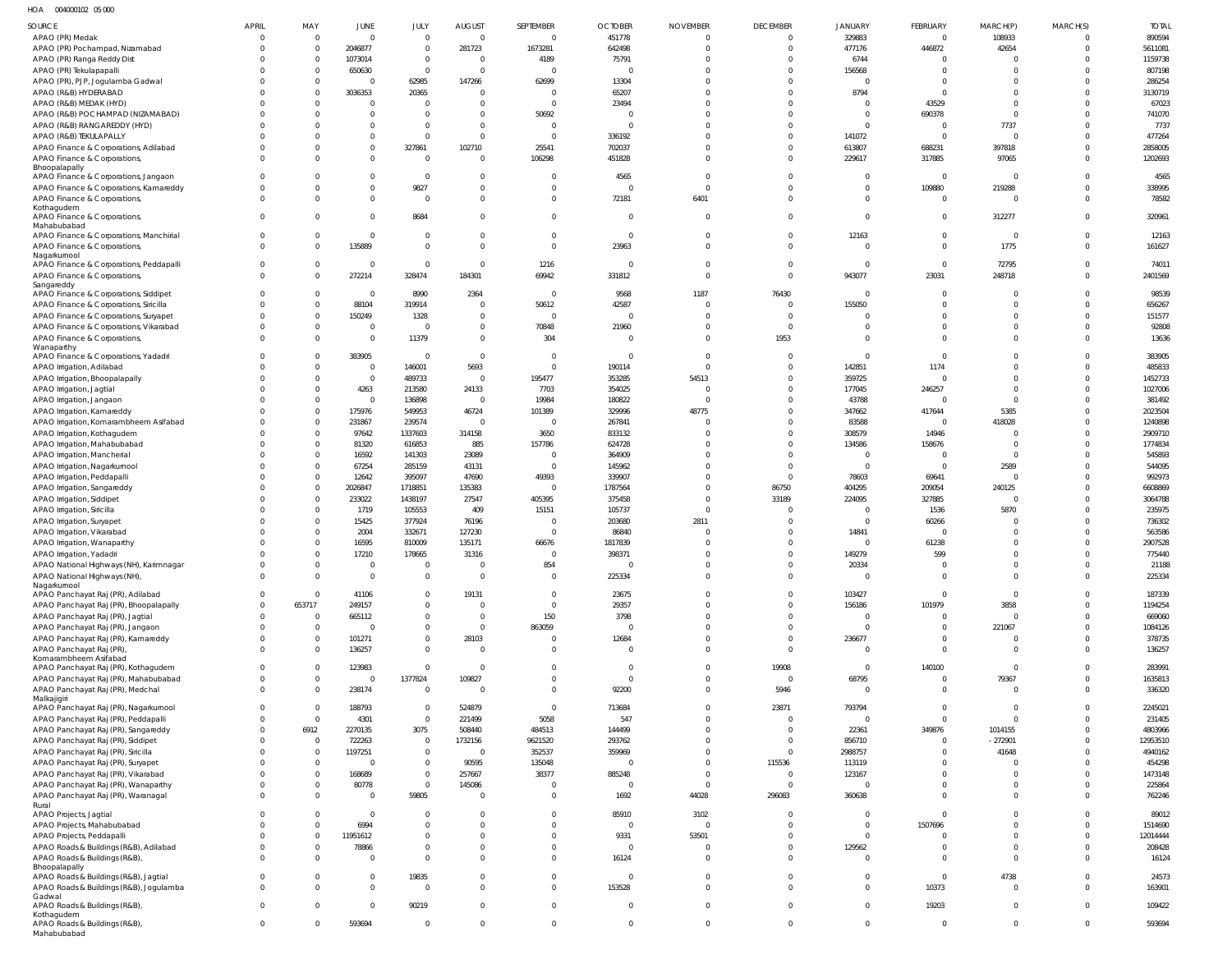HOA 004000102 05 000

| SOURCE | APRIL | MAY | JUNE | JULY | AUGUST | SEPTEMBER | OCTOBER | NOVEMBER | DECEMBER | JANUARY | FEBRUARY | MARCH(P) | MARCH(S) | TOTAL |
|---|---|---|---|---|---|---|---|---|---|---|---|---|---|---|
| APAO (PR) Medak | 0 | 0 | 0 | 0 | 0 | 0 | 451778 | 0 | 0 | 329883 | 0 | 108933 | 0 | 890594 |
| APAO (PR) Pochampad, Nizamabad | 0 | 0 | 2046877 | 0 | 281723 | 1673281 | 642498 | 0 | 0 | 477176 | 446872 | 42654 | 0 | 5611081 |
| APAO (PR) Ranga Reddy Dist | 0 | 0 | 1073014 | 0 | 0 | 4189 | 75791 | 0 | 0 | 6744 | 0 | 0 | 0 | 1159738 |
| APAO (PR) Tekulapapalli | 0 | 0 | 650630 | 0 | 0 | 0 | 0 | 0 | 0 | 156568 | 0 | 0 | 0 | 807198 |
| APAO (PR), PJP, Jogulamba Gadwal | 0 | 0 | 0 | 62985 | 147266 | 62699 | 13304 | 0 | 0 | 0 | 0 | 0 | 0 | 286254 |
| APAO (R&B) HYDERABAD | 0 | 0 | 3036353 | 20365 | 0 | 0 | 65207 | 0 | 0 | 8794 | 0 | 0 | 0 | 3130719 |
| APAO (R&B) MEDAK (HYD) | 0 | 0 | 0 | 0 | 0 | 0 | 23494 | 0 | 0 | 0 | 43529 | 0 | 0 | 67023 |
| APAO (R&B) POCHAMPAD (NIZAMABAD) | 0 | 0 | 0 | 0 | 0 | 50692 | 0 | 0 | 0 | 0 | 690378 | 0 | 0 | 741070 |
| APAO (R&B) RANGAREDDY (HYD) | 0 | 0 | 0 | 0 | 0 | 0 | 0 | 0 | 0 | 0 | 0 | 7737 | 0 | 7737 |
| APAO (R&B) TEKULAPALLY | 0 | 0 | 0 | 0 | 0 | 0 | 336192 | 0 | 0 | 141072 | 0 | 0 | 0 | 477264 |
| APAO Finance & Corporations, Adilabad | 0 | 0 | 0 | 327861 | 102710 | 25541 | 702037 | 0 | 0 | 613807 | 688231 | 397818 | 0 | 2858005 |
| APAO Finance & Corporations, Bhoopalapally | 0 | 0 | 0 | 0 | 0 | 106298 | 451828 | 0 | 0 | 229617 | 317885 | 97065 | 0 | 1202693 |
| APAO Finance & Corporations, Jangaon | 0 | 0 | 0 | 0 | 0 | 0 | 4565 | 0 | 0 | 0 | 0 | 0 | 0 | 4565 |
| APAO Finance & Corporations, Kamareddy | 0 | 0 | 0 | 9827 | 0 | 0 | 0 | 0 | 0 | 0 | 109880 | 219288 | 0 | 338995 |
| APAO Finance & Corporations, Kothagudem | 0 | 0 | 0 | 0 | 0 | 0 | 72181 | 6401 | 0 | 0 | 0 | 0 | 0 | 78582 |
| APAO Finance & Corporations, Mahabubabad | 0 | 0 | 0 | 8684 | 0 | 0 | 0 | 0 | 0 | 0 | 0 | 312277 | 0 | 320961 |
| APAO Finance & Corporations, Manchirial | 0 | 0 | 0 | 0 | 0 | 0 | 0 | 0 | 0 | 12163 | 0 | 0 | 0 | 12163 |
| APAO Finance & Corporations, Nagarkurnool | 0 | 0 | 135889 | 0 | 0 | 0 | 23963 | 0 | 0 | 0 | 0 | 1775 | 0 | 161627 |
| APAO Finance & Corporations, Peddapalli | 0 | 0 | 0 | 0 | 0 | 1216 | 0 | 0 | 0 | 0 | 0 | 72795 | 0 | 74011 |
| APAO Finance & Corporations, Sangareddy | 0 | 0 | 272214 | 328474 | 184301 | 69942 | 331812 | 0 | 0 | 943077 | 23031 | 248718 | 0 | 2401569 |
| APAO Finance & Corporations, Siddipet | 0 | 0 | 0 | 8990 | 2364 | 0 | 9568 | 1187 | 76430 | 0 | 0 | 0 | 0 | 98539 |
| APAO Finance & Corporations, Siricilla | 0 | 0 | 88104 | 319914 | 0 | 50612 | 42587 | 0 | 0 | 155050 | 0 | 0 | 0 | 656267 |
| APAO Finance & Corporations, Suryapet | 0 | 0 | 150249 | 1328 | 0 | 0 | 0 | 0 | 0 | 0 | 0 | 0 | 0 | 151577 |
| APAO Finance & Corporations, Vikarabad | 0 | 0 | 0 | 0 | 0 | 70848 | 21960 | 0 | 0 | 0 | 0 | 0 | 0 | 92808 |
| APAO Finance & Corporations, Wanaparthy | 0 | 0 | 0 | 11379 | 0 | 304 | 0 | 0 | 1953 | 0 | 0 | 0 | 0 | 13636 |
| APAO Finance & Corporations, Yadadri | 0 | 0 | 383905 | 0 | 0 | 0 | 0 | 0 | 0 | 0 | 0 | 0 | 0 | 383905 |
| APAO Irrigation, Adilabad | 0 | 0 | 0 | 146001 | 5693 | 0 | 190114 | 0 | 0 | 142851 | 1174 | 0 | 0 | 485833 |
| APAO Irrigation, Bhoopalapally | 0 | 0 | 0 | 489733 | 0 | 195477 | 353285 | 54513 | 0 | 359725 | 0 | 0 | 0 | 1452733 |
| APAO Irrigation, Jagtial | 0 | 0 | 4263 | 213580 | 24133 | 7703 | 354025 | 0 | 0 | 177045 | 246257 | 0 | 0 | 1027006 |
| APAO Irrigation, Jangaon | 0 | 0 | 0 | 136898 | 0 | 19984 | 180822 | 0 | 0 | 43788 | 0 | 0 | 0 | 381492 |
| APAO Irrigation, Kamareddy | 0 | 0 | 175976 | 549953 | 46724 | 101389 | 329996 | 48775 | 0 | 347662 | 417644 | 5385 | 0 | 2023504 |
| APAO Irrigation, Komarambheem Asifabad | 0 | 0 | 231867 | 239574 | 0 | 0 | 267841 | 0 | 0 | 83588 | 0 | 418028 | 0 | 1240898 |
| APAO Irrigation, Kothagudem | 0 | 0 | 97642 | 1337603 | 314158 | 3650 | 833132 | 0 | 0 | 308579 | 14946 | 0 | 0 | 2909710 |
| APAO Irrigation, Mahabubabad | 0 | 0 | 81320 | 616853 | 885 | 157786 | 624728 | 0 | 0 | 134586 | 158676 | 0 | 0 | 1774834 |
| APAO Irrigation, Mancherial | 0 | 0 | 16592 | 141303 | 23089 | 0 | 364909 | 0 | 0 | 0 | 0 | 0 | 0 | 545893 |
| APAO Irrigation, Nagarkurnool | 0 | 0 | 67254 | 285159 | 43131 | 0 | 145962 | 0 | 0 | 0 | 0 | 2589 | 0 | 544095 |
| APAO Irrigation, Peddapalli | 0 | 0 | 12642 | 395097 | 47690 | 49393 | 339907 | 0 | 0 | 78603 | 69641 | 0 | 0 | 992973 |
| APAO Irrigation, Sangareddy | 0 | 0 | 2026847 | 1718851 | 135383 | 0 | 1787564 | 0 | 86750 | 404295 | 209054 | 240125 | 0 | 6608869 |
| APAO Irrigation, Siddipet | 0 | 0 | 233022 | 1438197 | 27547 | 405395 | 375458 | 0 | 33189 | 224095 | 327885 | 0 | 0 | 3064788 |
| APAO Irrigation, Siricilla | 0 | 0 | 1719 | 105553 | 409 | 15151 | 105737 | 0 | 0 | 0 | 1536 | 5870 | 0 | 235975 |
| APAO Irrigation, Suryapet | 0 | 0 | 15425 | 377924 | 76196 | 0 | 203680 | 2811 | 0 | 0 | 60266 | 0 | 0 | 736302 |
| APAO Irrigation, Vikarabad | 0 | 0 | 2004 | 332671 | 127230 | 0 | 86840 | 0 | 0 | 14841 | 0 | 0 | 0 | 563586 |
| APAO Irrigation, Wanaparthy | 0 | 0 | 16595 | 810009 | 135171 | 66676 | 1817839 | 0 | 0 | 0 | 61238 | 0 | 0 | 2907528 |
| APAO Irrigation, Yadadri | 0 | 0 | 17210 | 178665 | 31316 | 0 | 398371 | 0 | 0 | 149279 | 599 | 0 | 0 | 775440 |
| APAO National Highways (NH), Karimnagar | 0 | 0 | 0 | 0 | 0 | 854 | 0 | 0 | 0 | 20334 | 0 | 0 | 0 | 21188 |
| APAO National Highways (NH), Nagarkurnool | 0 | 0 | 0 | 0 | 0 | 0 | 225334 | 0 | 0 | 0 | 0 | 0 | 0 | 225334 |
| APAO Panchayat Raj (PR), Adilabad | 0 | 0 | 41106 | 0 | 19131 | 0 | 23675 | 0 | 0 | 103427 | 0 | 0 | 0 | 187339 |
| APAO Panchayat Raj (PR), Bhoopalapally | 0 | 653717 | 249157 | 0 | 0 | 0 | 29357 | 0 | 0 | 156186 | 101979 | 3858 | 0 | 1194254 |
| APAO Panchayat Raj (PR), Jagtial | 0 | 0 | 665112 | 0 | 0 | 150 | 3798 | 0 | 0 | 0 | 0 | 0 | 0 | 669060 |
| APAO Panchayat Raj (PR), Jangaon | 0 | 0 | 0 | 0 | 0 | 863059 | 0 | 0 | 0 | 0 | 0 | 221067 | 0 | 1084126 |
| APAO Panchayat Raj (PR), Kamareddy | 0 | 0 | 101271 | 0 | 28103 | 0 | 12684 | 0 | 0 | 236677 | 0 | 0 | 0 | 378735 |
| APAO Panchayat Raj (PR), Komarambheem Asifabad | 0 | 0 | 136257 | 0 | 0 | 0 | 0 | 0 | 0 | 0 | 0 | 0 | 0 | 136257 |
| APAO Panchayat Raj (PR), Kothagudem | 0 | 0 | 123983 | 0 | 0 | 0 | 0 | 0 | 19908 | 0 | 140100 | 0 | 0 | 283991 |
| APAO Panchayat Raj (PR), Mahabubabad | 0 | 0 | 0 | 1377824 | 109827 | 0 | 0 | 0 | 0 | 68795 | 0 | 79367 | 0 | 1635813 |
| APAO Panchayat Raj (PR), Medchal Malkajigiri | 0 | 0 | 238174 | 0 | 0 | 0 | 92200 | 0 | 5946 | 0 | 0 | 0 | 0 | 336320 |
| APAO Panchayat Raj (PR), Nagarkurnool | 0 | 0 | 188793 | 0 | 524879 | 0 | 713684 | 0 | 23871 | 793794 | 0 | 0 | 0 | 2245021 |
| APAO Panchayat Raj (PR), Peddapalli | 0 | 0 | 4301 | 0 | 221499 | 5058 | 547 | 0 | 0 | 0 | 0 | 0 | 0 | 231405 |
| APAO Panchayat Raj (PR), Sangareddy | 0 | 6912 | 2270135 | 3075 | 508440 | 484513 | 144499 | 0 | 0 | 22361 | 349876 | 1014155 | 0 | 4803966 |
| APAO Panchayat Raj (PR), Siddipet | 0 | 0 | 722263 | 0 | 1732156 | 9621520 | 293762 | 0 | 0 | 856710 | 0 | - 272901 | 0 | 12953510 |
| APAO Panchayat Raj (PR), Siricilla | 0 | 0 | 1197251 | 0 | 0 | 352537 | 359969 | 0 | 0 | 2988757 | 0 | 41648 | 0 | 4940162 |
| APAO Panchayat Raj (PR), Suryapet | 0 | 0 | 0 | 0 | 90595 | 135048 | 0 | 0 | 115536 | 113119 | 0 | 0 | 0 | 454298 |
| APAO Panchayat Raj (PR), Vikarabad | 0 | 0 | 168689 | 0 | 257667 | 38377 | 885248 | 0 | 0 | 123167 | 0 | 0 | 0 | 1473148 |
| APAO Panchayat Raj (PR), Wanaparthy | 0 | 0 | 80778 | 0 | 145086 | 0 | 0 | 0 | 0 | 0 | 0 | 0 | 0 | 225864 |
| APAO Panchayat Raj (PR), Waranagal Rural | 0 | 0 | 0 | 59805 | 0 | 0 | 1692 | 44028 | 296083 | 360638 | 0 | 0 | 0 | 762246 |
| APAO Projects, Jagtial | 0 | 0 | 0 | 0 | 0 | 0 | 85910 | 3102 | 0 | 0 | 0 | 0 | 0 | 89012 |
| APAO Projects, Mahabubabad | 0 | 0 | 6994 | 0 | 0 | 0 | 0 | 0 | 0 | 0 | 1507696 | 0 | 0 | 1514690 |
| APAO Projects, Peddapalli | 0 | 0 | 11951612 | 0 | 0 | 0 | 9331 | 53501 | 0 | 0 | 0 | 0 | 0 | 12014444 |
| APAO Roads & Buildings (R&B), Adilabad | 0 | 0 | 78866 | 0 | 0 | 0 | 0 | 0 | 0 | 129562 | 0 | 0 | 0 | 208428 |
| APAO Roads & Buildings (R&B), Bhoopalapally | 0 | 0 | 0 | 0 | 0 | 0 | 16124 | 0 | 0 | 0 | 0 | 0 | 0 | 16124 |
| APAO Roads & Buildings (R&B), Jagtial | 0 | 0 | 0 | 19835 | 0 | 0 | 0 | 0 | 0 | 0 | 0 | 4738 | 0 | 24573 |
| APAO Roads & Buildings (R&B), Jogulamba Gadwal | 0 | 0 | 0 | 0 | 0 | 0 | 153528 | 0 | 0 | 0 | 10373 | 0 | 0 | 163901 |
| APAO Roads & Buildings (R&B), Kothagudem | 0 | 0 | 0 | 90219 | 0 | 0 | 0 | 0 | 0 | 0 | 19203 | 0 | 0 | 109422 |
| APAO Roads & Buildings (R&B), Mahabubabad | 0 | 0 | 593694 | 0 | 0 | 0 | 0 | 0 | 0 | 0 | 0 | 0 | 0 | 593694 |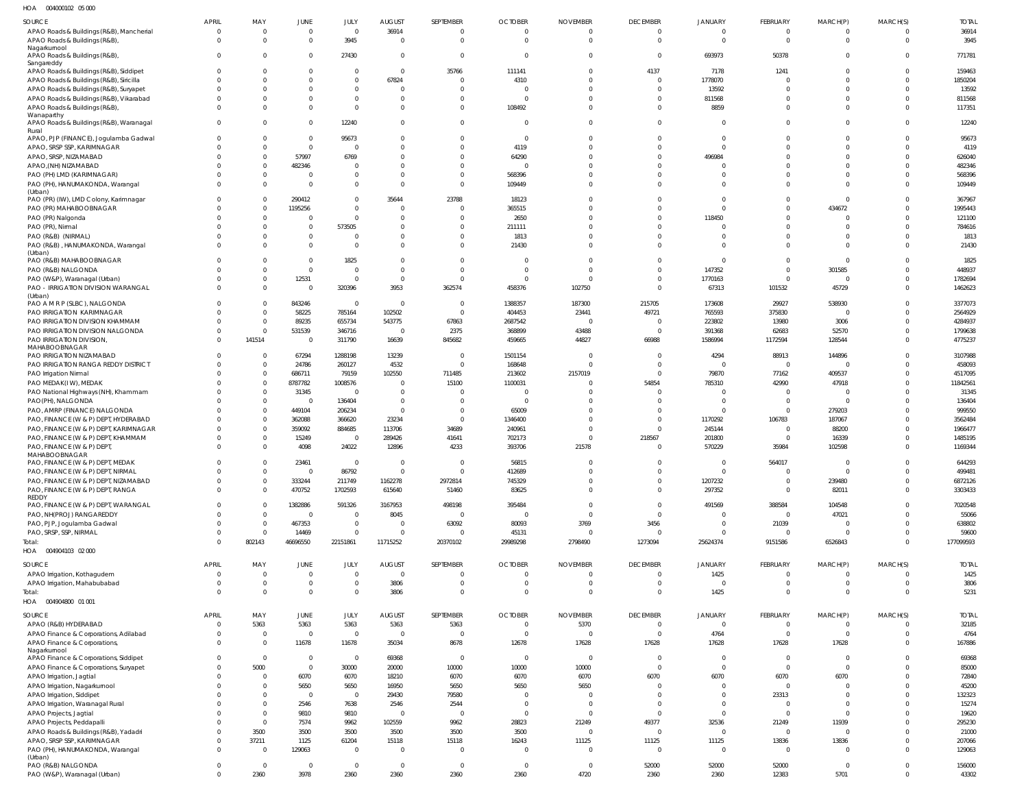HOA 004000102 05 000

| SOURCE | APRIL | MAY | JUNE | JULY | AUGUST | SEPTEMBER | OCTOBER | NOVEMBER | DECEMBER | JANUARY | FEBRUARY | MARCH(P) | MARCH(S) | TOTAL |
|---|---|---|---|---|---|---|---|---|---|---|---|---|---|---|
| APAO Roads & Buildings (R&B), Mancherial | 0 | 0 | 0 | 0 | 36914 | 0 | 0 | 0 | 0 | 0 | 0 | 0 | 0 | 36914 |
| APAO Roads & Buildings (R&B), Nagarkurnool | 0 | 0 | 0 | 3945 | 0 | 0 | 0 | 0 | 0 | 0 | 0 | 0 | 0 | 3945 |
| APAO Roads & Buildings (R&B), Sangareddy | 0 | 0 | 0 | 27430 | 0 | 0 | 0 | 0 | 0 | 693973 | 50378 | 0 | 0 | 771781 |
| APAO Roads & Buildings (R&B), Siddipet | 0 | 0 | 0 | 0 | 0 | 35766 | 111141 | 0 | 4137 | 7178 | 1241 | 0 | 0 | 159463 |
| APAO Roads & Buildings (R&B), Siricilla | 0 | 0 | 0 | 0 | 67824 | 0 | 4310 | 0 | 0 | 1778070 | 0 | 0 | 0 | 1850204 |
| APAO Roads & Buildings (R&B), Suryapet | 0 | 0 | 0 | 0 | 0 | 0 | 0 | 0 | 0 | 13592 | 0 | 0 | 0 | 13592 |
| APAO Roads & Buildings (R&B), Vikarabad | 0 | 0 | 0 | 0 | 0 | 0 | 0 | 0 | 0 | 811568 | 0 | 0 | 0 | 811568 |
| APAO Roads & Buildings (R&B), Wanaparthy | 0 | 0 | 0 | 0 | 0 | 0 | 108492 | 0 | 0 | 8859 | 0 | 0 | 0 | 117351 |
| APAO Roads & Buildings (R&B), Waranagal Rural | 0 | 0 | 0 | 12240 | 0 | 0 | 0 | 0 | 0 | 0 | 0 | 0 | 0 | 12240 |
| APAO, PJP (FINANCE), Jogulamba Gadwal | 0 | 0 | 0 | 95673 | 0 | 0 | 0 | 0 | 0 | 0 | 0 | 0 | 0 | 95673 |
| APAO, SRSP SSP, KARIMNAGAR | 0 | 0 | 0 | 0 | 0 | 0 | 4119 | 0 | 0 | 0 | 0 | 0 | 0 | 4119 |
| APAO, SRSP, NIZAMABAD | 0 | 0 | 57997 | 6769 | 0 | 0 | 64290 | 0 | 0 | 496984 | 0 | 0 | 0 | 626040 |
| APAO,(NH) NIZAMABAD | 0 | 0 | 482346 | 0 | 0 | 0 | 0 | 0 | 0 | 0 | 0 | 0 | 0 | 482346 |
| PAO (PH) LMD (KARIMNAGAR) | 0 | 0 | 0 | 0 | 0 | 0 | 568396 | 0 | 0 | 0 | 0 | 0 | 0 | 568396 |
| PAO (PH), HANUMAKONDA, Warangal (Urban) | 0 | 0 | 0 | 0 | 0 | 0 | 109449 | 0 | 0 | 0 | 0 | 0 | 0 | 109449 |
| PAO (PR) (IW), LMD Colony, Karimnagar | 0 | 0 | 290412 | 0 | 35644 | 23788 | 18123 | 0 | 0 | 0 | 0 | 0 | 0 | 367967 |
| PAO (PR) MAHABOOBNAGAR | 0 | 0 | 1195256 | 0 | 0 | 0 | 365515 | 0 | 0 | 0 | 0 | 434672 | 0 | 1995443 |
| PAO (PR) Nalgonda | 0 | 0 | 0 | 0 | 0 | 0 | 2650 | 0 | 0 | 118450 | 0 | 0 | 0 | 121100 |
| PAO (PR), Nirmal | 0 | 0 | 0 | 573505 | 0 | 0 | 211111 | 0 | 0 | 0 | 0 | 0 | 0 | 784616 |
| PAO (R&B) (NIRMAL) | 0 | 0 | 0 | 0 | 0 | 0 | 1813 | 0 | 0 | 0 | 0 | 0 | 0 | 1813 |
| PAO (R&B), HANUMAKONDA, Warangal (Urban) | 0 | 0 | 0 | 0 | 0 | 0 | 21430 | 0 | 0 | 0 | 0 | 0 | 0 | 21430 |
| PAO (R&B) MAHABOOBNAGAR | 0 | 0 | 0 | 1825 | 0 | 0 | 0 | 0 | 0 | 0 | 0 | 0 | 0 | 1825 |
| PAO (R&B) NALGONDA | 0 | 0 | 0 | 0 | 0 | 0 | 0 | 0 | 0 | 147352 | 0 | 301585 | 0 | 448937 |
| PAO (W&P), Waranagal (Urban) | 0 | 0 | 12531 | 0 | 0 | 0 | 0 | 0 | 0 | 1770163 | 0 | 0 | 0 | 1782694 |
| PAO - IRRIGATION DIVISION WARANGAL (Urban) | 0 | 0 | 0 | 320396 | 3953 | 362574 | 458376 | 102750 | 0 | 67313 | 101532 | 45729 | 0 | 1462623 |
| PAO A M R P (SLBC), NALGONDA | 0 | 0 | 843246 | 0 | 0 | 0 | 1388357 | 187300 | 215705 | 173608 | 29927 | 538930 | 0 | 3377073 |
| PAO IRRIGATION KARIMNAGAR | 0 | 0 | 58225 | 785164 | 102502 | 0 | 404453 | 23441 | 49721 | 765593 | 375830 | 0 | 0 | 2564929 |
| PAO IRRIGATION DIVISION KHAMMAM | 0 | 0 | 89235 | 655734 | 543775 | 67863 | 2687542 | 0 | 0 | 223802 | 13980 | 3006 | 0 | 4284937 |
| PAO IRRIGATION DIVISION NALGONDA | 0 | 0 | 531539 | 346716 | 0 | 2375 | 368899 | 43488 | 0 | 391368 | 62683 | 52570 | 0 | 1799638 |
| PAO IRRIGATION DIVISION, MAHABOOBNAGAR | 0 | 141514 | 0 | 311790 | 16639 | 845682 | 459665 | 44827 | 66988 | 1586994 | 1172594 | 128544 | 0 | 4775237 |
| PAO IRRIGATION NIZAMABAD | 0 | 0 | 67294 | 1288198 | 13239 | 0 | 1501154 | 0 | 0 | 4294 | 88913 | 144896 | 0 | 3107988 |
| PAO IRRIGATION RANGA REDDY DISTRICT | 0 | 0 | 24786 | 260127 | 4532 | 0 | 168648 | 0 | 0 | 0 | 0 | 0 | 0 | 458093 |
| PAO Irrigation Nirmal | 0 | 0 | 686711 | 79159 | 102550 | 711485 | 213602 | 2157019 | 0 | 79870 | 77162 | 409537 | 0 | 4517095 |
| PAO MEDAK(IW), MEDAK | 0 | 0 | 8787782 | 1008576 | 0 | 15100 | 1100031 | 0 | 54854 | 785310 | 42990 | 47918 | 0 | 11842561 |
| PAO National Highways (NH), Khammam | 0 | 0 | 31345 | 0 | 0 | 0 | 0 | 0 | 0 | 0 | 0 | 0 | 0 | 31345 |
| PAO(PH), NALGONDA | 0 | 0 | 0 | 136404 | 0 | 0 | 0 | 0 | 0 | 0 | 0 | 0 | 0 | 136404 |
| PAO, AMRP (FINANCE) NALGONDA | 0 | 0 | 449104 | 206234 | 0 | 0 | 65009 | 0 | 0 | 0 | 0 | 279203 | 0 | 999550 |
| PAO, FINANCE (W & P) DEPT, HYDERABAD | 0 | 0 | 362088 | 366620 | 23234 | 0 | 1346400 | 0 | 0 | 1170292 | 106783 | 187067 | 0 | 3562484 |
| PAO, FINANCE (W & P) DEPT, KARIMNAGAR | 0 | 0 | 359092 | 884685 | 113706 | 34689 | 240961 | 0 | 0 | 245144 | 0 | 88200 | 0 | 1966477 |
| PAO, FINANCE (W & P) DEPT, KHAMMAM | 0 | 0 | 15249 | 0 | 289426 | 41641 | 702173 | 0 | 218567 | 201800 | 0 | 16339 | 0 | 1485195 |
| PAO, FINANCE (W & P) DEPT, MAHABOOBNAGAR | 0 | 0 | 4098 | 24022 | 12896 | 4233 | 393706 | 21578 | 0 | 570229 | 35984 | 102598 | 0 | 1169344 |
| PAO, FINANCE (W & P) DEPT, MEDAK | 0 | 0 | 23461 | 0 | 0 | 0 | 56815 | 0 | 0 | 0 | 564017 | 0 | 0 | 644293 |
| PAO, FINANCE (W & P) DEPT, NIRMAL | 0 | 0 | 0 | 86792 | 0 | 0 | 412689 | 0 | 0 | 0 | 0 | 0 | 0 | 499481 |
| PAO, FINANCE (W & P) DEPT, NIZAMABAD | 0 | 0 | 333244 | 211749 | 1162278 | 2972814 | 745329 | 0 | 0 | 1207232 | 0 | 239480 | 0 | 6872126 |
| PAO, FINANCE (W & P) DEPT, RANGA REDDY | 0 | 0 | 470752 | 1702593 | 615640 | 51460 | 83625 | 0 | 0 | 297352 | 0 | 82011 | 0 | 3303433 |
| PAO, FINANCE (W & P) DEPT, WARANGAL | 0 | 0 | 1382886 | 591326 | 3167953 | 498198 | 395484 | 0 | 0 | 491569 | 388584 | 104548 | 0 | 7020548 |
| PAO, NH(PROJ) RANGAREDDY | 0 | 0 | 0 | 0 | 8045 | 0 | 0 | 0 | 0 | 0 | 0 | 47021 | 0 | 55066 |
| PAO, PJP, Jogulamba Gadwal | 0 | 0 | 467353 | 0 | 0 | 63092 | 80093 | 3769 | 3456 | 0 | 21039 | 0 | 0 | 638802 |
| PAO, SRSP, SSP, NIRMAL | 0 | 0 | 14469 | 0 | 0 | 0 | 45131 | 0 | 0 | 0 | 0 | 0 | 0 | 59600 |
| Total: | 0 | 802143 | 46696550 | 22151861 | 11715252 | 20370102 | 29989298 | 2798490 | 1273094 | 25624374 | 9151586 | 6526843 | 0 | 177099593 |

HOA 004904103 02 000

| SOURCE | APRIL | MAY | JUNE | JULY | AUGUST | SEPTEMBER | OCTOBER | NOVEMBER | DECEMBER | JANUARY | FEBRUARY | MARCH(P) | MARCH(S) | TOTAL |
|---|---|---|---|---|---|---|---|---|---|---|---|---|---|---|
| APAO Irrigation, Kothagudem | 0 | 0 | 0 | 0 | 0 | 0 | 0 | 0 | 0 | 1425 | 0 | 0 | 0 | 1425 |
| APAO Irrigation, Mahabubabad | 0 | 0 | 0 | 0 | 3806 | 0 | 0 | 0 | 0 | 0 | 0 | 0 | 0 | 3806 |
| Total: | 0 | 0 | 0 | 0 | 3806 | 0 | 0 | 0 | 0 | 1425 | 0 | 0 | 0 | 5231 |

HOA 004904800 01 001

| SOURCE | APRIL | MAY | JUNE | JULY | AUGUST | SEPTEMBER | OCTOBER | NOVEMBER | DECEMBER | JANUARY | FEBRUARY | MARCH(P) | MARCH(S) | TOTAL |
|---|---|---|---|---|---|---|---|---|---|---|---|---|---|---|
| APAO (R&B) HYDERABAD | 0 | 5363 | 5363 | 5363 | 5363 | 5363 | 0 | 5370 | 0 | 0 | 0 | 0 | 0 | 32185 |
| APAO Finance & Corporations, Adilabad | 0 | 0 | 0 | 0 | 0 | 0 | 0 | 0 | 0 | 4764 | 0 | 0 | 0 | 4764 |
| APAO Finance & Corporations, Nagarkurnool | 0 | 0 | 11678 | 11678 | 35034 | 8678 | 12678 | 17628 | 17628 | 17628 | 17628 | 17628 | 0 | 167886 |
| APAO Finance & Corporations, Siddipet | 0 | 0 | 0 | 0 | 69368 | 0 | 0 | 0 | 0 | 0 | 0 | 0 | 0 | 69368 |
| APAO Finance & Corporations, Suryapet | 0 | 5000 | 0 | 30000 | 20000 | 10000 | 10000 | 10000 | 0 | 0 | 0 | 0 | 0 | 85000 |
| APAO Irrigation, Jagtial | 0 | 0 | 6070 | 6070 | 18210 | 6070 | 6070 | 6070 | 6070 | 6070 | 6070 | 6070 | 0 | 72840 |
| APAO Irrigation, Nagarkurnool | 0 | 0 | 5650 | 5650 | 16950 | 5650 | 5650 | 5650 | 0 | 0 | 0 | 0 | 0 | 45200 |
| APAO Irrigation, Siddipet | 0 | 0 | 0 | 0 | 29430 | 79580 | 0 | 0 | 0 | 0 | 23313 | 0 | 0 | 132323 |
| APAO Irrigation, Waranagal Rural | 0 | 0 | 2546 | 7638 | 2546 | 2544 | 0 | 0 | 0 | 0 | 0 | 0 | 0 | 15274 |
| APAO Projects, Jagtial | 0 | 0 | 9810 | 9810 | 0 | 0 | 0 | 0 | 0 | 0 | 0 | 0 | 0 | 19620 |
| APAO Projects, Peddapalli | 0 | 0 | 7574 | 9962 | 102559 | 9962 | 28823 | 21249 | 49377 | 32536 | 21249 | 11939 | 0 | 295230 |
| APAO Roads & Buildings (R&B), Yadadri | 0 | 3500 | 3500 | 3500 | 3500 | 3500 | 3500 | 0 | 0 | 0 | 0 | 0 | 0 | 21000 |
| APAO, SRSP SSP, KARIMNAGAR | 0 | 37211 | 1125 | 61204 | 15118 | 15118 | 16243 | 11125 | 11125 | 11125 | 13836 | 13836 | 0 | 207066 |
| PAO (PH), HANUMAKONDA, Warangal (Urban) | 0 | 0 | 129063 | 0 | 0 | 0 | 0 | 0 | 0 | 0 | 0 | 0 | 0 | 129063 |
| PAO (R&B) NALGONDA | 0 | 0 | 0 | 0 | 0 | 0 | 0 | 0 | 52000 | 52000 | 52000 | 0 | 0 | 156000 |
| PAO (W&P), Waranagal (Urban) | 0 | 2360 | 3978 | 2360 | 2360 | 2360 | 2360 | 4720 | 2360 | 2360 | 12383 | 5701 | 0 | 43302 |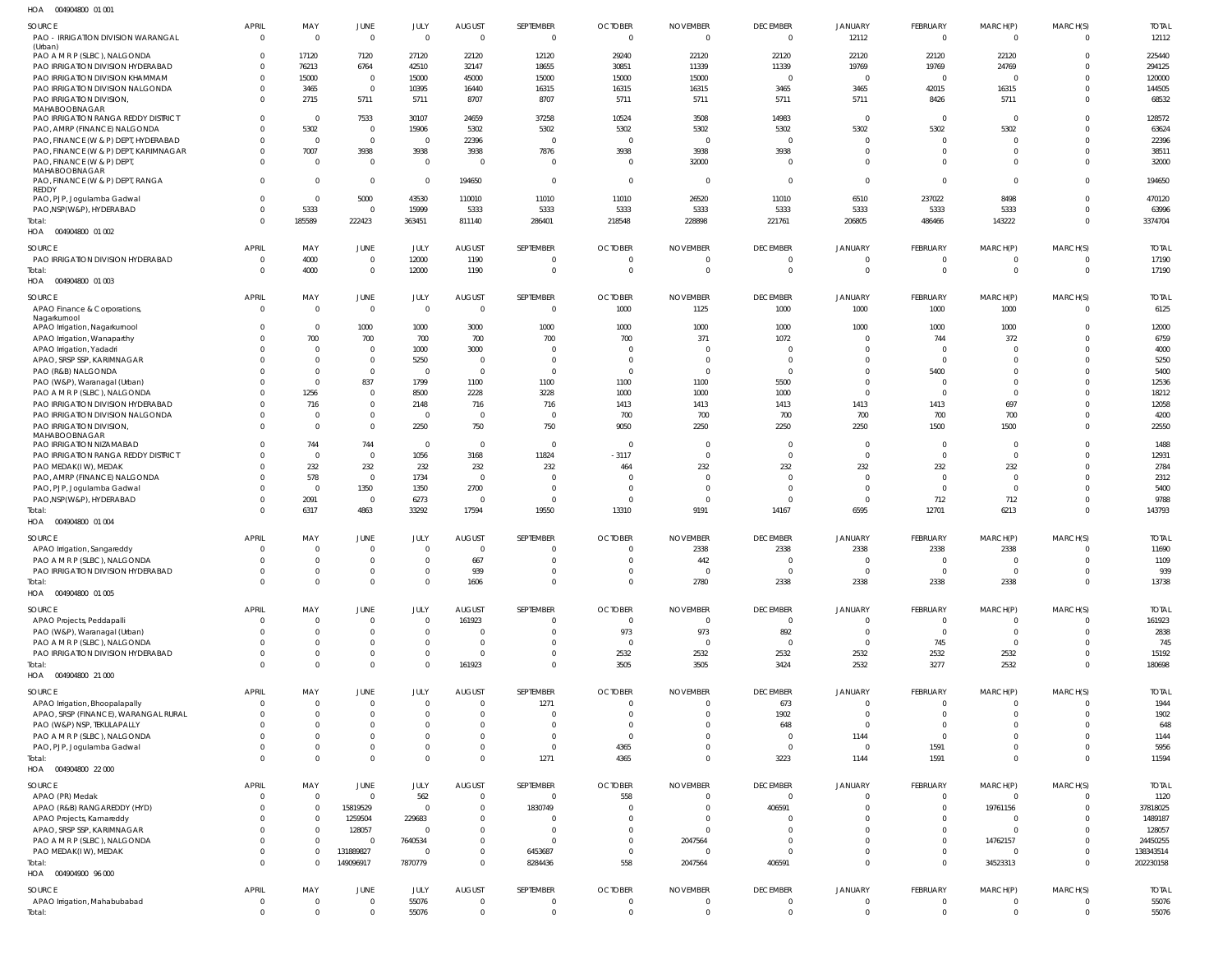HOA 004904800 01 001

| SOURCE | APRIL | MAY | JUNE | JULY | AUGUST | SEPTEMBER | OCTOBER | NOVEMBER | DECEMBER | JANUARY | FEBRUARY | MARCH(P) | MARCH(S) | TOTAL |
|---|---|---|---|---|---|---|---|---|---|---|---|---|---|---|
| PAO - IRRIGATION DIVISION WARANGAL (Urban) | 0 | 0 | 0 | 0 | 0 | 0 | 0 | 0 | 0 | 12112 | 0 | 0 | 0 | 12112 |
| PAO A M R P (SLBC), NALGONDA | 0 | 17120 | 7120 | 27120 | 22120 | 12120 | 29240 | 22120 | 22120 | 22120 | 22120 | 22120 | 0 | 225440 |
| PAO IRRIGATION DIVISION HYDERABAD | 0 | 76213 | 6764 | 42510 | 32147 | 18655 | 30851 | 11339 | 11339 | 19769 | 19769 | 24769 | 0 | 294125 |
| PAO IRRIGATION DIVISION KHAMMAM | 0 | 15000 | 0 | 15000 | 45000 | 15000 | 15000 | 15000 | 0 | 0 | 0 | 0 | 0 | 120000 |
| PAO IRRIGATION DIVISION NALGONDA | 0 | 3465 | 0 | 10395 | 16440 | 16315 | 16315 | 16315 | 3465 | 3465 | 42015 | 16315 | 0 | 144505 |
| PAO IRRIGATION DIVISION, MAHABOOBNAGAR | 0 | 2715 | 5711 | 5711 | 8707 | 8707 | 5711 | 5711 | 5711 | 5711 | 8426 | 5711 | 0 | 68532 |
| PAO IRRIGATION RANGA REDDY DISTRICT | 0 | 0 | 7533 | 30107 | 24659 | 37258 | 10524 | 3508 | 14983 | 0 | 0 | 0 | 0 | 128572 |
| PAO, AMRP (FINANCE) NALGONDA | 0 | 5302 | 0 | 15906 | 5302 | 5302 | 5302 | 5302 | 5302 | 5302 | 5302 | 5302 | 0 | 63624 |
| PAO, FINANCE (W & P) DEPT, HYDERABAD | 0 | 0 | 0 | 0 | 22396 | 0 | 0 | 0 | 0 | 0 | 0 | 0 | 0 | 22396 |
| PAO, FINANCE (W & P) DEPT, KARIMNAGAR | 0 | 7007 | 3938 | 3938 | 3938 | 7876 | 3938 | 3938 | 3938 | 0 | 0 | 0 | 0 | 38511 |
| PAO, FINANCE (W & P) DEPT, MAHABOOBNAGAR | 0 | 0 | 0 | 0 | 0 | 0 | 0 | 32000 | 0 | 0 | 0 | 0 | 0 | 32000 |
| PAO, FINANCE (W & P) DEPT, RANGA REDDY | 0 | 0 | 0 | 0 | 194650 | 0 | 0 | 0 | 0 | 0 | 0 | 0 | 0 | 194650 |
| PAO, PJP, Jogulamba Gadwal | 0 | 0 | 5000 | 43530 | 110010 | 11010 | 11010 | 26520 | 11010 | 6510 | 237022 | 8498 | 0 | 470120 |
| PAO,NSP(W&P), HYDERABAD | 0 | 5333 | 0 | 15999 | 5333 | 5333 | 5333 | 5333 | 5333 | 5333 | 5333 | 5333 | 0 | 63996 |
| Total: | 0 | 185589 | 222423 | 363451 | 811140 | 286401 | 218548 | 228898 | 221761 | 206805 | 486466 | 143222 | 0 | 3374704 |

HOA 004904800 01 002

| SOURCE | APRIL | MAY | JUNE | JULY | AUGUST | SEPTEMBER | OCTOBER | NOVEMBER | DECEMBER | JANUARY | FEBRUARY | MARCH(P) | MARCH(S) | TOTAL |
|---|---|---|---|---|---|---|---|---|---|---|---|---|---|---|
| PAO IRRIGATION DIVISION HYDERABAD | 0 | 4000 | 0 | 12000 | 1190 | 0 | 0 | 0 | 0 | 0 | 0 | 0 | 0 | 17190 |
| Total: | 0 | 4000 | 0 | 12000 | 1190 | 0 | 0 | 0 | 0 | 0 | 0 | 0 | 0 | 17190 |

HOA 004904800 01 003

| SOURCE | APRIL | MAY | JUNE | JULY | AUGUST | SEPTEMBER | OCTOBER | NOVEMBER | DECEMBER | JANUARY | FEBRUARY | MARCH(P) | MARCH(S) | TOTAL |
|---|---|---|---|---|---|---|---|---|---|---|---|---|---|---|
| APAO Finance & Corporations, Nagarkurnool | 0 | 0 | 0 | 0 | 0 | 0 | 1000 | 1125 | 1000 | 1000 | 1000 | 1000 | 0 | 6125 |
| APAO Irrigation, Nagarkurnool | 0 | 0 | 1000 | 1000 | 3000 | 1000 | 1000 | 1000 | 1000 | 1000 | 1000 | 1000 | 0 | 12000 |
| APAO Irrigation, Wanaparthy | 0 | 700 | 700 | 700 | 700 | 700 | 700 | 371 | 1072 | 0 | 744 | 372 | 0 | 6759 |
| APAO Irrigation, Yadadri | 0 | 0 | 0 | 1000 | 3000 | 0 | 0 | 0 | 0 | 0 | 0 | 0 | 0 | 4000 |
| APAO, SRSP SSP, KARIMNAGAR | 0 | 0 | 0 | 5250 | 0 | 0 | 0 | 0 | 0 | 0 | 0 | 0 | 0 | 5250 |
| PAO (R&B) NALGONDA | 0 | 0 | 0 | 0 | 0 | 0 | 0 | 0 | 0 | 0 | 5400 | 0 | 0 | 5400 |
| PAO (W&P), Waranagal (Urban) | 0 | 0 | 837 | 1799 | 1100 | 1100 | 1100 | 1100 | 5500 | 0 | 0 | 0 | 0 | 12536 |
| PAO A M R P (SLBC), NALGONDA | 0 | 1256 | 0 | 8500 | 2228 | 3228 | 1000 | 1000 | 1000 | 0 | 0 | 0 | 0 | 18212 |
| PAO IRRIGATION DIVISION HYDERABAD | 0 | 716 | 0 | 2148 | 716 | 716 | 1413 | 1413 | 1413 | 1413 | 1413 | 697 | 0 | 12058 |
| PAO IRRIGATION DIVISION NALGONDA | 0 | 0 | 0 | 0 | 0 | 0 | 700 | 700 | 700 | 700 | 700 | 700 | 0 | 4200 |
| PAO IRRIGATION DIVISION, MAHABOOBNAGAR | 0 | 0 | 0 | 2250 | 750 | 750 | 9050 | 2250 | 2250 | 2250 | 1500 | 1500 | 0 | 22550 |
| PAO IRRIGATION NIZAMABAD | 0 | 744 | 744 | 0 | 0 | 0 | 0 | 0 | 0 | 0 | 0 | 0 | 0 | 1488 |
| PAO IRRIGATION RANGA REDDY DISTRICT | 0 | 0 | 0 | 1056 | 3168 | 11824 | -3117 | 0 | 0 | 0 | 0 | 0 | 0 | 12931 |
| PAO MEDAK(IW), MEDAK | 0 | 232 | 232 | 232 | 232 | 232 | 464 | 232 | 232 | 232 | 232 | 232 | 0 | 2784 |
| PAO, AMRP (FINANCE) NALGONDA | 0 | 578 | 0 | 1734 | 0 | 0 | 0 | 0 | 0 | 0 | 0 | 0 | 0 | 2312 |
| PAO, PJP, Jogulamba Gadwal | 0 | 0 | 1350 | 1350 | 2700 | 0 | 0 | 0 | 0 | 0 | 0 | 0 | 0 | 5400 |
| PAO,NSP(W&P), HYDERABAD | 0 | 2091 | 0 | 6273 | 0 | 0 | 0 | 0 | 0 | 0 | 712 | 712 | 0 | 9788 |
| Total: | 0 | 6317 | 4863 | 33292 | 17594 | 19550 | 13310 | 9191 | 14167 | 6595 | 12701 | 6213 | 0 | 143793 |

HOA 004904800 01 004

| SOURCE | APRIL | MAY | JUNE | JULY | AUGUST | SEPTEMBER | OCTOBER | NOVEMBER | DECEMBER | JANUARY | FEBRUARY | MARCH(P) | MARCH(S) | TOTAL |
|---|---|---|---|---|---|---|---|---|---|---|---|---|---|---|
| APAO Irrigation, Sangareddy | 0 | 0 | 0 | 0 | 0 | 0 | 0 | 2338 | 2338 | 2338 | 2338 | 2338 | 0 | 11690 |
| PAO A M R P (SLBC), NALGONDA | 0 | 0 | 0 | 0 | 667 | 0 | 0 | 442 | 0 | 0 | 0 | 0 | 0 | 1109 |
| PAO IRRIGATION DIVISION HYDERABAD | 0 | 0 | 0 | 0 | 939 | 0 | 0 | 0 | 0 | 0 | 0 | 0 | 0 | 939 |
| Total: | 0 | 0 | 0 | 0 | 1606 | 0 | 0 | 2780 | 2338 | 2338 | 2338 | 2338 | 0 | 13738 |

HOA 004904800 01 005

| SOURCE | APRIL | MAY | JUNE | JULY | AUGUST | SEPTEMBER | OCTOBER | NOVEMBER | DECEMBER | JANUARY | FEBRUARY | MARCH(P) | MARCH(S) | TOTAL |
|---|---|---|---|---|---|---|---|---|---|---|---|---|---|---|
| APAO Projects, Peddapalli | 0 | 0 | 0 | 0 | 161923 | 0 | 0 | 0 | 0 | 0 | 0 | 0 | 0 | 161923 |
| PAO (W&P), Waranagal (Urban) | 0 | 0 | 0 | 0 | 0 | 0 | 973 | 973 | 892 | 0 | 0 | 0 | 0 | 2838 |
| PAO A M R P (SLBC), NALGONDA | 0 | 0 | 0 | 0 | 0 | 0 | 0 | 0 | 0 | 0 | 745 | 0 | 0 | 745 |
| PAO IRRIGATION DIVISION HYDERABAD | 0 | 0 | 0 | 0 | 0 | 0 | 2532 | 2532 | 2532 | 2532 | 2532 | 2532 | 0 | 15192 |
| Total: | 0 | 0 | 0 | 0 | 161923 | 0 | 3505 | 3505 | 3424 | 2532 | 3277 | 2532 | 0 | 180698 |

HOA 004904800 21 000

| SOURCE | APRIL | MAY | JUNE | JULY | AUGUST | SEPTEMBER | OCTOBER | NOVEMBER | DECEMBER | JANUARY | FEBRUARY | MARCH(P) | MARCH(S) | TOTAL |
|---|---|---|---|---|---|---|---|---|---|---|---|---|---|---|
| APAO Irrigation, Bhoopalapally | 0 | 0 | 0 | 0 | 0 | 1271 | 0 | 0 | 673 | 0 | 0 | 0 | 0 | 1944 |
| APAO, SRSP (FINANCE), WARANGAL RURAL | 0 | 0 | 0 | 0 | 0 | 0 | 0 | 0 | 1902 | 0 | 0 | 0 | 0 | 1902 |
| PAO (W&P) NSP, TEKULAPALLY | 0 | 0 | 0 | 0 | 0 | 0 | 0 | 0 | 648 | 0 | 0 | 0 | 0 | 648 |
| PAO A M R P (SLBC), NALGONDA | 0 | 0 | 0 | 0 | 0 | 0 | 0 | 0 | 0 | 1144 | 0 | 0 | 0 | 1144 |
| PAO, PJP, Jogulamba Gadwal | 0 | 0 | 0 | 0 | 0 | 0 | 4365 | 0 | 0 | 0 | 1591 | 0 | 0 | 5956 |
| Total: | 0 | 0 | 0 | 0 | 0 | 1271 | 4365 | 0 | 3223 | 1144 | 1591 | 0 | 0 | 11594 |

HOA 004904800 22 000

| SOURCE | APRIL | MAY | JUNE | JULY | AUGUST | SEPTEMBER | OCTOBER | NOVEMBER | DECEMBER | JANUARY | FEBRUARY | MARCH(P) | MARCH(S) | TOTAL |
|---|---|---|---|---|---|---|---|---|---|---|---|---|---|---|
| APAO (PR) Medak | 0 | 0 | 0 | 562 | 0 | 0 | 558 | 0 | 0 | 0 | 0 | 0 | 0 | 1120 |
| APAO (R&B) RANGAREDDY (HYD) | 0 | 0 | 15819529 | 0 | 0 | 1830749 | 0 | 0 | 406591 | 0 | 0 | 19761156 | 0 | 37818025 |
| APAO Projects, Kamareddy | 0 | 0 | 1259504 | 229683 | 0 | 0 | 0 | 0 | 0 | 0 | 0 | 0 | 0 | 1489187 |
| APAO, SRSP SSP, KARIMNAGAR | 0 | 0 | 128057 | 0 | 0 | 0 | 0 | 0 | 0 | 0 | 0 | 0 | 0 | 128057 |
| PAO A M R P (SLBC), NALGONDA | 0 | 0 | 0 | 7640534 | 0 | 0 | 0 | 2047564 | 0 | 0 | 0 | 14762157 | 0 | 24450255 |
| PAO MEDAK(IW), MEDAK | 0 | 0 | 131889827 | 0 | 0 | 6453687 | 0 | 0 | 0 | 0 | 0 | 0 | 0 | 138343514 |
| Total: | 0 | 0 | 149096917 | 7870779 | 0 | 8284436 | 558 | 2047564 | 406591 | 0 | 0 | 34523313 | 0 | 202230158 |

HOA 004904900 96 000

| SOURCE | APRIL | MAY | JUNE | JULY | AUGUST | SEPTEMBER | OCTOBER | NOVEMBER | DECEMBER | JANUARY | FEBRUARY | MARCH(P) | MARCH(S) | TOTAL |
|---|---|---|---|---|---|---|---|---|---|---|---|---|---|---|
| APAO Irrigation, Mahabubabad | 0 | 0 | 0 | 55076 | 0 | 0 | 0 | 0 | 0 | 0 | 0 | 0 | 0 | 55076 |
| Total: | 0 | 0 | 0 | 55076 | 0 | 0 | 0 | 0 | 0 | 0 | 0 | 0 | 0 | 55076 |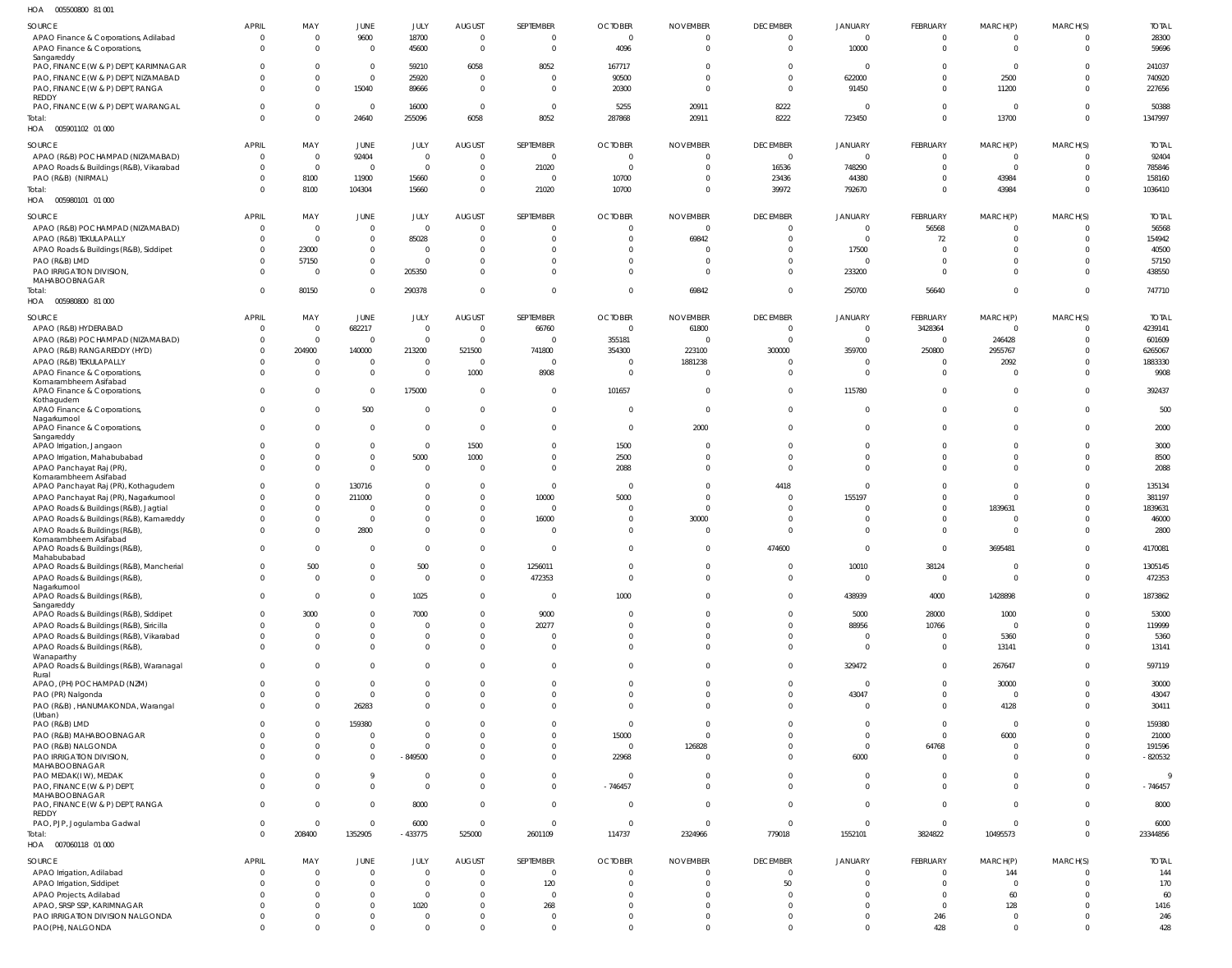HOA 005500800 81 001

| SOURCE | APRIL | MAY | JUNE | JULY | AUGUST | SEPTEMBER | OCTOBER | NOVEMBER | DECEMBER | JANUARY | FEBRUARY | MARCH(P) | MARCH(S) | TOTAL |
|---|---|---|---|---|---|---|---|---|---|---|---|---|---|---|
| APAO Finance & Corporations, Adilabad | 0 | 0 | 9600 | 18700 | 0 | 0 | 0 | 0 | 0 | 0 | 0 | 0 | 0 | 28300 |
| APAO Finance & Corporations, Sangareddy | 0 | 0 | 0 | 45600 | 0 | 0 | 4096 | 0 | 0 | 10000 | 0 | 0 | 0 | 59696 |
| PAO, FINANCE (W & P) DEPT, KARIMNAGAR | 0 | 0 | 0 | 59210 | 6058 | 8052 | 167717 | 0 | 0 | 0 | 0 | 0 | 0 | 241037 |
| PAO, FINANCE (W & P) DEPT, NIZAMABAD | 0 | 0 | 0 | 25920 | 0 | 0 | 90500 | 0 | 0 | 622000 | 0 | 2500 | 0 | 740920 |
| PAO, FINANCE (W & P) DEPT, RANGA REDDY | 0 | 0 | 15040 | 89666 | 0 | 0 | 20300 | 0 | 0 | 91450 | 0 | 11200 | 0 | 227656 |
| PAO, FINANCE (W & P) DEPT, WARANGAL | 0 | 0 | 0 | 16000 | 0 | 0 | 5255 | 20911 | 8222 | 0 | 0 | 0 | 0 | 50388 |
| Total: | 0 | 0 | 24640 | 255096 | 6058 | 8052 | 287868 | 20911 | 8222 | 723450 | 0 | 13700 | 0 | 1347997 |

HOA 005901102 01 000

| SOURCE | APRIL | MAY | JUNE | JULY | AUGUST | SEPTEMBER | OCTOBER | NOVEMBER | DECEMBER | JANUARY | FEBRUARY | MARCH(P) | MARCH(S) | TOTAL |
|---|---|---|---|---|---|---|---|---|---|---|---|---|---|---|
| APAO (R&B) POCHAMPAD (NIZAMABAD) | 0 | 0 | 92404 | 0 | 0 | 0 | 0 | 0 | 0 | 0 | 0 | 0 | 0 | 92404 |
| APAO Roads & Buildings (R&B), Vikarabad | 0 | 0 | 0 | 0 | 0 | 21020 | 0 | 0 | 16536 | 748290 | 0 | 0 | 0 | 785846 |
| PAO (R&B) (NIRMAL) | 0 | 8100 | 11900 | 15660 | 0 | 0 | 10700 | 0 | 23436 | 44380 | 0 | 43984 | 0 | 158160 |
| Total: | 0 | 8100 | 104304 | 15660 | 0 | 21020 | 10700 | 0 | 39972 | 792670 | 0 | 43984 | 0 | 1036410 |

HOA 005980101 01 000

| SOURCE | APRIL | MAY | JUNE | JULY | AUGUST | SEPTEMBER | OCTOBER | NOVEMBER | DECEMBER | JANUARY | FEBRUARY | MARCH(P) | MARCH(S) | TOTAL |
|---|---|---|---|---|---|---|---|---|---|---|---|---|---|---|
| APAO (R&B) POCHAMPAD (NIZAMABAD) | 0 | 0 | 0 | 0 | 0 | 0 | 0 | 0 | 0 | 0 | 56568 | 0 | 0 | 56568 |
| APAO (R&B) TEKULAPALLY | 0 | 0 | 0 | 85028 | 0 | 0 | 0 | 69842 | 0 | 0 | 72 | 0 | 0 | 154942 |
| APAO Roads & Buildings (R&B), Siddipet | 0 | 23000 | 0 | 0 | 0 | 0 | 0 | 0 | 0 | 17500 | 0 | 0 | 0 | 40500 |
| PAO (R&B) LMD | 0 | 57150 | 0 | 0 | 0 | 0 | 0 | 0 | 0 | 0 | 0 | 0 | 0 | 57150 |
| PAO IRRIGATION DIVISION, MAHABOOBNAGAR | 0 | 0 | 0 | 205350 | 0 | 0 | 0 | 0 | 0 | 233200 | 0 | 0 | 0 | 438550 |
| Total: | 0 | 80150 | 0 | 290378 | 0 | 0 | 0 | 69842 | 0 | 250700 | 56640 | 0 | 0 | 747710 |

HOA 005980800 81 000

| SOURCE | APRIL | MAY | JUNE | JULY | AUGUST | SEPTEMBER | OCTOBER | NOVEMBER | DECEMBER | JANUARY | FEBRUARY | MARCH(P) | MARCH(S) | TOTAL |
|---|---|---|---|---|---|---|---|---|---|---|---|---|---|---|
| APAO (R&B) HYDERABAD | 0 | 0 | 682217 | 0 | 0 | 66760 | 0 | 61800 | 0 | 0 | 3428364 | 0 | 0 | 4239141 |
| APAO (R&B) POCHAMPAD (NIZAMABAD) | 0 | 0 | 0 | 0 | 0 | 0 | 355181 | 0 | 0 | 0 | 0 | 246428 | 0 | 601609 |
| APAO (R&B) RANGAREDDY (HYD) | 0 | 204900 | 140000 | 213200 | 521500 | 741800 | 354300 | 223100 | 300000 | 359700 | 250800 | 2955767 | 0 | 6265067 |
| APAO (R&B) TEKULAPALLY | 0 | 0 | 0 | 0 | 0 | 0 | 0 | 1881238 | 0 | 0 | 0 | 2092 | 0 | 1883330 |
| APAO Finance & Corporations, Komarambheem Asifabad | 0 | 0 | 0 | 0 | 1000 | 8908 | 0 | 0 | 0 | 0 | 0 | 0 | 0 | 9908 |
| APAO Finance & Corporations, Kothagudem | 0 | 0 | 0 | 175000 | 0 | 0 | 101657 | 0 | 0 | 115780 | 0 | 0 | 0 | 392437 |
| APAO Finance & Corporations, Nagarkurnool | 0 | 0 | 500 | 0 | 0 | 0 | 0 | 0 | 0 | 0 | 0 | 0 | 0 | 500 |
| APAO Finance & Corporations, Sangareddy | 0 | 0 | 0 | 0 | 0 | 0 | 0 | 2000 | 0 | 0 | 0 | 0 | 0 | 2000 |
| APAO Irrigation, Jangaon | 0 | 0 | 0 | 0 | 1500 | 0 | 1500 | 0 | 0 | 0 | 0 | 0 | 0 | 3000 |
| APAO Irrigation, Mahabubabad | 0 | 0 | 0 | 5000 | 1000 | 0 | 2500 | 0 | 0 | 0 | 0 | 0 | 0 | 8500 |
| APAO Panchayat Raj (PR), Komarambheem Asifabad | 0 | 0 | 0 | 0 | 0 | 0 | 2088 | 0 | 0 | 0 | 0 | 0 | 0 | 2088 |
| APAO Panchayat Raj (PR), Kothagudem | 0 | 0 | 130716 | 0 | 0 | 0 | 0 | 0 | 4418 | 0 | 0 | 0 | 0 | 135134 |
| APAO Panchayat Raj (PR), Nagarkurnool | 0 | 0 | 211000 | 0 | 0 | 10000 | 5000 | 0 | 0 | 155197 | 0 | 0 | 0 | 381197 |
| APAO Roads & Buildings (R&B), Jagtial | 0 | 0 | 0 | 0 | 0 | 0 | 0 | 0 | 0 | 0 | 0 | 1839631 | 0 | 1839631 |
| APAO Roads & Buildings (R&B), Kamareddy | 0 | 0 | 0 | 0 | 0 | 16000 | 0 | 30000 | 0 | 0 | 0 | 0 | 0 | 46000 |
| APAO Roads & Buildings (R&B), Komarambheem Asifabad | 0 | 0 | 2800 | 0 | 0 | 0 | 0 | 0 | 0 | 0 | 0 | 0 | 0 | 2800 |
| APAO Roads & Buildings (R&B), Mahabubabad | 0 | 0 | 0 | 0 | 0 | 0 | 0 | 0 | 474600 | 0 | 0 | 3695481 | 0 | 4170081 |
| APAO Roads & Buildings (R&B), Mancherial | 0 | 500 | 0 | 500 | 0 | 1256011 | 0 | 0 | 0 | 10010 | 38124 | 0 | 0 | 1305145 |
| APAO Roads & Buildings (R&B), Nagarkurnool | 0 | 0 | 0 | 0 | 0 | 472353 | 0 | 0 | 0 | 0 | 0 | 0 | 0 | 472353 |
| APAO Roads & Buildings (R&B), Sangareddy | 0 | 0 | 0 | 1025 | 0 | 0 | 1000 | 0 | 0 | 438939 | 4000 | 1428898 | 0 | 1873862 |
| APAO Roads & Buildings (R&B), Siddipet | 0 | 3000 | 0 | 7000 | 0 | 9000 | 0 | 0 | 0 | 5000 | 28000 | 1000 | 0 | 53000 |
| APAO Roads & Buildings (R&B), Siricilla | 0 | 0 | 0 | 0 | 0 | 20277 | 0 | 0 | 0 | 88956 | 10766 | 0 | 0 | 119999 |
| APAO Roads & Buildings (R&B), Vikarabad | 0 | 0 | 0 | 0 | 0 | 0 | 0 | 0 | 0 | 0 | 0 | 5360 | 0 | 5360 |
| APAO Roads & Buildings (R&B), Wanaparthy | 0 | 0 | 0 | 0 | 0 | 0 | 0 | 0 | 0 | 0 | 0 | 13141 | 0 | 13141 |
| APAO Roads & Buildings (R&B), Waranagal Rural | 0 | 0 | 0 | 0 | 0 | 0 | 0 | 0 | 0 | 329472 | 0 | 267647 | 0 | 597119 |
| APAO, (PH) POCHAMPAD (NZM) | 0 | 0 | 0 | 0 | 0 | 0 | 0 | 0 | 0 | 0 | 0 | 30000 | 0 | 30000 |
| PAO (PR) Nalgonda | 0 | 0 | 0 | 0 | 0 | 0 | 0 | 0 | 0 | 43047 | 0 | 0 | 0 | 43047 |
| PAO (R&B) , HANUMAKONDA, Warangal (Urban) | 0 | 0 | 26283 | 0 | 0 | 0 | 0 | 0 | 0 | 0 | 0 | 4128 | 0 | 30411 |
| PAO (R&B) LMD | 0 | 0 | 159380 | 0 | 0 | 0 | 0 | 0 | 0 | 0 | 0 | 0 | 0 | 159380 |
| PAO (R&B) MAHABOOBNAGAR | 0 | 0 | 0 | 0 | 0 | 0 | 15000 | 0 | 0 | 0 | 0 | 6000 | 0 | 21000 |
| PAO (R&B) NALGONDA | 0 | 0 | 0 | 0 | 0 | 0 | 0 | 126828 | 0 | 0 | 64768 | 0 | 0 | 191596 |
| PAO IRRIGATION DIVISION, MAHABOOBNAGAR | 0 | 0 | 0 | -849500 | 0 | 0 | 22968 | 0 | 0 | 6000 | 0 | 0 | 0 | -820532 |
| PAO MEDAK(IW), MEDAK | 0 | 0 | 9 | 0 | 0 | 0 | 0 | 0 | 0 | 0 | 0 | 0 | 0 | 9 |
| PAO, FINANCE (W & P) DEPT, MAHABOOBNAGAR | 0 | 0 | 0 | 0 | 0 | 0 | -746457 | 0 | 0 | 0 | 0 | 0 | 0 | -746457 |
| PAO, FINANCE (W & P) DEPT, RANGA REDDY | 0 | 0 | 0 | 8000 | 0 | 0 | 0 | 0 | 0 | 0 | 0 | 0 | 0 | 8000 |
| PAO, PJP, Jogulamba Gadwal | 0 | 0 | 0 | 6000 | 0 | 0 | 0 | 0 | 0 | 0 | 0 | 0 | 0 | 6000 |
| Total: | 0 | 208400 | 1352905 | -433775 | 525000 | 2601109 | 114737 | 2324966 | 779018 | 1552101 | 3824822 | 10495573 | 0 | 23344856 |

HOA 007060118 01 000

| SOURCE | APRIL | MAY | JUNE | JULY | AUGUST | SEPTEMBER | OCTOBER | NOVEMBER | DECEMBER | JANUARY | FEBRUARY | MARCH(P) | MARCH(S) | TOTAL |
|---|---|---|---|---|---|---|---|---|---|---|---|---|---|---|
| APAO Irrigation, Adilabad | 0 | 0 | 0 | 0 | 0 | 0 | 0 | 0 | 0 | 0 | 0 | 144 | 0 | 144 |
| APAO Irrigation, Siddipet | 0 | 0 | 0 | 0 | 0 | 120 | 0 | 0 | 50 | 0 | 0 | 0 | 0 | 170 |
| APAO Projects, Adilabad | 0 | 0 | 0 | 0 | 0 | 0 | 0 | 0 | 0 | 0 | 0 | 60 | 0 | 60 |
| APAO, SRSP SSP, KARIMNAGAR | 0 | 0 | 0 | 1020 | 0 | 268 | 0 | 0 | 0 | 0 | 0 | 128 | 0 | 1416 |
| PAO IRRIGATION DIVISION NALGONDA | 0 | 0 | 0 | 0 | 0 | 0 | 0 | 0 | 0 | 0 | 246 | 0 | 0 | 246 |
| PAO(PH), NALGONDA | 0 | 0 | 0 | 0 | 0 | 0 | 0 | 0 | 0 | 0 | 428 | 0 | 0 | 428 |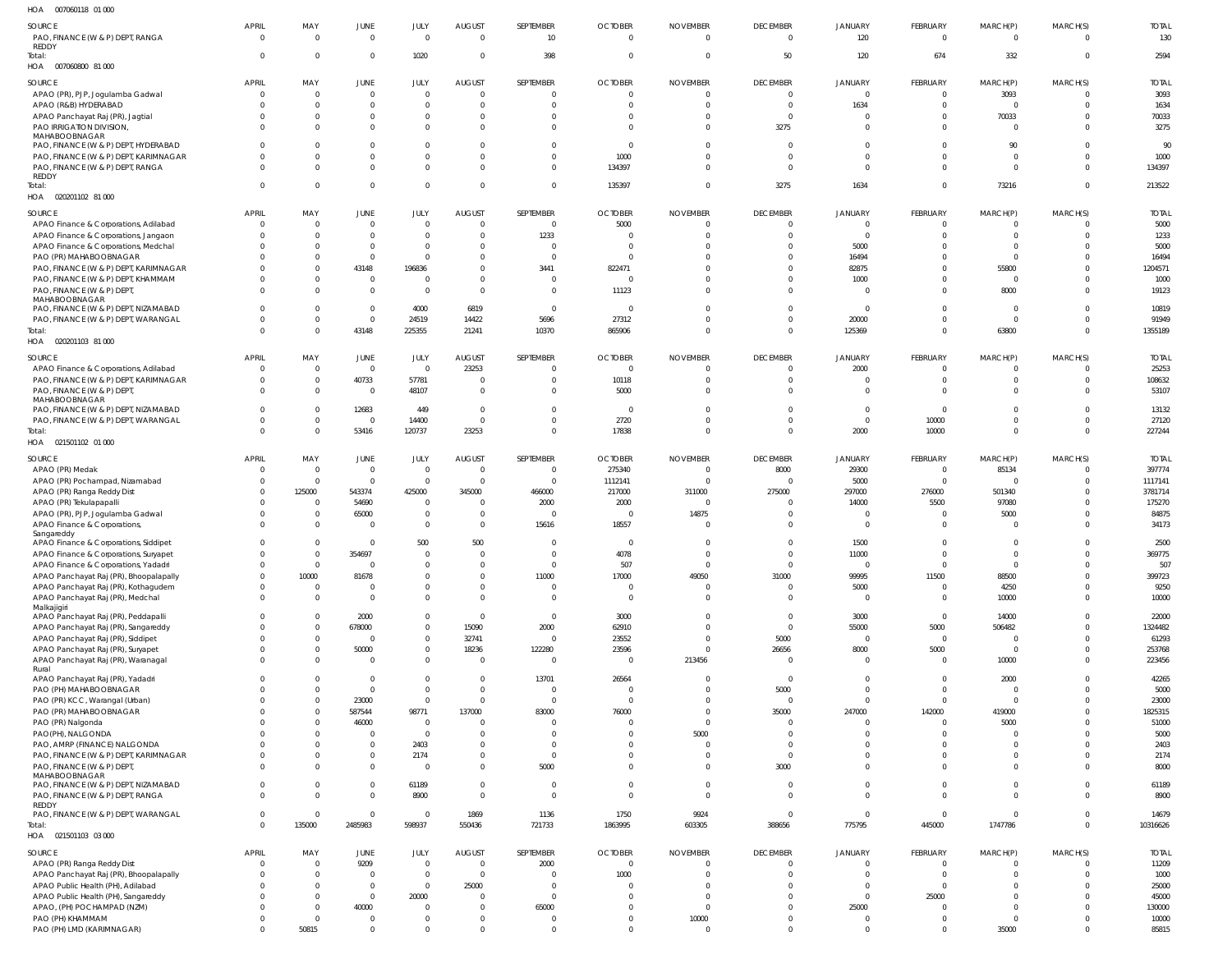HOA 007060118 01 000

| SOURCE | APRIL | MAY | JUNE | JULY | AUGUST | SEPTEMBER | OCTOBER | NOVEMBER | DECEMBER | JANUARY | FEBRUARY | MARCH(P) | MARCH(S) | TOTAL |
|---|---|---|---|---|---|---|---|---|---|---|---|---|---|---|
| PAO, FINANCE (W & P) DEPT, RANGA REDDY | 0 | 0 | 0 | 0 | 0 | 10 | 0 | 0 | 0 | 120 | 0 | 0 | 0 | 130 |
| Total: | 0 | 0 | 0 | 1020 | 0 | 398 | 0 | 0 | 50 | 120 | 674 | 332 | 0 | 2594 |

HOA 007060800 81 000

| SOURCE | APRIL | MAY | JUNE | JULY | AUGUST | SEPTEMBER | OCTOBER | NOVEMBER | DECEMBER | JANUARY | FEBRUARY | MARCH(P) | MARCH(S) | TOTAL |
|---|---|---|---|---|---|---|---|---|---|---|---|---|---|---|
| APAO (PR), PJP, Jogulamba Gadwal | 0 | 0 | 0 | 0 | 0 | 0 | 0 | 0 | 0 | 0 | 0 | 3093 | 0 | 3093 |
| APAO (R&B) HYDERABAD | 0 | 0 | 0 | 0 | 0 | 0 | 0 | 0 | 0 | 1634 | 0 | 0 | 0 | 1634 |
| APAO Panchayat Raj (PR), Jagtial | 0 | 0 | 0 | 0 | 0 | 0 | 0 | 0 | 0 | 0 | 0 | 70033 | 0 | 70033 |
| PAO IRRIGATION DIVISION, MAHABOOBNAGAR | 0 | 0 | 0 | 0 | 0 | 0 | 0 | 0 | 3275 | 0 | 0 | 0 | 0 | 3275 |
| PAO, FINANCE (W & P) DEPT, HYDERABAD | 0 | 0 | 0 | 0 | 0 | 0 | 0 | 0 | 0 | 0 | 0 | 90 | 0 | 90 |
| PAO, FINANCE (W & P) DEPT, KARIMNAGAR | 0 | 0 | 0 | 0 | 0 | 0 | 1000 | 0 | 0 | 0 | 0 | 0 | 0 | 1000 |
| PAO, FINANCE (W & P) DEPT, RANGA REDDY | 0 | 0 | 0 | 0 | 0 | 0 | 134397 | 0 | 0 | 0 | 0 | 0 | 0 | 134397 |
| Total: | 0 | 0 | 0 | 0 | 0 | 0 | 135397 | 0 | 3275 | 1634 | 0 | 73216 | 0 | 213522 |

HOA 020201102 81 000

| SOURCE | APRIL | MAY | JUNE | JULY | AUGUST | SEPTEMBER | OCTOBER | NOVEMBER | DECEMBER | JANUARY | FEBRUARY | MARCH(P) | MARCH(S) | TOTAL |
|---|---|---|---|---|---|---|---|---|---|---|---|---|---|---|
| APAO Finance & Corporations, Adilabad | 0 | 0 | 0 | 0 | 0 | 0 | 5000 | 0 | 0 | 0 | 0 | 0 | 0 | 5000 |
| APAO Finance & Corporations, Jangaon | 0 | 0 | 0 | 0 | 0 | 1233 | 0 | 0 | 0 | 0 | 0 | 0 | 0 | 1233 |
| APAO Finance & Corporations, Medchal | 0 | 0 | 0 | 0 | 0 | 0 | 0 | 0 | 0 | 5000 | 0 | 0 | 0 | 5000 |
| PAO (PR) MAHABOOBNAGAR | 0 | 0 | 0 | 0 | 0 | 0 | 0 | 0 | 0 | 16494 | 0 | 0 | 0 | 16494 |
| PAO, FINANCE (W & P) DEPT, KARIMNAGAR | 0 | 0 | 43148 | 196836 | 0 | 3441 | 822471 | 0 | 0 | 82875 | 0 | 55800 | 0 | 1204571 |
| PAO, FINANCE (W & P) DEPT, KHAMMAM | 0 | 0 | 0 | 0 | 0 | 0 | 0 | 0 | 0 | 1000 | 0 | 0 | 0 | 1000 |
| PAO, FINANCE (W & P) DEPT, MAHABOOBNAGAR | 0 | 0 | 0 | 0 | 0 | 0 | 11123 | 0 | 0 | 0 | 0 | 8000 | 0 | 19123 |
| PAO, FINANCE (W & P) DEPT, NIZAMABAD | 0 | 0 | 0 | 4000 | 6819 | 0 | 0 | 0 | 0 | 0 | 0 | 0 | 0 | 10819 |
| PAO, FINANCE (W & P) DEPT, WARANGAL | 0 | 0 | 0 | 24519 | 14422 | 5696 | 27312 | 0 | 0 | 20000 | 0 | 0 | 0 | 91949 |
| Total: | 0 | 0 | 43148 | 225355 | 21241 | 10370 | 865906 | 0 | 0 | 125369 | 0 | 63800 | 0 | 1355189 |

HOA 020201103 81 000

| SOURCE | APRIL | MAY | JUNE | JULY | AUGUST | SEPTEMBER | OCTOBER | NOVEMBER | DECEMBER | JANUARY | FEBRUARY | MARCH(P) | MARCH(S) | TOTAL |
|---|---|---|---|---|---|---|---|---|---|---|---|---|---|---|
| APAO Finance & Corporations, Adilabad | 0 | 0 | 0 | 0 | 23253 | 0 | 0 | 0 | 0 | 2000 | 0 | 0 | 0 | 25253 |
| PAO, FINANCE (W & P) DEPT, KARIMNAGAR | 0 | 0 | 40733 | 57781 | 0 | 0 | 10118 | 0 | 0 | 0 | 0 | 0 | 0 | 108632 |
| PAO, FINANCE (W & P) DEPT, MAHABOOBNAGAR | 0 | 0 | 0 | 48107 | 0 | 0 | 5000 | 0 | 0 | 0 | 0 | 0 | 0 | 53107 |
| PAO, FINANCE (W & P) DEPT, NIZAMABAD | 0 | 0 | 12683 | 449 | 0 | 0 | 0 | 0 | 0 | 0 | 0 | 0 | 0 | 13132 |
| PAO, FINANCE (W & P) DEPT, WARANGAL | 0 | 0 | 0 | 14400 | 0 | 0 | 2720 | 0 | 0 | 0 | 10000 | 0 | 0 | 27120 |
| Total: | 0 | 0 | 53416 | 120737 | 23253 | 0 | 17838 | 0 | 0 | 2000 | 10000 | 0 | 0 | 227244 |

HOA 021501102 01 000

| SOURCE | APRIL | MAY | JUNE | JULY | AUGUST | SEPTEMBER | OCTOBER | NOVEMBER | DECEMBER | JANUARY | FEBRUARY | MARCH(P) | MARCH(S) | TOTAL |
|---|---|---|---|---|---|---|---|---|---|---|---|---|---|---|
| APAO (PR) Medak | 0 | 0 | 0 | 0 | 0 | 0 | 275340 | 0 | 8000 | 29300 | 0 | 85134 | 0 | 397774 |
| APAO (PR) Pochampad, Nizamabad | 0 | 0 | 0 | 0 | 0 | 0 | 1112141 | 0 | 0 | 5000 | 0 | 0 | 0 | 1117141 |
| APAO (PR) Ranga Reddy Dist | 0 | 125000 | 543374 | 425000 | 345000 | 466000 | 217000 | 311000 | 275000 | 297000 | 276000 | 501340 | 0 | 3781714 |
| APAO (PR) Tekulapalli | 0 | 0 | 54690 | 0 | 0 | 2000 | 2000 | 0 | 0 | 14000 | 5500 | 97080 | 0 | 175270 |
| APAO (PR), PJP, Jogulamba Gadwal | 0 | 0 | 65000 | 0 | 0 | 0 | 0 | 14875 | 0 | 0 | 0 | 5000 | 0 | 84875 |
| APAO Finance & Corporations, Sangareddy | 0 | 0 | 0 | 0 | 0 | 15616 | 18557 | 0 | 0 | 0 | 0 | 0 | 0 | 34173 |
| APAO Finance & Corporations, Siddipet | 0 | 0 | 0 | 500 | 500 | 0 | 0 | 0 | 0 | 1500 | 0 | 0 | 0 | 2500 |
| APAO Finance & Corporations, Suryapet | 0 | 0 | 354697 | 0 | 0 | 0 | 4078 | 0 | 0 | 11000 | 0 | 0 | 0 | 369775 |
| APAO Finance & Corporations, Yadadri | 0 | 0 | 0 | 0 | 0 | 0 | 507 | 0 | 0 | 0 | 0 | 0 | 0 | 507 |
| APAO Panchayat Raj (PR), Bhoopalapally | 0 | 10000 | 81678 | 0 | 0 | 11000 | 17000 | 49050 | 31000 | 99995 | 11500 | 88500 | 0 | 399723 |
| APAO Panchayat Raj (PR), Kothagudem | 0 | 0 | 0 | 0 | 0 | 0 | 0 | 0 | 0 | 5000 | 0 | 4250 | 0 | 9250 |
| APAO Panchayat Raj (PR), Medchal Malkajigiri | 0 | 0 | 0 | 0 | 0 | 0 | 0 | 0 | 0 | 0 | 0 | 10000 | 0 | 10000 |
| APAO Panchayat Raj (PR), Peddapalli | 0 | 0 | 2000 | 0 | 0 | 0 | 3000 | 0 | 0 | 3000 | 0 | 14000 | 0 | 22000 |
| APAO Panchayat Raj (PR), Sangareddy | 0 | 0 | 678000 | 0 | 15090 | 2000 | 62910 | 0 | 0 | 55000 | 5000 | 506482 | 0 | 1324482 |
| APAO Panchayat Raj (PR), Siddipet | 0 | 0 | 0 | 0 | 32741 | 0 | 23552 | 0 | 5000 | 0 | 0 | 0 | 0 | 61293 |
| APAO Panchayat Raj (PR), Suryapet | 0 | 0 | 50000 | 0 | 18236 | 122280 | 23596 | 0 | 26656 | 8000 | 5000 | 0 | 0 | 253768 |
| APAO Panchayat Raj (PR), Waranagal Rural | 0 | 0 | 0 | 0 | 0 | 0 | 0 | 213456 | 0 | 0 | 0 | 10000 | 0 | 223456 |
| APAO Panchayat Raj (PR), Yadadri | 0 | 0 | 0 | 0 | 0 | 13701 | 26564 | 0 | 0 | 0 | 0 | 2000 | 0 | 42265 |
| PAO (PH) MAHABOOBNAGAR | 0 | 0 | 0 | 0 | 0 | 0 | 0 | 0 | 5000 | 0 | 0 | 0 | 0 | 5000 |
| PAO (PR) KCC, Warangal (Urban) | 0 | 0 | 23000 | 0 | 0 | 0 | 0 | 0 | 0 | 0 | 0 | 0 | 0 | 23000 |
| PAO (PR) MAHABOOBNAGAR | 0 | 0 | 587544 | 98771 | 137000 | 83000 | 76000 | 0 | 35000 | 247000 | 142000 | 419000 | 0 | 1825315 |
| PAO (PR) Nalgonda | 0 | 0 | 46000 | 0 | 0 | 0 | 0 | 0 | 0 | 0 | 0 | 5000 | 0 | 51000 |
| PAO(PH), NALGONDA | 0 | 0 | 0 | 0 | 0 | 0 | 0 | 5000 | 0 | 0 | 0 | 0 | 0 | 5000 |
| PAO, AMRP (FINANCE) NALGONDA | 0 | 0 | 0 | 2403 | 0 | 0 | 0 | 0 | 0 | 0 | 0 | 0 | 0 | 2403 |
| PAO, FINANCE (W & P) DEPT, KARIMNAGAR | 0 | 0 | 0 | 2174 | 0 | 0 | 0 | 0 | 0 | 0 | 0 | 0 | 0 | 2174 |
| PAO, FINANCE (W & P) DEPT, MAHABOOBNAGAR | 0 | 0 | 0 | 0 | 0 | 5000 | 0 | 0 | 3000 | 0 | 0 | 0 | 0 | 8000 |
| PAO, FINANCE (W & P) DEPT, NIZAMABAD | 0 | 0 | 0 | 61189 | 0 | 0 | 0 | 0 | 0 | 0 | 0 | 0 | 0 | 61189 |
| PAO, FINANCE (W & P) DEPT, RANGA REDDY | 0 | 0 | 0 | 8900 | 0 | 0 | 0 | 0 | 0 | 0 | 0 | 0 | 0 | 8900 |
| PAO, FINANCE (W & P) DEPT, WARANGAL | 0 | 0 | 0 | 0 | 1869 | 1136 | 1750 | 9924 | 0 | 0 | 0 | 0 | 0 | 14679 |
| Total: | 0 | 135000 | 2485983 | 598937 | 550436 | 721733 | 1863995 | 603305 | 388656 | 775795 | 445000 | 1747786 | 0 | 10316626 |

HOA 021501103 03 000

| SOURCE | APRIL | MAY | JUNE | JULY | AUGUST | SEPTEMBER | OCTOBER | NOVEMBER | DECEMBER | JANUARY | FEBRUARY | MARCH(P) | MARCH(S) | TOTAL |
|---|---|---|---|---|---|---|---|---|---|---|---|---|---|---|
| APAO (PR) Ranga Reddy Dist | 0 | 0 | 9209 | 0 | 0 | 2000 | 0 | 0 | 0 | 0 | 0 | 0 | 0 | 11209 |
| APAO Panchayat Raj (PR), Bhoopalapally | 0 | 0 | 0 | 0 | 0 | 0 | 1000 | 0 | 0 | 0 | 0 | 0 | 0 | 1000 |
| APAO Public Health (PH), Adilabad | 0 | 0 | 0 | 0 | 25000 | 0 | 0 | 0 | 0 | 0 | 0 | 0 | 0 | 25000 |
| APAO Public Health (PH), Sangareddy | 0 | 0 | 0 | 20000 | 0 | 0 | 0 | 0 | 0 | 0 | 25000 | 0 | 0 | 45000 |
| APAO, (PH) POCHAMPAD (NZM) | 0 | 0 | 40000 | 0 | 0 | 65000 | 0 | 0 | 0 | 25000 | 0 | 0 | 0 | 130000 |
| PAO (PH) KHAMMAM | 0 | 0 | 0 | 0 | 0 | 0 | 0 | 10000 | 0 | 0 | 0 | 0 | 0 | 10000 |
| PAO (PH) LMD (KARIMNAGAR) | 0 | 50815 | 0 | 0 | 0 | 0 | 0 | 0 | 0 | 0 | 0 | 35000 | 0 | 85815 |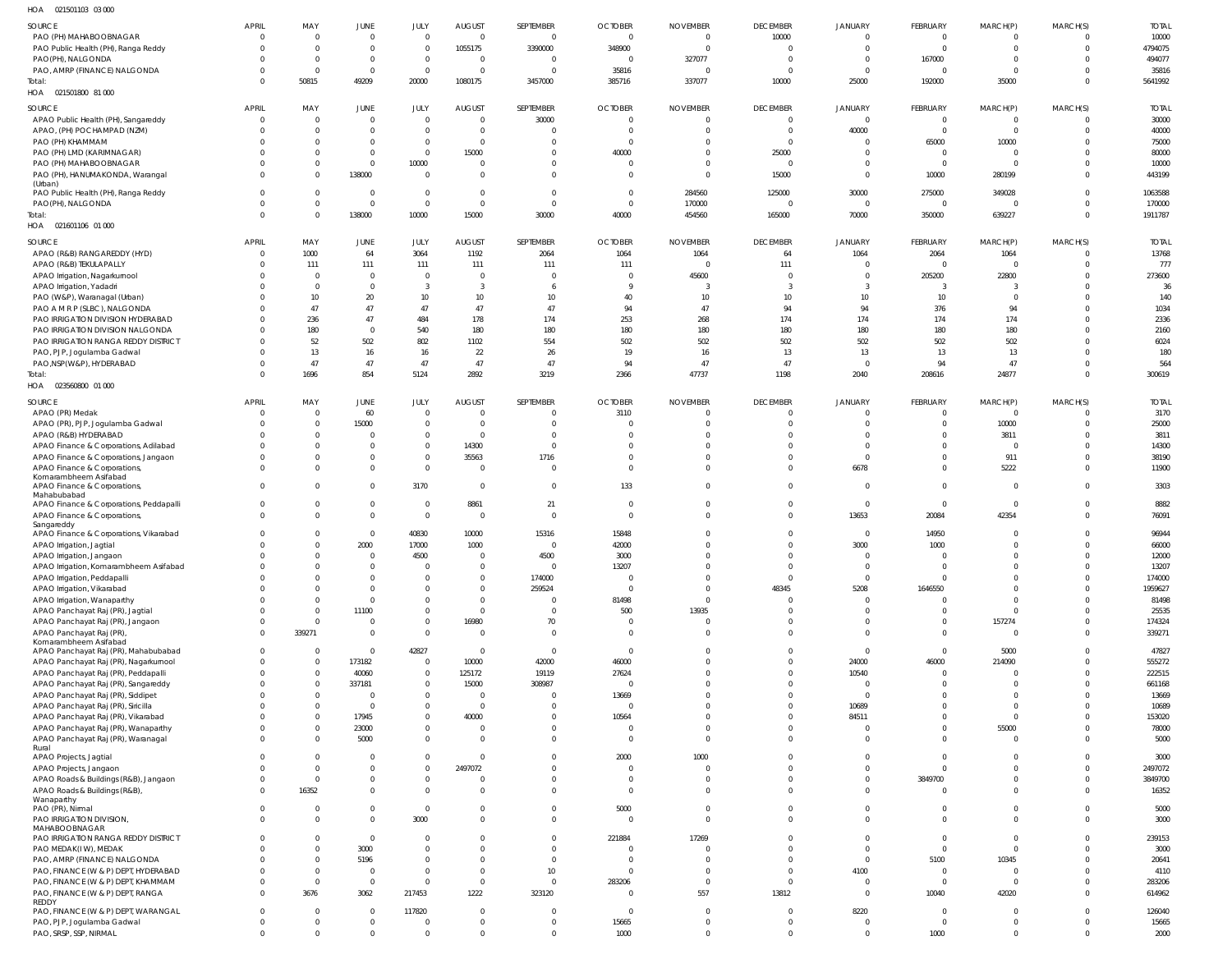HOA 021501103 03 000

| SOURCE | APRIL | MAY | JUNE | JULY | AUGUST | SEPTEMBER | OCTOBER | NOVEMBER | DECEMBER | JANUARY | FEBRUARY | MARCH(P) | MARCH(S) | TOTAL |
|---|---|---|---|---|---|---|---|---|---|---|---|---|---|---|
| PAO (PH) MAHABOOBNAGAR | 0 | 0 | 0 | 0 | 0 | 0 | 0 | 0 | 10000 | 0 | 0 | 0 | 0 | 10000 |
| PAO Public Health (PH), Ranga Reddy | 0 | 0 | 0 | 0 | 1055175 | 3390000 | 348900 | 0 | 0 | 0 | 0 | 0 | 0 | 4794075 |
| PAO(PH), NALGONDA | 0 | 0 | 0 | 0 | 0 | 0 | 0 | 327077 | 0 | 0 | 167000 | 0 | 0 | 494077 |
| PAO, AMRP (FINANCE) NALGONDA | 0 | 0 | 0 | 0 | 0 | 0 | 35816 | 0 | 0 | 0 | 0 | 0 | 0 | 35816 |
| Total: | 0 | 50815 | 49209 | 20000 | 1080175 | 3457000 | 385716 | 337077 | 10000 | 25000 | 192000 | 35000 | 0 | 5641992 |

HOA 021501800 81 000

| SOURCE | APRIL | MAY | JUNE | JULY | AUGUST | SEPTEMBER | OCTOBER | NOVEMBER | DECEMBER | JANUARY | FEBRUARY | MARCH(P) | MARCH(S) | TOTAL |
|---|---|---|---|---|---|---|---|---|---|---|---|---|---|---|
| APAO Public Health (PH), Sangareddy | 0 | 0 | 0 | 0 | 0 | 30000 | 0 | 0 | 0 | 0 | 0 | 0 | 0 | 30000 |
| APAO, (PH) POCHAMPAD (NZM) | 0 | 0 | 0 | 0 | 0 | 0 | 0 | 0 | 0 | 40000 | 0 | 0 | 0 | 40000 |
| PAO (PH) KHAMMAM | 0 | 0 | 0 | 0 | 0 | 0 | 0 | 0 | 0 | 0 | 65000 | 10000 | 0 | 75000 |
| PAO (PH) LMD (KARIMNAGAR) | 0 | 0 | 0 | 0 | 15000 | 0 | 40000 | 0 | 25000 | 0 | 0 | 0 | 0 | 80000 |
| PAO (PH) MAHABOOBNAGAR | 0 | 0 | 0 | 10000 | 0 | 0 | 0 | 0 | 0 | 0 | 0 | 0 | 0 | 10000 |
| PAO (PH), HANUMAKONDA, Warangal (Urban) | 0 | 0 | 138000 | 0 | 0 | 0 | 0 | 0 | 15000 | 0 | 10000 | 280199 | 0 | 443199 |
| PAO Public Health (PH), Ranga Reddy | 0 | 0 | 0 | 0 | 0 | 0 | 0 | 284560 | 125000 | 30000 | 275000 | 349028 | 0 | 1063588 |
| PAO(PH), NALGONDA | 0 | 0 | 0 | 0 | 0 | 0 | 0 | 170000 | 0 | 0 | 0 | 0 | 0 | 170000 |
| Total: | 0 | 0 | 138000 | 10000 | 15000 | 30000 | 40000 | 454560 | 165000 | 70000 | 350000 | 639227 | 0 | 1911787 |

HOA 021601106 01 000

| SOURCE | APRIL | MAY | JUNE | JULY | AUGUST | SEPTEMBER | OCTOBER | NOVEMBER | DECEMBER | JANUARY | FEBRUARY | MARCH(P) | MARCH(S) | TOTAL |
|---|---|---|---|---|---|---|---|---|---|---|---|---|---|---|
| APAO (R&B) RANGAREDDY (HYD) | 0 | 1000 | 64 | 3064 | 1192 | 2064 | 1064 | 1064 | 64 | 1064 | 2064 | 1064 | 0 | 13768 |
| APAO (R&B) TEKULAPALLY | 0 | 111 | 111 | 111 | 111 | 111 | 111 | 0 | 111 | 0 | 0 | 0 | 0 | 777 |
| APAO Irrigation, Nagarkurnool | 0 | 0 | 0 | 0 | 0 | 0 | 0 | 45600 | 0 | 0 | 205200 | 22800 | 0 | 273600 |
| APAO Irrigation, Yadadri | 0 | 0 | 0 | 3 | 3 | 6 | 9 | 3 | 3 | 3 | 3 | 3 | 0 | 36 |
| PAO (W&P), Waranagal (Urban) | 0 | 10 | 20 | 10 | 10 | 10 | 40 | 10 | 10 | 10 | 10 | 0 | 0 | 140 |
| PAO A M R P (SLBC), NALGONDA | 0 | 47 | 47 | 47 | 47 | 47 | 94 | 47 | 94 | 94 | 376 | 94 | 0 | 1034 |
| PAO IRRIGATION DIVISION HYDERABAD | 0 | 236 | 47 | 484 | 178 | 174 | 253 | 268 | 174 | 174 | 174 | 174 | 0 | 2336 |
| PAO IRRIGATION DIVISION NALGONDA | 0 | 180 | 0 | 540 | 180 | 180 | 180 | 180 | 180 | 180 | 180 | 180 | 0 | 2160 |
| PAO IRRIGATION RANGA REDDY DISTRICT | 0 | 52 | 502 | 802 | 1102 | 554 | 502 | 502 | 502 | 502 | 502 | 502 | 0 | 6024 |
| PAO, PJP, Jogulamba Gadwal | 0 | 13 | 16 | 16 | 22 | 26 | 19 | 16 | 13 | 13 | 13 | 13 | 0 | 180 |
| PAO,NSP(W&P), HYDERABAD | 0 | 47 | 47 | 47 | 47 | 47 | 94 | 47 | 47 | 0 | 94 | 47 | 0 | 564 |
| Total: | 0 | 1696 | 854 | 5124 | 2892 | 3219 | 2366 | 47737 | 1198 | 2040 | 208616 | 24877 | 0 | 300619 |

HOA 023560800 01 000

| SOURCE | APRIL | MAY | JUNE | JULY | AUGUST | SEPTEMBER | OCTOBER | NOVEMBER | DECEMBER | JANUARY | FEBRUARY | MARCH(P) | MARCH(S) | TOTAL |
|---|---|---|---|---|---|---|---|---|---|---|---|---|---|---|
| APAO (PR) Medak | 0 | 0 | 60 | 0 | 0 | 0 | 3110 | 0 | 0 | 0 | 0 | 0 | 0 | 3170 |
| APAO (PR), PJP, Jogulamba Gadwal | 0 | 0 | 15000 | 0 | 0 | 0 | 0 | 0 | 0 | 0 | 0 | 10000 | 0 | 25000 |
| APAO (R&B) HYDERABAD | 0 | 0 | 0 | 0 | 0 | 0 | 0 | 0 | 0 | 0 | 0 | 3811 | 0 | 3811 |
| APAO Finance & Corporations, Adilabad | 0 | 0 | 0 | 0 | 14300 | 0 | 0 | 0 | 0 | 0 | 0 | 0 | 0 | 14300 |
| APAO Finance & Corporations, Jangaon | 0 | 0 | 0 | 0 | 35563 | 1716 | 0 | 0 | 0 | 0 | 0 | 911 | 0 | 38190 |
| APAO Finance & Corporations, Komarambheem Asifabad | 0 | 0 | 0 | 0 | 0 | 0 | 0 | 0 | 0 | 6678 | 0 | 5222 | 0 | 11900 |
| APAO Finance & Corporations, Mahabubabad | 0 | 0 | 0 | 3170 | 0 | 0 | 133 | 0 | 0 | 0 | 0 | 0 | 0 | 3303 |
| APAO Finance & Corporations, Peddapalli | 0 | 0 | 0 | 0 | 8861 | 21 | 0 | 0 | 0 | 0 | 0 | 0 | 0 | 8882 |
| APAO Finance & Corporations, Sangareddy | 0 | 0 | 0 | 0 | 0 | 0 | 0 | 0 | 0 | 13653 | 20084 | 42354 | 0 | 76091 |
| APAO Finance & Corporations, Vikarabad | 0 | 0 | 0 | 40830 | 10000 | 15316 | 15848 | 0 | 0 | 0 | 14950 | 0 | 0 | 96944 |
| APAO Irrigation, Jagtial | 0 | 0 | 2000 | 17000 | 1000 | 0 | 42000 | 0 | 0 | 3000 | 1000 | 0 | 0 | 66000 |
| APAO Irrigation, Jangaon | 0 | 0 | 0 | 4500 | 0 | 4500 | 3000 | 0 | 0 | 0 | 0 | 0 | 0 | 12000 |
| APAO Irrigation, Komarambheem Asifabad | 0 | 0 | 0 | 0 | 0 | 0 | 13207 | 0 | 0 | 0 | 0 | 0 | 0 | 13207 |
| APAO Irrigation, Peddapalli | 0 | 0 | 0 | 0 | 0 | 174000 | 0 | 0 | 0 | 0 | 0 | 0 | 0 | 174000 |
| APAO Irrigation, Vikarabad | 0 | 0 | 0 | 0 | 0 | 259524 | 0 | 0 | 48345 | 5208 | 1646550 | 0 | 0 | 1959627 |
| APAO Irrigation, Wanaparthy | 0 | 0 | 0 | 0 | 0 | 0 | 81498 | 0 | 0 | 0 | 0 | 0 | 0 | 81498 |
| APAO Panchayat Raj (PR), Jagtial | 0 | 0 | 11100 | 0 | 0 | 0 | 500 | 13935 | 0 | 0 | 0 | 0 | 0 | 25535 |
| APAO Panchayat Raj (PR), Jangaon | 0 | 0 | 0 | 0 | 16980 | 70 | 0 | 0 | 0 | 0 | 0 | 157274 | 0 | 174324 |
| APAO Panchayat Raj (PR), Komarambheem Asifabad | 0 | 339271 | 0 | 0 | 0 | 0 | 0 | 0 | 0 | 0 | 0 | 0 | 0 | 339271 |
| APAO Panchayat Raj (PR), Mahabubabad | 0 | 0 | 0 | 42827 | 0 | 0 | 0 | 0 | 0 | 0 | 0 | 5000 | 0 | 47827 |
| APAO Panchayat Raj (PR), Nagarkurnool | 0 | 0 | 173182 | 0 | 10000 | 42000 | 46000 | 0 | 0 | 24000 | 46000 | 214090 | 0 | 555272 |
| APAO Panchayat Raj (PR), Peddapalli | 0 | 0 | 40060 | 0 | 125172 | 19119 | 27624 | 0 | 0 | 10540 | 0 | 0 | 0 | 222515 |
| APAO Panchayat Raj (PR), Sangareddy | 0 | 0 | 337181 | 0 | 15000 | 308987 | 0 | 0 | 0 | 0 | 0 | 0 | 0 | 661168 |
| APAO Panchayat Raj (PR), Siddipet | 0 | 0 | 0 | 0 | 0 | 0 | 13669 | 0 | 0 | 0 | 0 | 0 | 0 | 13669 |
| APAO Panchayat Raj (PR), Siricilla | 0 | 0 | 0 | 0 | 0 | 0 | 0 | 0 | 0 | 10689 | 0 | 0 | 0 | 10689 |
| APAO Panchayat Raj (PR), Vikarabad | 0 | 0 | 17945 | 0 | 40000 | 0 | 10564 | 0 | 0 | 84511 | 0 | 0 | 0 | 153020 |
| APAO Panchayat Raj (PR), Wanaparthy | 0 | 0 | 23000 | 0 | 0 | 0 | 0 | 0 | 0 | 0 | 0 | 55000 | 0 | 78000 |
| APAO Panchayat Raj (PR), Waranagal Rural | 0 | 0 | 5000 | 0 | 0 | 0 | 0 | 0 | 0 | 0 | 0 | 0 | 0 | 5000 |
| APAO Projects, Jagtial | 0 | 0 | 0 | 0 | 0 | 0 | 2000 | 1000 | 0 | 0 | 0 | 0 | 0 | 3000 |
| APAO Projects, Jangaon | 0 | 0 | 0 | 0 | 2497072 | 0 | 0 | 0 | 0 | 0 | 0 | 0 | 0 | 2497072 |
| APAO Roads & Buildings (R&B), Jangaon | 0 | 0 | 0 | 0 | 0 | 0 | 0 | 0 | 0 | 0 | 3849700 | 0 | 0 | 3849700 |
| APAO Roads & Buildings (R&B), Wanaparthy | 0 | 16352 | 0 | 0 | 0 | 0 | 0 | 0 | 0 | 0 | 0 | 0 | 0 | 16352 |
| PAO (PR), Nirmal | 0 | 0 | 0 | 0 | 0 | 0 | 5000 | 0 | 0 | 0 | 0 | 0 | 0 | 5000 |
| PAO IRRIGATION DIVISION, MAHABOOBNAGAR | 0 | 0 | 0 | 3000 | 0 | 0 | 0 | 0 | 0 | 0 | 0 | 0 | 0 | 3000 |
| PAO IRRIGATION RANGA REDDY DISTRICT | 0 | 0 | 0 | 0 | 0 | 0 | 221884 | 17269 | 0 | 0 | 0 | 0 | 0 | 239153 |
| PAO MEDAK(IW), MEDAK | 0 | 0 | 3000 | 0 | 0 | 0 | 0 | 0 | 0 | 0 | 0 | 0 | 0 | 3000 |
| PAO, AMRP (FINANCE) NALGONDA | 0 | 0 | 5196 | 0 | 0 | 0 | 0 | 0 | 0 | 0 | 5100 | 10345 | 0 | 20641 |
| PAO, FINANCE (W & P) DEPT, HYDERABAD | 0 | 0 | 0 | 0 | 0 | 10 | 0 | 0 | 0 | 4100 | 0 | 0 | 0 | 4110 |
| PAO, FINANCE (W & P) DEPT, KHAMMAM | 0 | 0 | 0 | 0 | 0 | 0 | 283206 | 0 | 0 | 0 | 0 | 0 | 0 | 283206 |
| PAO, FINANCE (W & P) DEPT, RANGA REDDY | 0 | 3676 | 3062 | 217453 | 1222 | 323120 | 0 | 557 | 13812 | 0 | 10040 | 42020 | 0 | 614962 |
| PAO, FINANCE (W & P) DEPT, WARANGAL | 0 | 0 | 0 | 117820 | 0 | 0 | 0 | 0 | 0 | 8220 | 0 | 0 | 0 | 126040 |
| PAO, PJP, Jogulamba Gadwal | 0 | 0 | 0 | 0 | 0 | 0 | 15665 | 0 | 0 | 0 | 0 | 0 | 0 | 15665 |
| PAO, SRSP, SSP, NIRMAL | 0 | 0 | 0 | 0 | 0 | 0 | 1000 | 0 | 0 | 0 | 1000 | 0 | 0 | 2000 |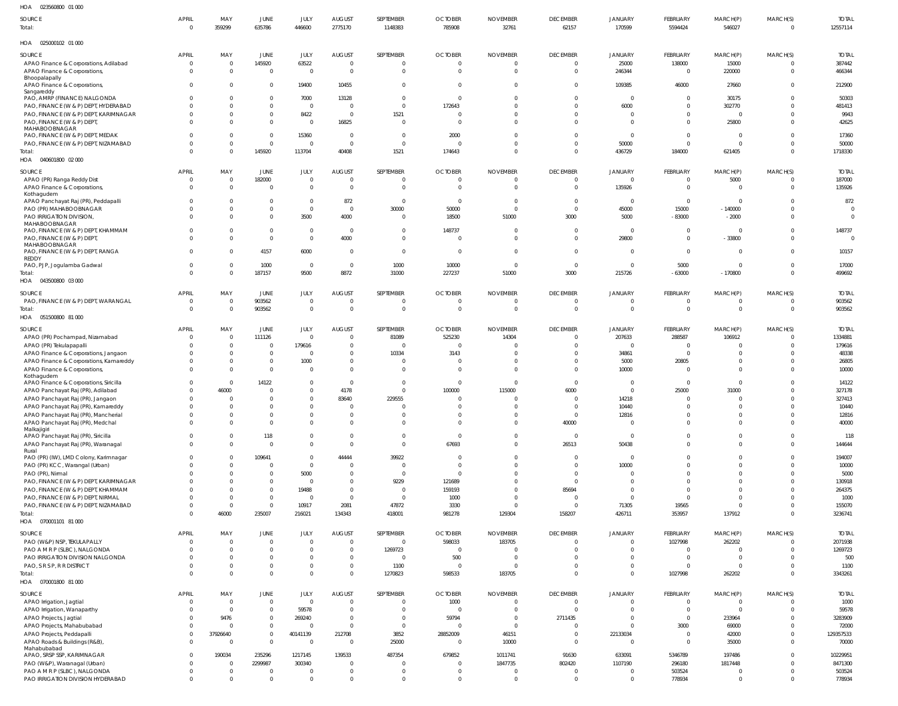HOA 023560800 01 000

| SOURCE | APRIL | MAY | JUNE | JULY | AUGUST | SEPTEMBER | OCTOBER | NOVEMBER | DECEMBER | JANUARY | FEBRUARY | MARCH(P) | MARCH(S) | TOTAL |
|---|---|---|---|---|---|---|---|---|---|---|---|---|---|---|
| Total: | 0 | 359299 | 635786 | 446600 | 2775170 | 1148383 | 785908 | 32761 | 62157 | 170599 | 5594424 | 546027 | 0 | 12557114 |

HOA 025000102 01 000

| SOURCE | APRIL | MAY | JUNE | JULY | AUGUST | SEPTEMBER | OCTOBER | NOVEMBER | DECEMBER | JANUARY | FEBRUARY | MARCH(P) | MARCH(S) | TOTAL |
|---|---|---|---|---|---|---|---|---|---|---|---|---|---|---|
| APAO Finance & Corporations, Adilabad | 0 | 0 | 145920 | 63522 | 0 | 0 | 0 | 0 | 0 | 25000 | 138000 | 15000 | 0 | 387442 |
| APAO Finance & Corporations, Bhoopalapally | 0 | 0 | 0 | 0 | 0 | 0 | 0 | 0 | 0 | 246344 | 0 | 220000 | 0 | 466344 |
| APAO Finance & Corporations, Sangareddy | 0 | 0 | 0 | 19400 | 10455 | 0 | 0 | 0 | 0 | 109385 | 46000 | 27660 | 0 | 212900 |
| PAO, AMRP (FINANCE) NALGONDA | 0 | 0 | 0 | 7000 | 13128 | 0 | 0 | 0 | 0 | 0 | 0 | 30175 | 0 | 50303 |
| PAO, FINANCE (W & P) DEPT, HYDERABAD | 0 | 0 | 0 | 0 | 0 | 0 | 172643 | 0 | 0 | 6000 | 0 | 302770 | 0 | 481413 |
| PAO, FINANCE (W & P) DEPT, KARIMNAGAR | 0 | 0 | 0 | 8422 | 0 | 1521 | 0 | 0 | 0 | 0 | 0 | 0 | 0 | 9943 |
| PAO, FINANCE (W & P) DEPT, MAHABOOBNAGAR | 0 | 0 | 0 | 0 | 16825 | 0 | 0 | 0 | 0 | 0 | 0 | 25800 | 0 | 42625 |
| PAO, FINANCE (W & P) DEPT, MEDAK | 0 | 0 | 0 | 15360 | 0 | 0 | 2000 | 0 | 0 | 0 | 0 | 0 | 0 | 17360 |
| PAO, FINANCE (W & P) DEPT, NIZAMABAD | 0 | 0 | 0 | 0 | 0 | 0 | 0 | 0 | 0 | 50000 | 0 | 0 | 0 | 50000 |
| Total: | 0 | 0 | 145920 | 113704 | 40408 | 1521 | 174643 | 0 | 0 | 436729 | 184000 | 621405 | 0 | 1718330 |

HOA 040601800 02 000

| SOURCE | APRIL | MAY | JUNE | JULY | AUGUST | SEPTEMBER | OCTOBER | NOVEMBER | DECEMBER | JANUARY | FEBRUARY | MARCH(P) | MARCH(S) | TOTAL |
|---|---|---|---|---|---|---|---|---|---|---|---|---|---|---|
| APAO (PR) Ranga Reddy Dist | 0 | 0 | 182000 | 0 | 0 | 0 | 0 | 0 | 0 | 0 | 0 | 5000 | 0 | 187000 |
| APAO Finance & Corporations, Kothagudem | 0 | 0 | 0 | 0 | 0 | 0 | 0 | 0 | 0 | 135926 | 0 | 0 | 0 | 135926 |
| APAO Panchayat Raj (PR), Peddapalli | 0 | 0 | 0 | 0 | 872 | 0 | 0 | 0 | 0 | 0 | 0 | 0 | 0 | 872 |
| PAO (PR) MAHABOOBNAGAR | 0 | 0 | 0 | 0 | 0 | 30000 | 50000 | 0 | 0 | 45000 | 15000 | -140000 | 0 | 0 |
| PAO IRRIGATION DIVISION, MAHABOOBNAGAR | 0 | 0 | 0 | 3500 | 4000 | 0 | 18500 | 51000 | 3000 | 5000 | -83000 | -2000 | 0 | 0 |
| PAO, FINANCE (W & P) DEPT, KHAMMAM | 0 | 0 | 0 | 0 | 0 | 0 | 148737 | 0 | 0 | 0 | 0 | 0 | 0 | 148737 |
| PAO, FINANCE (W & P) DEPT, MAHABOOBNAGAR | 0 | 0 | 0 | 0 | 4000 | 0 | 0 | 0 | 0 | 29800 | 0 | -33800 | 0 | 0 |
| PAO, FINANCE (W & P) DEPT, RANGA REDDY | 0 | 0 | 4157 | 6000 | 0 | 0 | 0 | 0 | 0 | 0 | 0 | 0 | 0 | 10157 |
| PAO, PJP, Jogulamba Gadwal | 0 | 0 | 1000 | 0 | 0 | 1000 | 10000 | 0 | 0 | 0 | 5000 | 0 | 0 | 17000 |
| Total: | 0 | 0 | 187157 | 9500 | 8872 | 31000 | 227237 | 51000 | 3000 | 215726 | -63000 | -170800 | 0 | 499692 |

HOA 043500800 03 000

| SOURCE | APRIL | MAY | JUNE | JULY | AUGUST | SEPTEMBER | OCTOBER | NOVEMBER | DECEMBER | JANUARY | FEBRUARY | MARCH(P) | MARCH(S) | TOTAL |
|---|---|---|---|---|---|---|---|---|---|---|---|---|---|---|
| PAO, FINANCE (W & P) DEPT, WARANGAL | 0 | 0 | 903562 | 0 | 0 | 0 | 0 | 0 | 0 | 0 | 0 | 0 | 0 | 903562 |
| Total: | 0 | 0 | 903562 | 0 | 0 | 0 | 0 | 0 | 0 | 0 | 0 | 0 | 0 | 903562 |

HOA 051500800 81 000

| SOURCE | APRIL | MAY | JUNE | JULY | AUGUST | SEPTEMBER | OCTOBER | NOVEMBER | DECEMBER | JANUARY | FEBRUARY | MARCH(P) | MARCH(S) | TOTAL |
|---|---|---|---|---|---|---|---|---|---|---|---|---|---|---|
| APAO (PR) Pochampad, Nizamabad | 0 | 0 | 111126 | 0 | 0 | 81089 | 525230 | 14304 | 0 | 207633 | 288587 | 106912 | 0 | 1334881 |
| APAO (PR) Tekulapapalli | 0 | 0 | 0 | 179616 | 0 | 0 | 0 | 0 | 0 | 0 | 0 | 0 | 0 | 179616 |
| APAO Finance & Corporations, Jangaon | 0 | 0 | 0 | 0 | 0 | 10334 | 3143 | 0 | 0 | 34861 | 0 | 0 | 0 | 48338 |
| APAO Finance & Corporations, Kamareddy | 0 | 0 | 0 | 1000 | 0 | 0 | 0 | 0 | 0 | 5000 | 20805 | 0 | 0 | 26805 |
| APAO Finance & Corporations, Kothagudem | 0 | 0 | 0 | 0 | 0 | 0 | 0 | 0 | 0 | 10000 | 0 | 0 | 0 | 10000 |
| APAO Finance & Corporations, Siricilla | 0 | 0 | 14122 | 0 | 0 | 0 | 0 | 0 | 0 | 0 | 0 | 0 | 0 | 14122 |
| APAO Panchayat Raj (PR), Adilabad | 0 | 46000 | 0 | 0 | 4178 | 0 | 100000 | 115000 | 6000 | 0 | 25000 | 31000 | 0 | 327178 |
| APAO Panchayat Raj (PR), Jangaon | 0 | 0 | 0 | 0 | 83640 | 229555 | 0 | 0 | 0 | 14218 | 0 | 0 | 0 | 327413 |
| APAO Panchayat Raj (PR), Kamareddy | 0 | 0 | 0 | 0 | 0 | 0 | 0 | 0 | 0 | 10440 | 0 | 0 | 0 | 10440 |
| APAO Panchayat Raj (PR), Mancherial | 0 | 0 | 0 | 0 | 0 | 0 | 0 | 0 | 0 | 12816 | 0 | 0 | 0 | 12816 |
| APAO Panchayat Raj (PR), Medchal Malkajigiri | 0 | 0 | 0 | 0 | 0 | 0 | 0 | 0 | 40000 | 0 | 0 | 0 | 0 | 40000 |
| APAO Panchayat Raj (PR), Siricilla | 0 | 0 | 118 | 0 | 0 | 0 | 0 | 0 | 0 | 0 | 0 | 0 | 0 | 118 |
| APAO Panchayat Raj (PR), Waranagal Rural | 0 | 0 | 0 | 0 | 0 | 0 | 67693 | 0 | 26513 | 50438 | 0 | 0 | 0 | 144644 |
| PAO (PR) (IW), LMD Colony, Karimnagar | 0 | 0 | 109641 | 0 | 44444 | 39922 | 0 | 0 | 0 | 0 | 0 | 0 | 0 | 194007 |
| PAO (PR) KCC, Warangal (Urban) | 0 | 0 | 0 | 0 | 0 | 0 | 0 | 0 | 0 | 10000 | 0 | 0 | 0 | 10000 |
| PAO (PR), Nirmal | 0 | 0 | 0 | 5000 | 0 | 0 | 0 | 0 | 0 | 0 | 0 | 0 | 0 | 5000 |
| PAO, FINANCE (W & P) DEPT, KARIMNAGAR | 0 | 0 | 0 | 0 | 0 | 9229 | 121689 | 0 | 0 | 0 | 0 | 0 | 0 | 130918 |
| PAO, FINANCE (W & P) DEPT, KHAMMAM | 0 | 0 | 0 | 19488 | 0 | 0 | 159193 | 0 | 85694 | 0 | 0 | 0 | 0 | 264375 |
| PAO, FINANCE (W & P) DEPT, NIRMAL | 0 | 0 | 0 | 0 | 0 | 0 | 1000 | 0 | 0 | 0 | 0 | 0 | 0 | 1000 |
| PAO, FINANCE (W & P) DEPT, NIZAMABAD | 0 | 0 | 0 | 10917 | 2081 | 47872 | 3330 | 0 | 0 | 71305 | 19565 | 0 | 0 | 155070 |
| Total: | 0 | 46000 | 235007 | 216021 | 134343 | 418001 | 981278 | 129304 | 158207 | 426711 | 353957 | 137912 | 0 | 3236741 |

HOA 070001101 81 000

| SOURCE | APRIL | MAY | JUNE | JULY | AUGUST | SEPTEMBER | OCTOBER | NOVEMBER | DECEMBER | JANUARY | FEBRUARY | MARCH(P) | MARCH(S) | TOTAL |
|---|---|---|---|---|---|---|---|---|---|---|---|---|---|---|
| PAO (W&P) NSP, TEKULAPALLY | 0 | 0 | 0 | 0 | 0 | 0 | 598033 | 183705 | 0 | 0 | 1027998 | 262202 | 0 | 2071938 |
| PAO A M R P (SLBC), NALGONDA | 0 | 0 | 0 | 0 | 0 | 1269723 | 0 | 0 | 0 | 0 | 0 | 0 | 0 | 1269723 |
| PAO IRRIGATION DIVISION NALGONDA | 0 | 0 | 0 | 0 | 0 | 0 | 500 | 0 | 0 | 0 | 0 | 0 | 0 | 500 |
| PAO, S R S P, R R DISTRICT | 0 | 0 | 0 | 0 | 0 | 1100 | 0 | 0 | 0 | 0 | 0 | 0 | 0 | 1100 |
| Total: | 0 | 0 | 0 | 0 | 0 | 1270823 | 598533 | 183705 | 0 | 0 | 1027998 | 262202 | 0 | 3343261 |

HOA 070001800 81 000

| SOURCE | APRIL | MAY | JUNE | JULY | AUGUST | SEPTEMBER | OCTOBER | NOVEMBER | DECEMBER | JANUARY | FEBRUARY | MARCH(P) | MARCH(S) | TOTAL |
|---|---|---|---|---|---|---|---|---|---|---|---|---|---|---|
| APAO Irrigation, Jagtial | 0 | 0 | 0 | 0 | 0 | 0 | 1000 | 0 | 0 | 0 | 0 | 0 | 0 | 1000 |
| APAO Irrigation, Wanaparthy | 0 | 0 | 0 | 59578 | 0 | 0 | 0 | 0 | 0 | 0 | 0 | 0 | 0 | 59578 |
| APAO Projects, Jagtial | 0 | 9476 | 0 | 269240 | 0 | 0 | 59794 | 0 | 2711435 | 0 | 0 | 233964 | 0 | 3283909 |
| APAO Projects, Mahabubabad | 0 | 0 | 0 | 0 | 0 | 0 | 0 | 0 | 0 | 0 | 3000 | 69000 | 0 | 72000 |
| APAO Projects, Peddapalli | 0 | 37926640 | 0 | 40141139 | 212708 | 3852 | 28852009 | 46151 | 0 | 22133034 | 0 | 42000 | 0 | 129357533 |
| APAO Roads & Buildings (R&B), Mahabubabad | 0 | 0 | 0 | 0 | 0 | 25000 | 0 | 10000 | 0 | 0 | 0 | 35000 | 0 | 70000 |
| APAO, SRSP SSP, KARIMNAGAR | 0 | 190034 | 235296 | 1217145 | 139533 | 487354 | 679852 | 1011741 | 91630 | 633091 | 5346789 | 197486 | 0 | 10229951 |
| PAO (W&P), Waranagal (Urban) | 0 | 0 | 2299987 | 300340 | 0 | 0 | 0 | 1847735 | 802420 | 1107190 | 296180 | 1817448 | 0 | 8471300 |
| PAO A M R P (SLBC), NALGONDA | 0 | 0 | 0 | 0 | 0 | 0 | 0 | 0 | 0 | 0 | 503524 | 0 | 0 | 503524 |
| PAO IRRIGATION DIVISION HYDERABAD | 0 | 0 | 0 | 0 | 0 | 0 | 0 | 0 | 0 | 0 | 778934 | 0 | 0 | 778934 |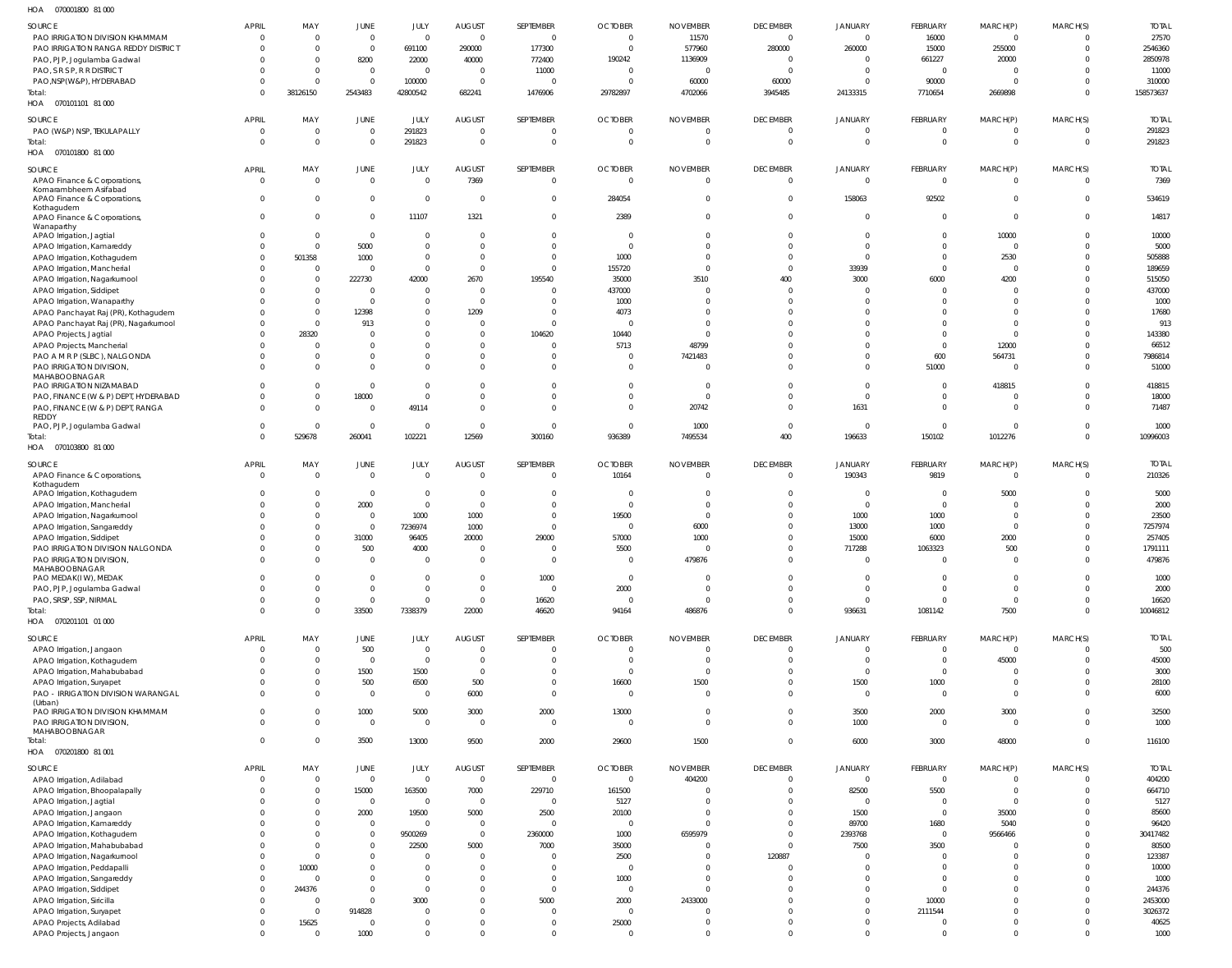HOA 070001800 81 000

| SOURCE | APRIL | MAY | JUNE | JULY | AUGUST | SEPTEMBER | OCTOBER | NOVEMBER | DECEMBER | JANUARY | FEBRUARY | MARCH(P) | MARCH(S) | TOTAL |
|---|---|---|---|---|---|---|---|---|---|---|---|---|---|---|
| PAO IRRIGATION DIVISION KHAMMAM | 0 | 0 | 0 | 0 | 0 | 0 | 0 | 11570 | 0 | 0 | 16000 | 0 | 0 | 27570 |
| PAO IRRIGATION RANGA REDDY DISTRICT | 0 | 0 | 0 | 691100 | 290000 | 177300 | 0 | 577960 | 280000 | 260000 | 15000 | 255000 | 0 | 2546360 |
| PAO, PJP, Jogulamba Gadwal | 0 | 0 | 8200 | 22000 | 40000 | 772400 | 190242 | 1136909 | 0 | 0 | 661227 | 20000 | 0 | 2850978 |
| PAO, S R S P, R R DISTRICT | 0 | 0 | 0 | 0 | 0 | 11000 | 0 | 0 | 0 | 0 | 0 | 0 | 0 | 11000 |
| PAO,NSP(W&P), HYDERABAD | 0 | 0 | 0 | 100000 | 0 | 0 | 0 | 60000 | 60000 | 0 | 90000 | 0 | 0 | 310000 |
| Total: | 0 | 38126150 | 2543483 | 42800542 | 682241 | 1476906 | 29782897 | 4702066 | 3945485 | 24133315 | 7710654 | 2669898 | 0 | 158573637 |

HOA 070101101 81 000

| SOURCE | APRIL | MAY | JUNE | JULY | AUGUST | SEPTEMBER | OCTOBER | NOVEMBER | DECEMBER | JANUARY | FEBRUARY | MARCH(P) | MARCH(S) | TOTAL |
|---|---|---|---|---|---|---|---|---|---|---|---|---|---|---|
| PAO (W&P) NSP, TEKULAPALLY | 0 | 0 | 0 | 291823 | 0 | 0 | 0 | 0 | 0 | 0 | 0 | 0 | 0 | 291823 |
| Total: | 0 | 0 | 0 | 291823 | 0 | 0 | 0 | 0 | 0 | 0 | 0 | 0 | 0 | 291823 |

HOA 070101800 81 000

| SOURCE | APRIL | MAY | JUNE | JULY | AUGUST | SEPTEMBER | OCTOBER | NOVEMBER | DECEMBER | JANUARY | FEBRUARY | MARCH(P) | MARCH(S) | TOTAL |
|---|---|---|---|---|---|---|---|---|---|---|---|---|---|---|
| APAO Finance & Corporations, Komarambheem Asifabad | 0 | 0 | 0 | 0 | 7369 | 0 | 0 | 0 | 0 | 0 | 0 | 0 | 0 | 7369 |
| APAO Finance & Corporations, Kothagudem | 0 | 0 | 0 | 0 | 0 | 0 | 284054 | 0 | 0 | 158063 | 92502 | 0 | 0 | 534619 |
| APAO Finance & Corporations, Wanaparthy | 0 | 0 | 0 | 11107 | 1321 | 0 | 2389 | 0 | 0 | 0 | 0 | 0 | 0 | 14817 |
| APAO Irrigation, Jagtial | 0 | 0 | 0 | 0 | 0 | 0 | 0 | 0 | 0 | 0 | 0 | 10000 | 0 | 10000 |
| APAO Irrigation, Kamareddy | 0 | 0 | 5000 | 0 | 0 | 0 | 0 | 0 | 0 | 0 | 0 | 0 | 0 | 5000 |
| APAO Irrigation, Kothagudem | 0 | 501358 | 1000 | 0 | 0 | 0 | 1000 | 0 | 0 | 0 | 0 | 2530 | 0 | 505888 |
| APAO Irrigation, Mancherial | 0 | 0 | 0 | 0 | 0 | 0 | 155720 | 0 | 0 | 33939 | 0 | 0 | 0 | 189659 |
| APAO Irrigation, Nagarkurnool | 0 | 0 | 222730 | 42000 | 2670 | 195540 | 35000 | 3510 | 400 | 3000 | 6000 | 4200 | 0 | 515050 |
| APAO Irrigation, Siddipet | 0 | 0 | 0 | 0 | 0 | 0 | 437000 | 0 | 0 | 0 | 0 | 0 | 0 | 437000 |
| APAO Irrigation, Wanaparthy | 0 | 0 | 0 | 0 | 0 | 0 | 1000 | 0 | 0 | 0 | 0 | 0 | 0 | 1000 |
| APAO Panchayat Raj (PR), Kothagudem | 0 | 0 | 12398 | 0 | 1209 | 0 | 4073 | 0 | 0 | 0 | 0 | 0 | 0 | 17680 |
| APAO Panchayat Raj (PR), Nagarkurnool | 0 | 0 | 913 | 0 | 0 | 0 | 0 | 0 | 0 | 0 | 0 | 0 | 0 | 913 |
| APAO Projects, Jagtial | 0 | 28320 | 0 | 0 | 0 | 104620 | 10440 | 0 | 0 | 0 | 0 | 0 | 0 | 143380 |
| APAO Projects, Mancherial | 0 | 0 | 0 | 0 | 0 | 0 | 5713 | 48799 | 0 | 0 | 0 | 12000 | 0 | 66512 |
| PAO A M R P (SLBC), NALGONDA | 0 | 0 | 0 | 0 | 0 | 0 | 0 | 7421483 | 0 | 0 | 600 | 564731 | 0 | 7986814 |
| PAO IRRIGATION DIVISION, MAHABOOBNAGAR | 0 | 0 | 0 | 0 | 0 | 0 | 0 | 0 | 0 | 0 | 51000 | 0 | 0 | 51000 |
| PAO IRRIGATION NIZAMABAD | 0 | 0 | 0 | 0 | 0 | 0 | 0 | 0 | 0 | 0 | 0 | 418815 | 0 | 418815 |
| PAO, FINANCE (W & P) DEPT, HYDERABAD | 0 | 0 | 18000 | 0 | 0 | 0 | 0 | 0 | 0 | 0 | 0 | 0 | 0 | 18000 |
| PAO, FINANCE (W & P) DEPT, RANGA REDDY | 0 | 0 | 0 | 49114 | 0 | 0 | 0 | 20742 | 0 | 1631 | 0 | 0 | 0 | 71487 |
| PAO, PJP, Jogulamba Gadwal | 0 | 0 | 0 | 0 | 0 | 0 | 0 | 1000 | 0 | 0 | 0 | 0 | 0 | 1000 |
| Total: | 0 | 529678 | 260041 | 102221 | 12569 | 300160 | 936389 | 7495534 | 400 | 196633 | 150102 | 1012276 | 0 | 10996003 |

HOA 070103800 81 000

| SOURCE | APRIL | MAY | JUNE | JULY | AUGUST | SEPTEMBER | OCTOBER | NOVEMBER | DECEMBER | JANUARY | FEBRUARY | MARCH(P) | MARCH(S) | TOTAL |
|---|---|---|---|---|---|---|---|---|---|---|---|---|---|---|
| APAO Finance & Corporations, Kothagudem | 0 | 0 | 0 | 0 | 0 | 0 | 10164 | 0 | 0 | 190343 | 9819 | 0 | 0 | 210326 |
| APAO Irrigation, Kothagudem | 0 | 0 | 0 | 0 | 0 | 0 | 0 | 0 | 0 | 0 | 0 | 5000 | 0 | 5000 |
| APAO Irrigation, Mancherial | 0 | 0 | 2000 | 0 | 0 | 0 | 0 | 0 | 0 | 0 | 0 | 0 | 0 | 2000 |
| APAO Irrigation, Nagarkurnool | 0 | 0 | 0 | 1000 | 1000 | 0 | 19500 | 0 | 0 | 1000 | 1000 | 0 | 0 | 23500 |
| APAO Irrigation, Sangareddy | 0 | 0 | 0 | 7236974 | 1000 | 0 | 0 | 6000 | 0 | 13000 | 1000 | 0 | 0 | 7257974 |
| APAO Irrigation, Siddipet | 0 | 0 | 31000 | 96405 | 20000 | 29000 | 57000 | 1000 | 0 | 15000 | 6000 | 2000 | 0 | 257405 |
| PAO IRRIGATION DIVISION NALGONDA | 0 | 0 | 500 | 4000 | 0 | 0 | 5500 | 0 | 0 | 717288 | 1063323 | 500 | 0 | 1791111 |
| PAO IRRIGATION DIVISION, MAHABOOBNAGAR | 0 | 0 | 0 | 0 | 0 | 0 | 0 | 479876 | 0 | 0 | 0 | 0 | 0 | 479876 |
| PAO MEDAK(IW), MEDAK | 0 | 0 | 0 | 0 | 0 | 1000 | 0 | 0 | 0 | 0 | 0 | 0 | 0 | 1000 |
| PAO, PJP, Jogulamba Gadwal | 0 | 0 | 0 | 0 | 0 | 0 | 2000 | 0 | 0 | 0 | 0 | 0 | 0 | 2000 |
| PAO, SRSP, SSP, NIRMAL | 0 | 0 | 0 | 0 | 0 | 16620 | 0 | 0 | 0 | 0 | 0 | 0 | 0 | 16620 |
| Total: | 0 | 0 | 33500 | 7338379 | 22000 | 46620 | 94164 | 486876 | 0 | 936631 | 1081142 | 7500 | 0 | 10046812 |

HOA 070201101 01 000

| SOURCE | APRIL | MAY | JUNE | JULY | AUGUST | SEPTEMBER | OCTOBER | NOVEMBER | DECEMBER | JANUARY | FEBRUARY | MARCH(P) | MARCH(S) | TOTAL |
|---|---|---|---|---|---|---|---|---|---|---|---|---|---|---|
| APAO Irrigation, Jangaon | 0 | 0 | 500 | 0 | 0 | 0 | 0 | 0 | 0 | 0 | 0 | 0 | 0 | 500 |
| APAO Irrigation, Kothagudem | 0 | 0 | 0 | 0 | 0 | 0 | 0 | 0 | 0 | 0 | 0 | 45000 | 0 | 45000 |
| APAO Irrigation, Mahabubabad | 0 | 0 | 1500 | 1500 | 0 | 0 | 0 | 0 | 0 | 0 | 0 | 0 | 0 | 3000 |
| APAO Irrigation, Suryapet | 0 | 0 | 500 | 6500 | 500 | 0 | 16600 | 1500 | 0 | 1500 | 1000 | 0 | 0 | 28100 |
| PAO - IRRIGATION DIVISION WARANGAL (Urban) | 0 | 0 | 0 | 0 | 6000 | 0 | 0 | 0 | 0 | 0 | 0 | 0 | 0 | 6000 |
| PAO IRRIGATION DIVISION KHAMMAM | 0 | 0 | 1000 | 5000 | 3000 | 2000 | 13000 | 0 | 0 | 3500 | 2000 | 3000 | 0 | 32500 |
| PAO IRRIGATION DIVISION, MAHABOOBNAGAR | 0 | 0 | 0 | 0 | 0 | 0 | 0 | 0 | 0 | 1000 | 0 | 0 | 0 | 1000 |
| Total: | 0 | 0 | 3500 | 13000 | 9500 | 2000 | 29600 | 1500 | 0 | 6000 | 3000 | 48000 | 0 | 116100 |

HOA 070201800 81 001

| SOURCE | APRIL | MAY | JUNE | JULY | AUGUST | SEPTEMBER | OCTOBER | NOVEMBER | DECEMBER | JANUARY | FEBRUARY | MARCH(P) | MARCH(S) | TOTAL |
|---|---|---|---|---|---|---|---|---|---|---|---|---|---|---|
| APAO Irrigation, Adilabad | 0 | 0 | 0 | 0 | 0 | 0 | 0 | 404200 | 0 | 0 | 0 | 0 | 0 | 404200 |
| APAO Irrigation, Bhoopalapally | 0 | 0 | 15000 | 163500 | 7000 | 229710 | 161500 | 0 | 0 | 82500 | 5500 | 0 | 0 | 664710 |
| APAO Irrigation, Jagtial | 0 | 0 | 0 | 0 | 0 | 0 | 5127 | 0 | 0 | 0 | 0 | 0 | 0 | 5127 |
| APAO Irrigation, Jangaon | 0 | 0 | 2000 | 19500 | 5000 | 2500 | 20100 | 0 | 0 | 1500 | 0 | 35000 | 0 | 85600 |
| APAO Irrigation, Kamareddy | 0 | 0 | 0 | 0 | 0 | 0 | 0 | 0 | 0 | 89700 | 1680 | 5040 | 0 | 96420 |
| APAO Irrigation, Kothagudem | 0 | 0 | 0 | 9500269 | 0 | 2360000 | 1000 | 6595979 | 0 | 2393768 | 0 | 9566466 | 0 | 30417482 |
| APAO Irrigation, Mahabubabad | 0 | 0 | 0 | 22500 | 5000 | 7000 | 35000 | 0 | 0 | 7500 | 3500 | 0 | 0 | 80500 |
| APAO Irrigation, Nagarkurnool | 0 | 0 | 0 | 0 | 0 | 0 | 2500 | 0 | 120887 | 0 | 0 | 0 | 0 | 123387 |
| APAO Irrigation, Peddapalli | 0 | 10000 | 0 | 0 | 0 | 0 | 0 | 0 | 0 | 0 | 0 | 0 | 0 | 10000 |
| APAO Irrigation, Sangareddy | 0 | 0 | 0 | 0 | 0 | 0 | 1000 | 0 | 0 | 0 | 0 | 0 | 0 | 1000 |
| APAO Irrigation, Siddipet | 0 | 244376 | 0 | 0 | 0 | 0 | 0 | 0 | 0 | 0 | 0 | 0 | 0 | 244376 |
| APAO Irrigation, Siricilla | 0 | 0 | 0 | 3000 | 0 | 5000 | 2000 | 2433000 | 0 | 0 | 10000 | 0 | 0 | 2453000 |
| APAO Irrigation, Suryapet | 0 | 0 | 914828 | 0 | 0 | 0 | 0 | 0 | 0 | 0 | 2111544 | 0 | 0 | 3026372 |
| APAO Projects, Adilabad | 0 | 15625 | 0 | 0 | 0 | 0 | 25000 | 0 | 0 | 0 | 0 | 0 | 0 | 40625 |
| APAO Projects, Jangaon | 0 | 0 | 1000 | 0 | 0 | 0 | 0 | 0 | 0 | 0 | 0 | 0 | 0 | 1000 |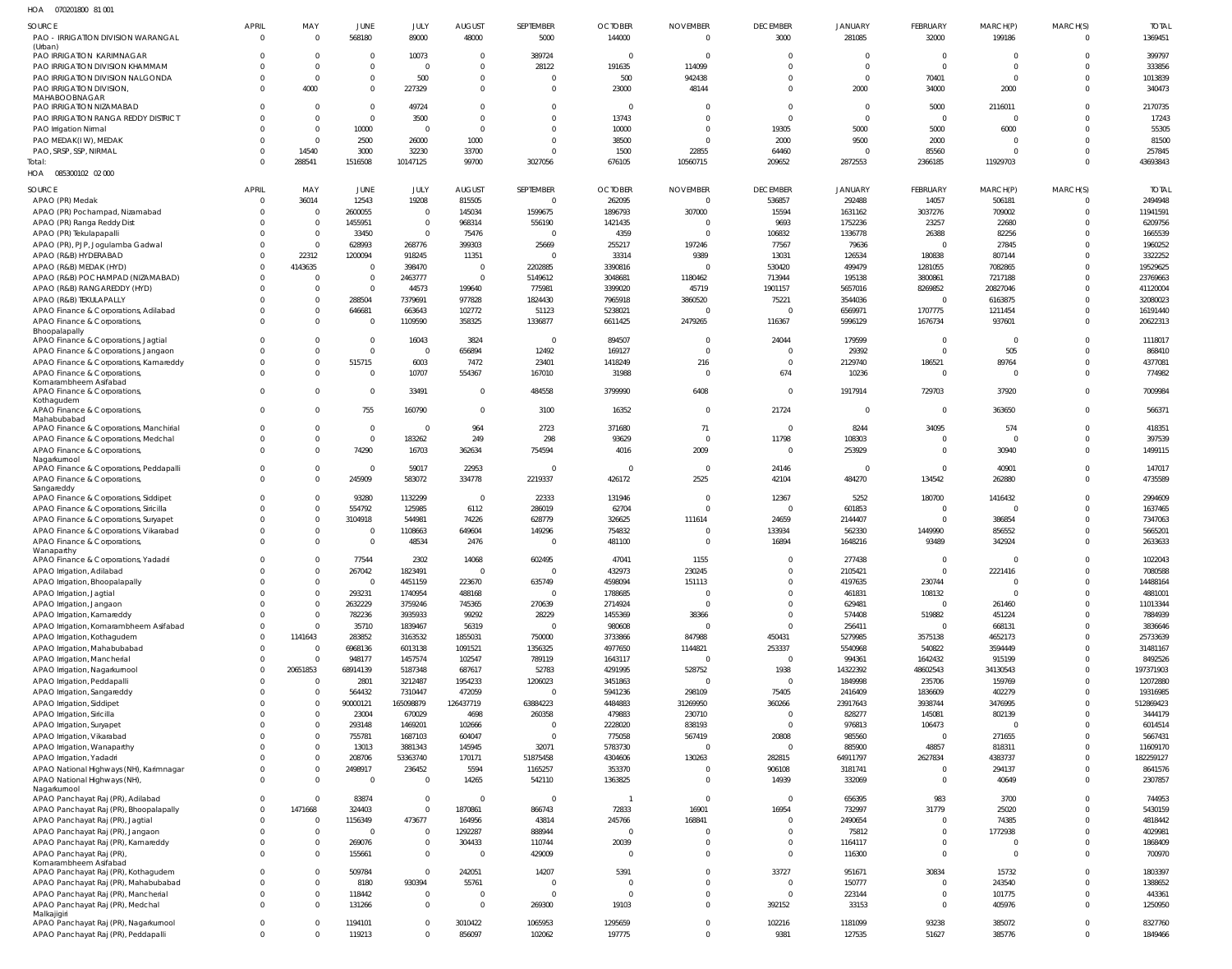HOA 070201800 81 001

| SOURCE | APRIL | MAY | JUNE | JULY | AUGUST | SEPTEMBER | OCTOBER | NOVEMBER | DECEMBER | JANUARY | FEBRUARY | MARCH(P) | MARCH(S) | TOTAL |
|---|---|---|---|---|---|---|---|---|---|---|---|---|---|---|
| PAO - IRRIGATION DIVISION WARANGAL (Urban) | 0 | 0 | 568180 | 89000 | 48000 | 5000 | 144000 | 0 | 3000 | 281085 | 32000 | 199186 | 0 | 1369451 |
| PAO IRRIGATION KARIMNAGAR | 0 | 0 | 0 | 10073 | 0 | 389724 | 0 | 0 | 0 | 0 | 0 | 0 | 0 | 399797 |
| PAO IRRIGATION DIVISION KHAMMAM | 0 | 0 | 0 | 0 | 0 | 28122 | 191635 | 114099 | 0 | 0 | 0 | 0 | 0 | 333856 |
| PAO IRRIGATION DIVISION NALGONDA | 0 | 0 | 0 | 500 | 0 | 0 | 500 | 942438 | 0 | 0 | 70401 | 0 | 0 | 1013839 |
| PAO IRRIGATION DIVISION, MAHABOOBNAGAR | 0 | 4000 | 0 | 227329 | 0 | 0 | 23000 | 48144 | 0 | 2000 | 34000 | 2000 | 0 | 340473 |
| PAO IRRIGATION NIZAMABAD | 0 | 0 | 0 | 49724 | 0 | 0 | 0 | 0 | 0 | 0 | 5000 | 2116011 | 0 | 2170735 |
| PAO IRRIGATION RANGA REDDY DISTRICT | 0 | 0 | 0 | 3500 | 0 | 0 | 13743 | 0 | 0 | 0 | 0 | 0 | 0 | 17243 |
| PAO Irrigation Nirmal | 0 | 0 | 10000 | 0 | 0 | 0 | 10000 | 0 | 19305 | 5000 | 5000 | 6000 | 0 | 55305 |
| PAO MEDAK(IW), MEDAK | 0 | 0 | 2500 | 26000 | 1000 | 0 | 38500 | 0 | 2000 | 9500 | 2000 | 0 | 0 | 81500 |
| PAO, SRSP, SSP, NIRMAL | 0 | 14540 | 3000 | 32230 | 33700 | 0 | 1500 | 22855 | 64460 | 0 | 85560 | 0 | 0 | 257845 |
| Total: | 0 | 288541 | 1516508 | 10147125 | 99700 | 3027056 | 676105 | 10560715 | 209652 | 2872553 | 2366185 | 11929703 | 0 | 43693843 |

HOA 085300102 02 000

| SOURCE | APRIL | MAY | JUNE | JULY | AUGUST | SEPTEMBER | OCTOBER | NOVEMBER | DECEMBER | JANUARY | FEBRUARY | MARCH(P) | MARCH(S) | TOTAL |
|---|---|---|---|---|---|---|---|---|---|---|---|---|---|---|
| APAO (PR) Medak | 0 | 36014 | 12543 | 19208 | 815505 | 0 | 262095 | 0 | 536857 | 292488 | 14057 | 506181 | 0 | 2494948 |
| APAO (PR) Pochampad, Nizamabad | 0 | 0 | 2600055 | 0 | 145034 | 1599675 | 1896793 | 307000 | 15594 | 1631162 | 3037276 | 709002 | 0 | 11941591 |
| APAO (PR) Ranga Reddy Dist | 0 | 0 | 1455951 | 0 | 968314 | 556190 | 1421435 | 0 | 9693 | 1752236 | 23257 | 22680 | 0 | 6209756 |
| APAO (PR) Tekulapapalli | 0 | 0 | 33450 | 0 | 75476 | 0 | 4359 | 0 | 106832 | 1336778 | 26388 | 82256 | 0 | 1665539 |
| APAO (PR), PJP, Jogulamba Gadwal | 0 | 0 | 628993 | 268776 | 399303 | 25669 | 255217 | 197246 | 77567 | 79636 | 0 | 27845 | 0 | 1960252 |
| APAO (R&B) HYDERABAD | 0 | 22312 | 1200094 | 918245 | 11351 | 0 | 33314 | 9389 | 13031 | 126534 | 180838 | 807144 | 0 | 3322252 |
| APAO (R&B) MEDAK (HYD) | 0 | 4143635 | 0 | 398470 | 0 | 2202885 | 3390816 | 0 | 530420 | 499479 | 1281055 | 7082865 | 0 | 19529625 |
| APAO (R&B) POCHAMPAD (NIZAMABAD) | 0 | 0 | 0 | 2463777 | 0 | 5149612 | 3048681 | 1180462 | 713944 | 195138 | 3800861 | 7217188 | 0 | 23769663 |
| APAO (R&B) RANGAREDDY (HYD) | 0 | 0 | 0 | 44573 | 199640 | 775981 | 3399020 | 45719 | 1901157 | 5657016 | 8269852 | 20827046 | 0 | 41120004 |
| APAO (R&B) TEKULAPALLY | 0 | 0 | 288504 | 7379691 | 977828 | 1824430 | 7965918 | 3860520 | 75221 | 3544036 | 0 | 6163875 | 0 | 32080023 |
| APAO Finance & Corporations, Adilabad | 0 | 0 | 646681 | 663643 | 102772 | 51123 | 5238021 | 0 | 0 | 6569971 | 1707775 | 1211454 | 0 | 16191440 |
| APAO Finance & Corporations, Bhoopalapally | 0 | 0 | 0 | 1109590 | 358325 | 1336877 | 6611425 | 2479265 | 116367 | 5996129 | 1676734 | 937601 | 0 | 20622313 |
| APAO Finance & Corporations, Jagtial | 0 | 0 | 0 | 16043 | 3824 | 0 | 894507 | 0 | 24044 | 179599 | 0 | 0 | 0 | 1118017 |
| APAO Finance & Corporations, Jangaon | 0 | 0 | 0 | 0 | 656894 | 12492 | 169127 | 0 | 0 | 29392 | 0 | 505 | 0 | 868410 |
| APAO Finance & Corporations, Kamareddy | 0 | 0 | 515715 | 6003 | 7472 | 23401 | 1418249 | 216 | 0 | 2129740 | 186521 | 89764 | 0 | 4377081 |
| APAO Finance & Corporations, Komarambheem Asifabad | 0 | 0 | 0 | 10707 | 554367 | 167010 | 31988 | 0 | 674 | 10236 | 0 | 0 | 0 | 774982 |
| APAO Finance & Corporations, Kothagudem | 0 | 0 | 0 | 33491 | 0 | 484558 | 3799990 | 6408 | 0 | 1917914 | 729703 | 37920 | 0 | 7009984 |
| APAO Finance & Corporations, Mahabubabad | 0 | 0 | 755 | 160790 | 0 | 3100 | 16352 | 0 | 21724 | 0 | 0 | 363650 | 0 | 566371 |
| APAO Finance & Corporations, Manchirial | 0 | 0 | 0 | 0 | 964 | 2723 | 371680 | 71 | 0 | 8244 | 34095 | 574 | 0 | 418351 |
| APAO Finance & Corporations, Medchal | 0 | 0 | 0 | 183262 | 249 | 298 | 93629 | 0 | 11798 | 108303 | 0 | 0 | 0 | 397539 |
| APAO Finance & Corporations, Nagarkurnool | 0 | 0 | 74290 | 16703 | 362634 | 754594 | 4016 | 2009 | 0 | 253929 | 0 | 30940 | 0 | 1499115 |
| APAO Finance & Corporations, Peddapalli | 0 | 0 | 0 | 59017 | 22953 | 0 | 0 | 0 | 24146 | 0 | 0 | 40901 | 0 | 147017 |
| APAO Finance & Corporations, Sangareddy | 0 | 0 | 245909 | 583072 | 334778 | 2219337 | 426172 | 2525 | 42104 | 484270 | 134542 | 262880 | 0 | 4735589 |
| APAO Finance & Corporations, Siddipet | 0 | 0 | 93280 | 1132299 | 0 | 22333 | 131946 | 0 | 12367 | 5252 | 180700 | 1416432 | 0 | 2994609 |
| APAO Finance & Corporations, Siricilla | 0 | 0 | 554792 | 125985 | 6112 | 286019 | 62704 | 0 | 0 | 601853 | 0 | 0 | 0 | 1637465 |
| APAO Finance & Corporations, Suryapet | 0 | 0 | 3104918 | 544981 | 74226 | 628779 | 326625 | 111614 | 24659 | 2144407 | 0 | 386854 | 0 | 7347063 |
| APAO Finance & Corporations, Vikarabad | 0 | 0 | 0 | 1108663 | 649604 | 149296 | 754832 | 0 | 133934 | 562330 | 1449990 | 856552 | 0 | 5665201 |
| APAO Finance & Corporations, Wanaparthy | 0 | 0 | 0 | 48534 | 2476 | 0 | 481100 | 0 | 16894 | 1648216 | 93489 | 342924 | 0 | 2633633 |
| APAO Finance & Corporations, Yadadri | 0 | 0 | 77544 | 2302 | 14068 | 602495 | 47041 | 1155 | 0 | 277438 | 0 | 0 | 0 | 1022043 |
| APAO Irrigation, Adilabad | 0 | 0 | 267042 | 1823491 | 0 | 0 | 432973 | 230245 | 0 | 2105421 | 0 | 2221416 | 0 | 7080588 |
| APAO Irrigation, Bhoopalapally | 0 | 0 | 0 | 4451159 | 223670 | 635749 | 4598094 | 151113 | 0 | 4197635 | 230744 | 0 | 0 | 14488164 |
| APAO Irrigation, Jagtial | 0 | 0 | 293231 | 1740954 | 488168 | 0 | 1788685 | 0 | 0 | 461831 | 108132 | 0 | 0 | 4881001 |
| APAO Irrigation, Jangaon | 0 | 0 | 2632229 | 3759246 | 745365 | 270639 | 2714924 | 0 | 0 | 629481 | 0 | 261460 | 0 | 11013344 |
| APAO Irrigation, Kamareddy | 0 | 0 | 782236 | 3935933 | 99292 | 28229 | 1455369 | 38366 | 0 | 574408 | 519882 | 451224 | 0 | 7884939 |
| APAO Irrigation, Komarambheem Asifabad | 0 | 0 | 35710 | 1839467 | 56319 | 0 | 980608 | 0 | 0 | 256411 | 0 | 668131 | 0 | 3836646 |
| APAO Irrigation, Kothagudem | 0 | 1141643 | 283852 | 3163532 | 1855031 | 750000 | 3733866 | 847988 | 450431 | 5279985 | 3575138 | 4652173 | 0 | 25733639 |
| APAO Irrigation, Mahabubabad | 0 | 0 | 6968136 | 6013138 | 1091521 | 1356325 | 4977650 | 1144821 | 253337 | 5540968 | 540822 | 3594449 | 0 | 31481167 |
| APAO Irrigation, Mancherial | 0 | 0 | 948177 | 1457574 | 102547 | 789119 | 1643117 | 0 | 0 | 994361 | 1642432 | 915199 | 0 | 8492526 |
| APAO Irrigation, Nagarkurnool | 0 | 20651853 | 68914139 | 5187348 | 687617 | 52783 | 4291995 | 528752 | 1938 | 14322392 | 48602543 | 34130543 | 0 | 197371903 |
| APAO Irrigation, Peddapalli | 0 | 0 | 2801 | 3212487 | 1954233 | 1206023 | 3451863 | 0 | 0 | 1849998 | 235706 | 159769 | 0 | 12072880 |
| APAO Irrigation, Sangareddy | 0 | 0 | 564432 | 7310447 | 472059 | 0 | 5941236 | 298109 | 75405 | 2416409 | 1836609 | 402279 | 0 | 19316985 |
| APAO Irrigation, Siddipet | 0 | 0 | 90000121 | 165098879 | 126437719 | 63884223 | 4484883 | 31269950 | 360266 | 23917643 | 3938744 | 3476995 | 0 | 512869423 |
| APAO Irrigation, Siricilla | 0 | 0 | 23004 | 670029 | 4698 | 260358 | 479883 | 230710 | 0 | 828277 | 145081 | 802139 | 0 | 3444179 |
| APAO Irrigation, Suryapet | 0 | 0 | 293148 | 1469201 | 102666 | 0 | 2228020 | 838193 | 0 | 976813 | 106473 | 0 | 0 | 6014514 |
| APAO Irrigation, Vikarabad | 0 | 0 | 755781 | 1687103 | 604047 | 0 | 775058 | 567419 | 20808 | 985560 | 0 | 271655 | 0 | 5667431 |
| APAO Irrigation, Wanaparthy | 0 | 0 | 13013 | 3881343 | 145945 | 32071 | 5783730 | 0 | 0 | 885900 | 48857 | 818311 | 0 | 11609170 |
| APAO Irrigation, Yadadri | 0 | 0 | 208706 | 53363740 | 170171 | 51875458 | 4304606 | 130163 | 282815 | 64911797 | 2627834 | 4383737 | 0 | 182259127 |
| APAO National Highways (NH), Karimnagar | 0 | 0 | 2498917 | 236452 | 5594 | 1165257 | 353370 | 0 | 906108 | 3181741 | 0 | 294137 | 0 | 8641576 |
| APAO National Highways (NH), Nagarkurnool | 0 | 0 | 0 | 0 | 14265 | 542110 | 1363825 | 0 | 14939 | 332069 | 0 | 40649 | 0 | 2307857 |
| APAO Panchayat Raj (PR), Adilabad | 0 | 0 | 83874 | 0 | 0 | 0 | 1 | 0 | 0 | 656395 | 983 | 3700 | 0 | 744953 |
| APAO Panchayat Raj (PR), Bhoopalapally | 0 | 1471668 | 324403 | 0 | 1870861 | 866743 | 72833 | 16901 | 16954 | 732997 | 31779 | 25020 | 0 | 5430159 |
| APAO Panchayat Raj (PR), Jagtial | 0 | 0 | 1156349 | 473677 | 164956 | 43814 | 245766 | 168841 | 0 | 2490654 | 0 | 74385 | 0 | 4818442 |
| APAO Panchayat Raj (PR), Jangaon | 0 | 0 | 0 | 0 | 1292287 | 888944 | 0 | 0 | 0 | 75812 | 0 | 1772938 | 0 | 4029981 |
| APAO Panchayat Raj (PR), Kamareddy | 0 | 0 | 269076 | 0 | 304433 | 110744 | 20039 | 0 | 0 | 1164117 | 0 | 0 | 0 | 1868409 |
| APAO Panchayat Raj (PR), Komarambheem Asifabad | 0 | 0 | 155661 | 0 | 0 | 429009 | 0 | 0 | 0 | 116300 | 0 | 0 | 0 | 700970 |
| APAO Panchayat Raj (PR), Kothagudem | 0 | 0 | 509784 | 0 | 242051 | 14207 | 5391 | 0 | 33727 | 951671 | 30834 | 15732 | 0 | 1803397 |
| APAO Panchayat Raj (PR), Mahabubabad | 0 | 0 | 8180 | 930394 | 55761 | 0 | 0 | 0 | 0 | 150777 | 0 | 243540 | 0 | 1388652 |
| APAO Panchayat Raj (PR), Mancherial | 0 | 0 | 118442 | 0 | 0 | 0 | 0 | 0 | 0 | 223144 | 0 | 101775 | 0 | 443361 |
| APAO Panchayat Raj (PR), Medchal Malkajigiri | 0 | 0 | 131266 | 0 | 0 | 269300 | 19103 | 0 | 392152 | 33153 | 0 | 405976 | 0 | 1250950 |
| APAO Panchayat Raj (PR), Nagarkurnool | 0 | 0 | 1194101 | 0 | 3010422 | 1065953 | 1295659 | 0 | 102216 | 1181099 | 93238 | 385072 | 0 | 8327760 |
| APAO Panchayat Raj (PR), Peddapalli | 0 | 0 | 119213 | 0 | 856097 | 102062 | 197775 | 0 | 9381 | 127535 | 51627 | 385776 | 0 | 1849466 |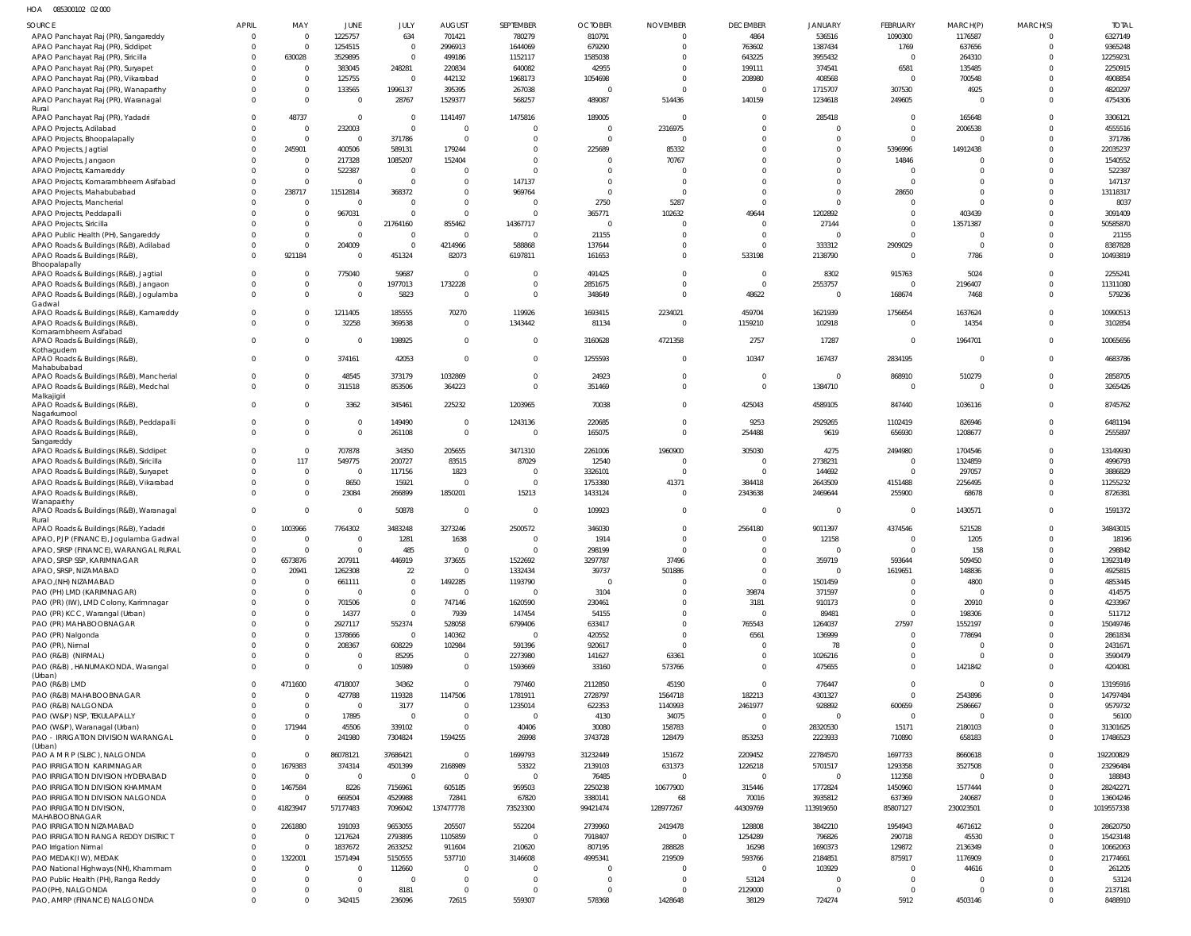HOA 085300102 02 000

| SOURCE | APRIL | MAY | JUNE | JULY | AUGUST | SEPTEMBER | OCTOBER | NOVEMBER | DECEMBER | JANUARY | FEBRUARY | MARCH(P) | MARCH(S) | TOTAL |
|---|---|---|---|---|---|---|---|---|---|---|---|---|---|---|
| APAO Panchayat Raj (PR), Sangareddy | 0 | 0 | 1225757 | 634 | 701421 | 780279 | 810791 | 0 | 4864 | 536516 | 1090300 | 1176587 | 0 | 6327149 |
| APAO Panchayat Raj (PR), Siddipet | 0 | 0 | 1254515 | 0 | 2996913 | 1644069 | 679290 | 0 | 763602 | 1387434 | 1769 | 637656 | 0 | 9365248 |
| APAO Panchayat Raj (PR), Siricilla | 0 | 630028 | 3529895 | 0 | 499186 | 1152117 | 1585038 | 0 | 643225 | 3955432 | 0 | 264310 | 0 | 12259231 |
| APAO Panchayat Raj (PR), Suryapet | 0 | 0 | 383045 | 248281 | 220834 | 640082 | 42955 | 0 | 199111 | 374541 | 6581 | 135485 | 0 | 2250915 |
| APAO Panchayat Raj (PR), Vikarabad | 0 | 0 | 125755 | 0 | 442132 | 1968173 | 1054698 | 0 | 208980 | 408568 | 0 | 700548 | 0 | 4908854 |
| APAO Panchayat Raj (PR), Wanaparthy | 0 | 0 | 133565 | 1996137 | 395395 | 267038 | 0 | 0 | 0 | 1715707 | 307530 | 4925 | 0 | 4820297 |
| APAO Panchayat Raj (PR), Waranagal Rural | 0 | 0 | 0 | 28767 | 1529377 | 568257 | 489087 | 514436 | 140159 | 1234618 | 249605 | 0 | 0 | 4754306 |
| APAO Panchayat Raj (PR), Yadadri | 0 | 48737 | 0 | 0 | 1141497 | 1475816 | 189005 | 0 | 0 | 285418 | 0 | 165648 | 0 | 3306121 |
| APAO Projects, Adilabad | 0 | 0 | 232003 | 0 | 0 | 0 | 0 | 2316975 | 0 | 0 | 0 | 2006538 | 0 | 4555516 |
| APAO Projects, Bhoopalapally | 0 | 0 | 0 | 371786 | 0 | 0 | 0 | 0 | 0 | 0 | 0 | 0 | 0 | 371786 |
| APAO Projects, Jagtial | 0 | 245901 | 400506 | 589131 | 179244 | 0 | 225689 | 85332 | 0 | 0 | 5396996 | 14912438 | 0 | 22035237 |
| APAO Projects, Jangaon | 0 | 0 | 217328 | 1085207 | 152404 | 0 | 0 | 70767 | 0 | 0 | 14846 | 0 | 0 | 1540552 |
| APAO Projects, Kamareddy | 0 | 0 | 522387 | 0 | 0 | 0 | 0 | 0 | 0 | 0 | 0 | 0 | 0 | 522387 |
| APAO Projects, Komarambheem Asifabad | 0 | 0 | 0 | 0 | 0 | 147137 | 0 | 0 | 0 | 0 | 0 | 0 | 0 | 147137 |
| APAO Projects, Mahabubabad | 0 | 238717 | 11512814 | 368372 | 0 | 969764 | 0 | 0 | 0 | 0 | 28650 | 0 | 0 | 13118317 |
| APAO Projects, Mancherial | 0 | 0 | 0 | 0 | 0 | 0 | 2750 | 5287 | 0 | 0 | 0 | 0 | 0 | 8037 |
| APAO Projects, Peddapalli | 0 | 0 | 967031 | 0 | 0 | 0 | 365771 | 102632 | 49644 | 1202892 | 0 | 403439 | 0 | 3091409 |
| APAO Projects, Siricilla | 0 | 0 | 0 | 21764160 | 855462 | 14367717 | 0 | 0 | 0 | 27144 | 0 | 13571387 | 0 | 50585870 |
| APAO Public Health (PH), Sangareddy | 0 | 0 | 0 | 0 | 0 | 0 | 21155 | 0 | 0 | 0 | 0 | 0 | 0 | 21155 |
| APAO Roads & Buildings (R&B), Adilabad | 0 | 0 | 204009 | 0 | 4214966 | 588868 | 137644 | 0 | 0 | 333312 | 2909029 | 0 | 0 | 8387828 |
| APAO Roads & Buildings (R&B), Bhoopalapally | 0 | 921184 | 0 | 451324 | 82073 | 6197811 | 161653 | 0 | 533198 | 2138790 | 0 | 7786 | 0 | 10493819 |
| APAO Roads & Buildings (R&B), Jagtial | 0 | 0 | 775040 | 59687 | 0 | 0 | 491425 | 0 | 0 | 8302 | 915763 | 5024 | 0 | 2255241 |
| APAO Roads & Buildings (R&B), Jangaon | 0 | 0 | 0 | 1977013 | 1732228 | 0 | 2851675 | 0 | 0 | 2553757 | 0 | 2196407 | 0 | 11311080 |
| APAO Roads & Buildings (R&B), Jogulamba Gadwal | 0 | 0 | 0 | 5823 | 0 | 0 | 348649 | 0 | 48622 | 0 | 168674 | 7468 | 0 | 579236 |
| APAO Roads & Buildings (R&B), Kamareddy | 0 | 0 | 1211405 | 185555 | 70270 | 119926 | 1693415 | 2234021 | 459704 | 1621939 | 1756654 | 1637624 | 0 | 10990513 |
| APAO Roads & Buildings (R&B), Komarambheem Asifabad | 0 | 0 | 32258 | 369538 | 0 | 1343442 | 81134 | 0 | 1159210 | 102918 | 0 | 14354 | 0 | 3102854 |
| APAO Roads & Buildings (R&B), Kothagudem | 0 | 0 | 0 | 198925 | 0 | 0 | 3160628 | 4721358 | 2757 | 17287 | 0 | 1964701 | 0 | 10065656 |
| APAO Roads & Buildings (R&B), Mahabubabad | 0 | 0 | 374161 | 42053 | 0 | 0 | 1255593 | 0 | 10347 | 167437 | 2834195 | 0 | 0 | 4683786 |
| APAO Roads & Buildings (R&B), Mancherial | 0 | 0 | 48545 | 373179 | 1032869 | 0 | 24923 | 0 | 0 | 0 | 868910 | 510279 | 0 | 2858705 |
| APAO Roads & Buildings (R&B), Medchal Malkajigiri | 0 | 0 | 311518 | 853506 | 364223 | 0 | 351469 | 0 | 0 | 1384710 | 0 | 0 | 0 | 3265426 |
| APAO Roads & Buildings (R&B), Nagarkurnool | 0 | 0 | 3362 | 345461 | 225232 | 1203965 | 70038 | 0 | 425043 | 4589105 | 847440 | 1036116 | 0 | 8745762 |
| APAO Roads & Buildings (R&B), Peddapalli | 0 | 0 | 0 | 149490 | 0 | 1243136 | 220685 | 0 | 9253 | 2929265 | 1102419 | 826946 | 0 | 6481194 |
| APAO Roads & Buildings (R&B), Sangareddy | 0 | 0 | 0 | 261108 | 0 | 0 | 165075 | 0 | 254488 | 9619 | 656930 | 1208677 | 0 | 2555897 |
| APAO Roads & Buildings (R&B), Siddipet | 0 | 0 | 707878 | 34350 | 205655 | 3471310 | 2261006 | 1960900 | 305030 | 4275 | 2494980 | 1704546 | 0 | 13149930 |
| APAO Roads & Buildings (R&B), Siricilla | 0 | 117 | 549775 | 200727 | 83515 | 87029 | 12540 | 0 | 0 | 2738231 | 0 | 1324859 | 0 | 4996793 |
| APAO Roads & Buildings (R&B), Suryapet | 0 | 0 | 0 | 117156 | 1823 | 0 | 3326101 | 0 | 0 | 144692 | 0 | 297057 | 0 | 3886829 |
| APAO Roads & Buildings (R&B), Vikarabad | 0 | 0 | 8650 | 15921 | 0 | 0 | 1753380 | 41371 | 384418 | 2643509 | 4151488 | 2256495 | 0 | 11255232 |
| APAO Roads & Buildings (R&B), Wanaparthy | 0 | 0 | 23084 | 266899 | 1850201 | 15213 | 1433124 | 0 | 2343638 | 2469644 | 255900 | 68678 | 0 | 8726381 |
| APAO Roads & Buildings (R&B), Waranagal Rural | 0 | 0 | 0 | 50878 | 0 | 0 | 109923 | 0 | 0 | 0 | 0 | 1430571 | 0 | 1591372 |
| APAO Roads & Buildings (R&B), Yadadri | 0 | 1003966 | 7764302 | 3483248 | 3273246 | 2500572 | 346030 | 0 | 2564180 | 9011397 | 4374546 | 521528 | 0 | 34843015 |
| APAO, PJP (FINANCE), Jogulamba Gadwal | 0 | 0 | 0 | 1281 | 1638 | 0 | 1914 | 0 | 0 | 12158 | 0 | 1205 | 0 | 18196 |
| APAO, SRSP (FINANCE), WARANGAL RURAL | 0 | 0 | 0 | 485 | 0 | 0 | 298199 | 0 | 0 | 0 | 0 | 158 | 0 | 298842 |
| APAO, SRSP SSP, KARIMNAGAR | 0 | 6573876 | 207911 | 446919 | 373655 | 1522692 | 3297787 | 37496 | 0 | 359719 | 593644 | 509450 | 0 | 13923149 |
| APAO, SRSP, NIZAMABAD | 0 | 20941 | 1262308 | 22 | 0 | 1332434 | 39737 | 501886 | 0 | 0 | 1619651 | 148836 | 0 | 4925815 |
| APAO,(NH) NIZAMABAD | 0 | 0 | 661111 | 0 | 1492285 | 1193790 | 0 | 0 | 0 | 1501459 | 0 | 4800 | 0 | 4853445 |
| PAO (PH) LMD (KARIMNAGAR) | 0 | 0 | 0 | 0 | 0 | 0 | 3104 | 0 | 39874 | 371597 | 0 | 0 | 0 | 414575 |
| PAO (PR) (IW), LMD Colony, Karimnagar | 0 | 0 | 701506 | 0 | 747146 | 1620590 | 230461 | 0 | 3181 | 910173 | 0 | 20910 | 0 | 4233967 |
| PAO (PR) KCC, Warangal (Urban) | 0 | 0 | 14377 | 0 | 7939 | 147454 | 54155 | 0 | 0 | 89481 | 0 | 198306 | 0 | 511712 |
| PAO (PR) MAHABOOBNAGAR | 0 | 0 | 2927117 | 552374 | 528058 | 6799406 | 633417 | 0 | 765543 | 1264037 | 27597 | 1552197 | 0 | 15049746 |
| PAO (PR) Nalgonda | 0 | 0 | 1378666 | 0 | 140362 | 0 | 420552 | 0 | 6561 | 136999 | 0 | 778694 | 0 | 2861834 |
| PAO (PR), Nirmal | 0 | 0 | 208367 | 608229 | 102984 | 591396 | 920617 | 0 | 0 | 78 | 0 | 0 | 0 | 2431671 |
| PAO (R&B) (NIRMAL) | 0 | 0 | 0 | 85295 | 0 | 2273980 | 141627 | 63361 | 0 | 1026216 | 0 | 0 | 0 | 3590479 |
| PAO (R&B), HANUMAKONDA, Warangal (Urban) | 0 | 0 | 0 | 105989 | 0 | 1593669 | 33160 | 573766 | 0 | 475655 | 0 | 1421842 | 0 | 4204081 |
| PAO (R&B) LMD | 0 | 4711600 | 4718007 | 34362 | 0 | 797460 | 2112850 | 45190 | 0 | 776447 | 0 | 0 | 0 | 13195916 |
| PAO (R&B) MAHABOOBNAGAR | 0 | 0 | 427788 | 119328 | 1147506 | 1781911 | 2728797 | 1564718 | 182213 | 4301327 | 0 | 2543896 | 0 | 14797484 |
| PAO (R&B) NALGONDA | 0 | 0 | 0 | 3177 | 0 | 1235014 | 622353 | 1140993 | 2461977 | 928892 | 600659 | 2586667 | 0 | 9579732 |
| PAO (W&P) NSP, TEKULAPALLY | 0 | 0 | 17895 | 0 | 0 | 0 | 4130 | 34075 | 0 | 0 | 0 | 0 | 0 | 56100 |
| PAO (W&P), Waranagal (Urban) | 0 | 171944 | 45506 | 339102 | 0 | 40406 | 30080 | 158783 | 0 | 28320530 | 15171 | 2180103 | 0 | 31301625 |
| PAO - IRRIGATION DIVISION WARANGAL (Urban) | 0 | 0 | 241980 | 7304824 | 1594255 | 26998 | 3743728 | 128479 | 853253 | 2223933 | 710890 | 658183 | 0 | 17486523 |
| PAO A M R P (SLBC), NALGONDA | 0 | 0 | 86078121 | 37686421 | 0 | 1699793 | 31232449 | 151672 | 2209452 | 22784570 | 1697733 | 8660618 | 0 | 192200829 |
| PAO IRRIGATION KARIMNAGAR | 0 | 1679383 | 374314 | 4501399 | 2168989 | 53322 | 2139103 | 631373 | 1226218 | 5701517 | 1293358 | 3527508 | 0 | 23296484 |
| PAO IRRIGATION DIVISION HYDERABAD | 0 | 0 | 0 | 0 | 0 | 0 | 76485 | 0 | 0 | 0 | 112358 | 0 | 0 | 188843 |
| PAO IRRIGATION DIVISION KHAMMAM | 0 | 1467584 | 8226 | 7156961 | 605185 | 959503 | 2250238 | 10677900 | 315446 | 1772824 | 1450960 | 1577444 | 0 | 28242271 |
| PAO IRRIGATION DIVISION NALGONDA | 0 | 0 | 669504 | 4529988 | 72841 | 67820 | 3380141 | 68 | 70016 | 3935812 | 637369 | 240687 | 0 | 13604246 |
| PAO IRRIGATION DIVISION, MAHABOOBNAGAR | 0 | 41823947 | 57177483 | 7096042 | 137477778 | 73523300 | 99421474 | 128977267 | 44309769 | 113919650 | 85807127 | 230023501 | 0 | 1019557338 |
| PAO IRRIGATION NIZAMABAD | 0 | 2261880 | 191093 | 9653055 | 205507 | 552204 | 2739960 | 2419478 | 128808 | 3842210 | 1954943 | 4671612 | 0 | 28620750 |
| PAO IRRIGATION RANGA REDDY DISTRICT | 0 | 0 | 1217624 | 2793895 | 1105859 | 0 | 7918407 | 0 | 1254289 | 796826 | 290718 | 45530 | 0 | 15423148 |
| PAO Irrigation Nirmal | 0 | 0 | 1837672 | 2633252 | 911604 | 210620 | 807195 | 288828 | 16298 | 1690373 | 129872 | 2136349 | 0 | 10662063 |
| PAO MEDAK(IW), MEDAK | 0 | 1322001 | 1571494 | 5150555 | 537710 | 3146608 | 4995341 | 219509 | 593766 | 2184851 | 875917 | 1176909 | 0 | 21774661 |
| PAO National Highways (NH), Khammam | 0 | 0 | 0 | 112660 | 0 | 0 | 0 | 0 | 0 | 103929 | 0 | 44616 | 0 | 261205 |
| PAO Public Health (PH), Ranga Reddy | 0 | 0 | 0 | 0 | 0 | 0 | 0 | 0 | 53124 | 0 | 0 | 0 | 0 | 53124 |
| PAO(PH), NALGONDA | 0 | 0 | 0 | 8181 | 0 | 0 | 0 | 0 | 2129000 | 0 | 0 | 0 | 0 | 2137181 |
| PAO, AMRP (FINANCE) NALGONDA | 0 | 0 | 342415 | 236096 | 72615 | 559307 | 578368 | 1428648 | 38129 | 724274 | 5912 | 4503146 | 0 | 8488910 |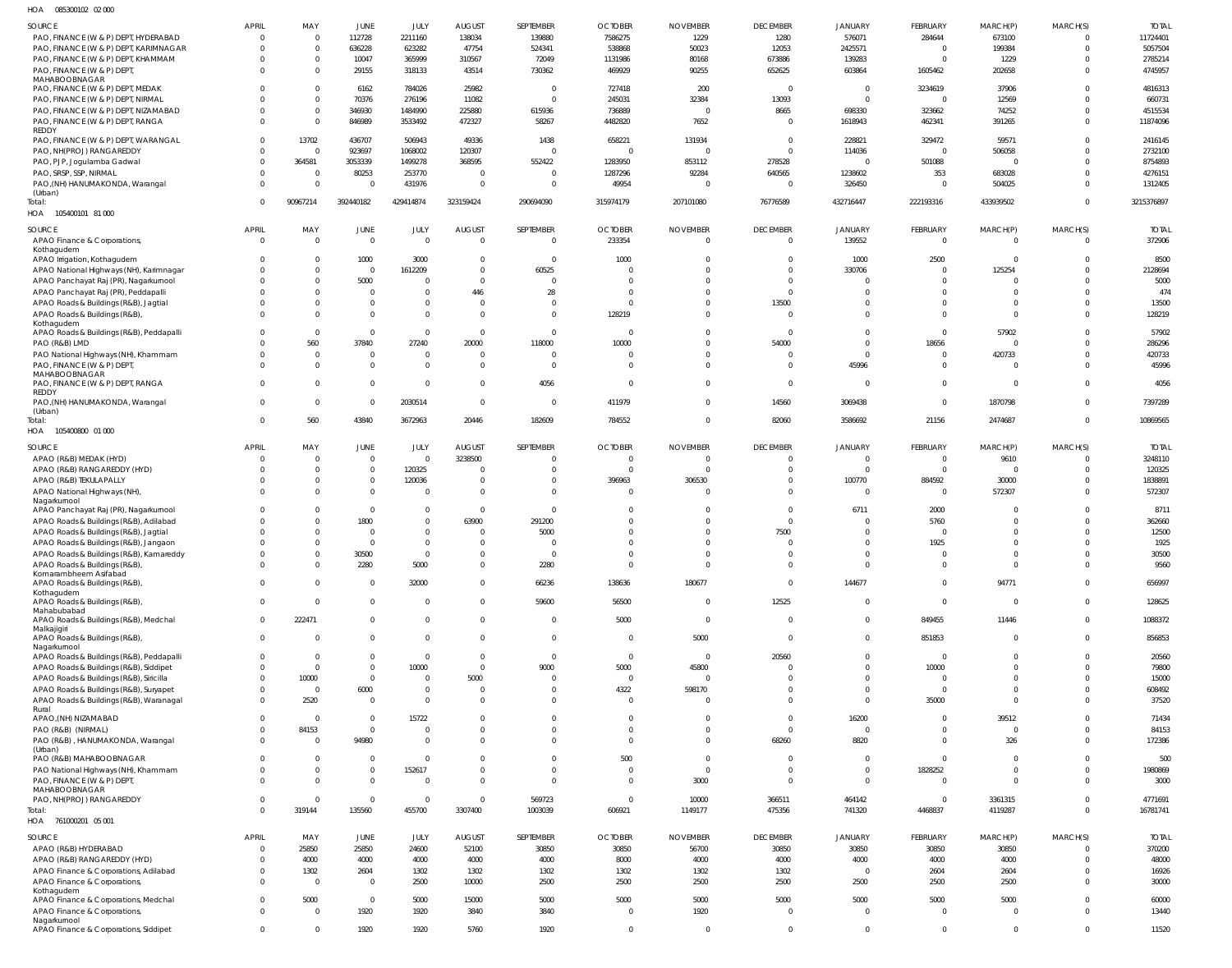HOA 085300102 02 000

| SOURCE | APRIL | MAY | JUNE | JULY | AUGUST | SEPTEMBER | OCTOBER | NOVEMBER | DECEMBER | JANUARY | FEBRUARY | MARCH(P) | MARCH(S) | TOTAL |
|---|---|---|---|---|---|---|---|---|---|---|---|---|---|---|
| PAO, FINANCE (W & P) DEPT, HYDERABAD | 0 | 0 | 112728 | 2211160 | 138034 | 139880 | 7586275 | 1229 | 1280 | 576071 | 284644 | 673100 | 0 | 11724401 |
| PAO, FINANCE (W & P) DEPT, KARIMNAGAR | 0 | 0 | 636228 | 623282 | 47754 | 524341 | 538868 | 50023 | 12053 | 2425571 | 0 | 199384 | 0 | 5057504 |
| PAO, FINANCE (W & P) DEPT, KHAMMAM | 0 | 0 | 10047 | 365999 | 310567 | 72049 | 1131986 | 80168 | 673886 | 139283 | 0 | 1229 | 0 | 2785214 |
| PAO, FINANCE (W & P) DEPT, MAHABOOBNAGAR | 0 | 0 | 29155 | 318133 | 43514 | 730362 | 469929 | 90255 | 652625 | 603864 | 1605462 | 202658 | 0 | 4745957 |
| PAO, FINANCE (W & P) DEPT, MEDAK | 0 | 0 | 6162 | 784026 | 25982 | 0 | 727418 | 200 | 0 | 0 | 3234619 | 37906 | 0 | 4816313 |
| PAO, FINANCE (W & P) DEPT, NIRMAL | 0 | 0 | 70376 | 276196 | 11082 | 0 | 245031 | 32384 | 13093 | 0 | 0 | 12569 | 0 | 660731 |
| PAO, FINANCE (W & P) DEPT, NIZAMABAD | 0 | 0 | 346930 | 1484990 | 225880 | 615936 | 736889 | 0 | 8665 | 698330 | 323662 | 74252 | 0 | 4515534 |
| PAO, FINANCE (W & P) DEPT, RANGA REDDY | 0 | 0 | 846989 | 3533492 | 472327 | 58267 | 4482820 | 7652 | 0 | 1618943 | 462341 | 391265 | 0 | 11874096 |
| PAO, FINANCE (W & P) DEPT, WARANGAL | 0 | 13702 | 436707 | 506943 | 49336 | 1438 | 658221 | 131934 | 0 | 228821 | 329472 | 59571 | 0 | 2416145 |
| PAO, NH(PROJ) RANGAREDDY | 0 | 0 | 923697 | 1068002 | 120307 | 0 | 0 | 0 | 0 | 114036 | 0 | 506058 | 0 | 2732100 |
| PAO, PJP, Jogulamba Gadwal | 0 | 364581 | 3053339 | 1499278 | 368595 | 552422 | 1283950 | 853112 | 278528 | 0 | 501088 | 0 | 0 | 8754893 |
| PAO, SRSP, SSP, NIRMAL | 0 | 0 | 80253 | 253770 | 0 | 0 | 1287296 | 92284 | 640565 | 1238602 | 353 | 683028 | 0 | 4276151 |
| PAO,(NH) HANUMAKONDA, Warangal (Urban) | 0 | 0 | 0 | 431976 | 0 | 0 | 49954 | 0 | 0 | 326450 | 0 | 504025 | 0 | 1312405 |
| Total: | 0 | 90967214 | 392440182 | 429414874 | 323159424 | 290694090 | 315974179 | 207101080 | 76776589 | 432716447 | 222193316 | 433939502 | 0 | 3215376897 |

HOA 105400101 81 000

| SOURCE | APRIL | MAY | JUNE | JULY | AUGUST | SEPTEMBER | OCTOBER | NOVEMBER | DECEMBER | JANUARY | FEBRUARY | MARCH(P) | MARCH(S) | TOTAL |
|---|---|---|---|---|---|---|---|---|---|---|---|---|---|---|
| APAO Finance & Corporations, Kothagudem | 0 | 0 | 0 | 0 | 0 | 0 | 233354 | 0 | 0 | 139552 | 0 | 0 | 0 | 372906 |
| APAO Irrigation, Kothagudem | 0 | 0 | 1000 | 3000 | 0 | 0 | 1000 | 0 | 0 | 1000 | 2500 | 0 | 0 | 8500 |
| APAO National Highways (NH), Karimnagar | 0 | 0 | 0 | 1612209 | 0 | 60525 | 0 | 0 | 0 | 330706 | 0 | 125254 | 0 | 2128694 |
| APAO Panchayat Raj (PR), Nagarkurnool | 0 | 0 | 5000 | 0 | 0 | 0 | 0 | 0 | 0 | 0 | 0 | 0 | 0 | 5000 |
| APAO Panchayat Raj (PR), Peddapalli | 0 | 0 | 0 | 0 | 446 | 28 | 0 | 0 | 0 | 0 | 0 | 0 | 0 | 474 |
| APAO Roads & Buildings (R&B), Jagtial | 0 | 0 | 0 | 0 | 0 | 0 | 0 | 0 | 13500 | 0 | 0 | 0 | 0 | 13500 |
| APAO Roads & Buildings (R&B), Kothagudem | 0 | 0 | 0 | 0 | 0 | 0 | 128219 | 0 | 0 | 0 | 0 | 0 | 0 | 128219 |
| APAO Roads & Buildings (R&B), Peddapalli | 0 | 0 | 0 | 0 | 0 | 0 | 0 | 0 | 0 | 0 | 0 | 57902 | 0 | 57902 |
| PAO (R&B) LMD | 0 | 560 | 37840 | 27240 | 20000 | 118000 | 10000 | 0 | 54000 | 0 | 18656 | 0 | 0 | 286296 |
| PAO National Highways (NH), Khammam | 0 | 0 | 0 | 0 | 0 | 0 | 0 | 0 | 0 | 0 | 0 | 420733 | 0 | 420733 |
| PAO, FINANCE (W & P) DEPT, MAHABOOBNAGAR | 0 | 0 | 0 | 0 | 0 | 0 | 0 | 0 | 0 | 45996 | 0 | 0 | 0 | 45996 |
| PAO, FINANCE (W & P) DEPT, RANGA REDDY | 0 | 0 | 0 | 0 | 0 | 4056 | 0 | 0 | 0 | 0 | 0 | 0 | 0 | 4056 |
| PAO,(NH) HANUMAKONDA, Warangal (Urban) | 0 | 0 | 0 | 2030514 | 0 | 0 | 411979 | 0 | 14560 | 3069438 | 0 | 1870798 | 0 | 7397289 |
| Total: | 0 | 560 | 43840 | 3672963 | 20446 | 182609 | 784552 | 0 | 82060 | 3586692 | 21156 | 2474687 | 0 | 10869565 |

HOA 105400800 01 000

| SOURCE | APRIL | MAY | JUNE | JULY | AUGUST | SEPTEMBER | OCTOBER | NOVEMBER | DECEMBER | JANUARY | FEBRUARY | MARCH(P) | MARCH(S) | TOTAL |
|---|---|---|---|---|---|---|---|---|---|---|---|---|---|---|
| APAO (R&B) MEDAK (HYD) | 0 | 0 | 0 | 0 | 3238500 | 0 | 0 | 0 | 0 | 0 | 0 | 9610 | 0 | 3248110 |
| APAO (R&B) RANGAREDDY (HYD) | 0 | 0 | 0 | 120325 | 0 | 0 | 0 | 0 | 0 | 0 | 0 | 0 | 0 | 120325 |
| APAO (R&B) TEKULAPALLY | 0 | 0 | 0 | 120036 | 0 | 0 | 396963 | 306530 | 0 | 100770 | 884592 | 30000 | 0 | 1838891 |
| APAO National Highways (NH), Nagarkurnool | 0 | 0 | 0 | 0 | 0 | 0 | 0 | 0 | 0 | 0 | 0 | 572307 | 0 | 572307 |
| APAO Panchayat Raj (PR), Nagarkurnool | 0 | 0 | 0 | 0 | 0 | 0 | 0 | 0 | 0 | 6711 | 2000 | 0 | 0 | 8711 |
| APAO Roads & Buildings (R&B), Adilabad | 0 | 0 | 1800 | 0 | 63900 | 291200 | 0 | 0 | 0 | 0 | 5760 | 0 | 0 | 362660 |
| APAO Roads & Buildings (R&B), Jagtial | 0 | 0 | 0 | 0 | 0 | 5000 | 0 | 0 | 7500 | 0 | 0 | 0 | 0 | 12500 |
| APAO Roads & Buildings (R&B), Jangaon | 0 | 0 | 0 | 0 | 0 | 0 | 0 | 0 | 0 | 0 | 1925 | 0 | 0 | 1925 |
| APAO Roads & Buildings (R&B), Kamareddy | 0 | 0 | 30500 | 0 | 0 | 0 | 0 | 0 | 0 | 0 | 0 | 0 | 0 | 30500 |
| APAO Roads & Buildings (R&B), Komarambheem Asifabad | 0 | 0 | 2280 | 5000 | 0 | 2280 | 0 | 0 | 0 | 0 | 0 | 0 | 0 | 9560 |
| APAO Roads & Buildings (R&B), Kothagudem | 0 | 0 | 0 | 32000 | 0 | 66236 | 138636 | 180677 | 0 | 144677 | 0 | 94771 | 0 | 656997 |
| APAO Roads & Buildings (R&B), Mahabubabad | 0 | 0 | 0 | 0 | 0 | 59600 | 56500 | 0 | 12525 | 0 | 0 | 0 | 0 | 128625 |
| APAO Roads & Buildings (R&B), Medchal Malkajigiri | 0 | 222471 | 0 | 0 | 0 | 0 | 5000 | 0 | 0 | 0 | 849455 | 11446 | 0 | 1088372 |
| APAO Roads & Buildings (R&B), Nagarkurnool | 0 | 0 | 0 | 0 | 0 | 0 | 0 | 5000 | 0 | 0 | 851853 | 0 | 0 | 856853 |
| APAO Roads & Buildings (R&B), Peddapalli | 0 | 0 | 0 | 0 | 0 | 0 | 0 | 0 | 20560 | 0 | 0 | 0 | 0 | 20560 |
| APAO Roads & Buildings (R&B), Siddipet | 0 | 0 | 0 | 10000 | 0 | 9000 | 5000 | 45800 | 0 | 0 | 10000 | 0 | 0 | 79800 |
| APAO Roads & Buildings (R&B), Siricilla | 0 | 10000 | 0 | 0 | 5000 | 0 | 0 | 0 | 0 | 0 | 0 | 0 | 0 | 15000 |
| APAO Roads & Buildings (R&B), Suryapet | 0 | 0 | 6000 | 0 | 0 | 0 | 4322 | 598170 | 0 | 0 | 0 | 0 | 0 | 608492 |
| APAO Roads & Buildings (R&B), Waranagal Rural | 0 | 2520 | 0 | 0 | 0 | 0 | 0 | 0 | 0 | 0 | 35000 | 0 | 0 | 37520 |
| APAO,(NH) NIZAMABAD | 0 | 0 | 0 | 15722 | 0 | 0 | 0 | 0 | 0 | 16200 | 0 | 39512 | 0 | 71434 |
| PAO (R&B) (NIRMAL) | 0 | 84153 | 0 | 0 | 0 | 0 | 0 | 0 | 0 | 0 | 0 | 0 | 0 | 84153 |
| PAO (R&B) , HANUMAKONDA, Warangal (Urban) | 0 | 0 | 94980 | 0 | 0 | 0 | 0 | 0 | 68260 | 8820 | 0 | 326 | 0 | 172386 |
| PAO (R&B) MAHABOOBNAGAR | 0 | 0 | 0 | 0 | 0 | 0 | 500 | 0 | 0 | 0 | 0 | 0 | 0 | 500 |
| PAO National Highways (NH), Khammam | 0 | 0 | 0 | 152617 | 0 | 0 | 0 | 0 | 0 | 0 | 1828252 | 0 | 0 | 1980869 |
| PAO, FINANCE (W & P) DEPT, MAHABOOBNAGAR | 0 | 0 | 0 | 0 | 0 | 0 | 0 | 3000 | 0 | 0 | 0 | 0 | 0 | 3000 |
| PAO, NH(PROJ) RANGAREDDY | 0 | 0 | 0 | 0 | 0 | 569723 | 0 | 10000 | 366511 | 464142 | 0 | 3361315 | 0 | 4771691 |
| Total: | 0 | 319144 | 135560 | 455700 | 3307400 | 1003039 | 606921 | 1149177 | 475356 | 741320 | 4468837 | 4119287 | 0 | 16781741 |

HOA 761000201 05 001

| SOURCE | APRIL | MAY | JUNE | JULY | AUGUST | SEPTEMBER | OCTOBER | NOVEMBER | DECEMBER | JANUARY | FEBRUARY | MARCH(P) | MARCH(S) | TOTAL |
|---|---|---|---|---|---|---|---|---|---|---|---|---|---|---|
| APAO (R&B) HYDERABAD | 0 | 25850 | 25850 | 24600 | 52100 | 30850 | 30850 | 56700 | 30850 | 30850 | 30850 | 30850 | 0 | 370200 |
| APAO (R&B) RANGAREDDY (HYD) | 0 | 4000 | 4000 | 4000 | 4000 | 4000 | 8000 | 4000 | 4000 | 4000 | 4000 | 4000 | 0 | 48000 |
| APAO Finance & Corporations, Adilabad | 0 | 1302 | 2604 | 1302 | 1302 | 1302 | 1302 | 1302 | 1302 | 0 | 2604 | 2604 | 0 | 16926 |
| APAO Finance & Corporations, Kothagudem | 0 | 0 | 0 | 2500 | 10000 | 2500 | 2500 | 2500 | 2500 | 2500 | 2500 | 2500 | 0 | 30000 |
| APAO Finance & Corporations, Medchal | 0 | 5000 | 0 | 5000 | 15000 | 5000 | 5000 | 5000 | 5000 | 5000 | 5000 | 5000 | 0 | 60000 |
| APAO Finance & Corporations, Nagarkurnool | 0 | 0 | 1920 | 1920 | 3840 | 3840 | 0 | 1920 | 0 | 0 | 0 | 0 | 0 | 13440 |
| APAO Finance & Corporations, Siddipet | 0 | 0 | 1920 | 1920 | 5760 | 1920 | 0 | 0 | 0 | 0 | 0 | 0 | 0 | 11520 |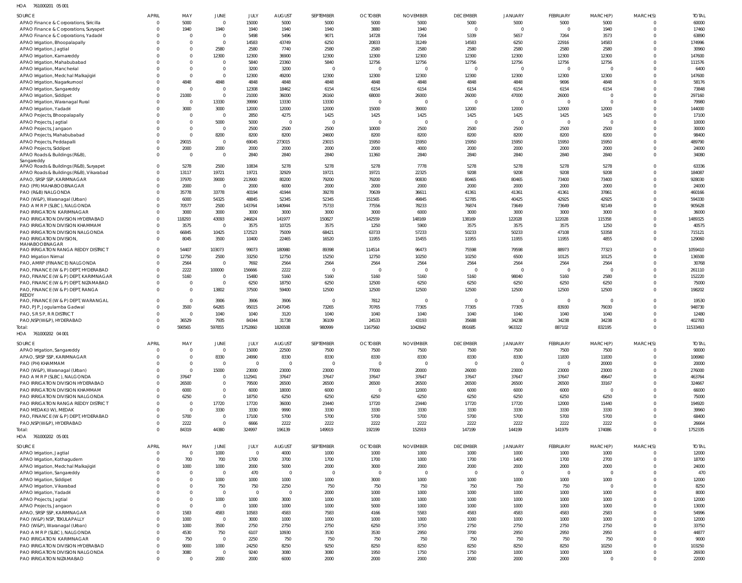HOA 761000201 05 001

| SOURCE | APRIL | MAY | JUNE | JULY | AUGUST | SEPTEMBER | OCTOBER | NOVEMBER | DECEMBER | JANUARY | FEBRUARY | MARCH(P) | MARCH(S) | TOTAL |
|---|---|---|---|---|---|---|---|---|---|---|---|---|---|---|
| APAO Finance & Corporations, Siricilla | 0 | 5000 | 0 | 15000 | 5000 | 5000 | 5000 | 5000 | 5000 | 5000 | 5000 | 5000 | 0 | 60000 |
| APAO Finance & Corporations, Suryapet | 0 | 1940 | 1940 | 1940 | 1940 | 1940 | 3880 | 1940 | 0 | 0 | 0 | 1940 | 0 | 17460 |
| APAO Finance & Corporations, Yadadri | 0 | 0 | 0 | 5498 | 5496 | 9071 | 14728 | 7264 | 5339 | 5657 | 7264 | 3573 | 0 | 63890 |
| APAO Irrigation, Bhoopalapally | 0 | 0 | 0 | 14583 | 43749 | 6250 | 20833 | 31249 | 14583 | 6250 | 22916 | 14583 | 0 | 174996 |
| APAO Irrigation, Jagtial | 0 | 0 | 2580 | 2580 | 7740 | 2580 | 2580 | 2580 | 2580 | 2580 | 2580 | 2580 | 0 | 30960 |
| APAO Irrigation, Kamareddy | 0 | 0 | 12300 | 12300 | 36900 | 12300 | 12300 | 12300 | 12300 | 12300 | 12300 | 12300 | 0 | 147600 |
| APAO Irrigation, Mahabubabad | 0 | 0 | 0 | 5840 | 23360 | 5840 | 12756 | 12756 | 12756 | 12756 | 12756 | 12756 | 0 | 111576 |
| APAO Irrigation, Mancherial | 0 | 0 | 0 | 3200 | 3200 | 0 | 0 | 0 | 0 | 0 | 0 | 0 | 0 | 6400 |
| APAO Irrigation, Medchal Malkajigiri | 0 | 0 | 0 | 12300 | 49200 | 12300 | 12300 | 12300 | 12300 | 12300 | 12300 | 12300 | 0 | 147600 |
| APAO Irrigation, Nagarkurnool | 0 | 4848 | 4848 | 4848 | 4848 | 4848 | 4848 | 4848 | 4848 | 4848 | 9696 | 4848 | 0 | 58176 |
| APAO Irrigation, Sangareddy | 0 | 0 | 0 | 12308 | 18462 | 6154 | 6154 | 6154 | 6154 | 6154 | 6154 | 6154 | 0 | 73848 |
| APAO Irrigation, Siddipet | 0 | 21000 | 0 | 21000 | 36000 | 26160 | 68000 | 26000 | 26000 | 47000 | 26000 | 0 | 0 | 297160 |
| APAO Irrigation, Waranagal Rural | 0 | 0 | 13330 | 39990 | 13330 | 13330 | 0 | 0 | 0 | 0 | 0 | 0 | 0 | 79980 |
| APAO Irrigation, Yadadri | 0 | 3000 | 3000 | 12000 | 12000 | 12000 | 15000 | 39000 | 12000 | 12000 | 12000 | 12000 | 0 | 144000 |
| APAO Projects, Bhoopalapally | 0 | 0 | 0 | 2850 | 4275 | 1425 | 1425 | 1425 | 1425 | 1425 | 1425 | 1425 | 0 | 17100 |
| APAO Projects, Jagtial | 0 | 0 | 5000 | 5000 | 0 | 0 | 0 | 0 | 0 | 0 | 0 | 0 | 0 | 10000 |
| APAO Projects, Jangaon | 0 | 0 | 0 | 2500 | 2500 | 2500 | 10000 | 2500 | 2500 | 2500 | 2500 | 2500 | 0 | 30000 |
| APAO Projects, Mahabubabad | 0 | 0 | 8200 | 8200 | 8200 | 24600 | 8200 | 8200 | 8200 | 8200 | 8200 | 8200 | 0 | 98400 |
| APAO Projects, Peddapalli | 0 | 29015 | 0 | 69045 | 273015 | 23015 | 15950 | 15950 | 15950 | 15950 | 15950 | 15950 | 0 | 489790 |
| APAO Projects, Siddipet | 0 | 2000 | 2000 | 2000 | 2000 | 2000 | 2000 | 4000 | 2000 | 2000 | 2000 | 2000 | 0 | 24000 |
| APAO Roads & Buildings (R&B), Sangareddy | 0 | 0 | 0 | 2840 | 2840 | 2840 | 11360 | 2840 | 2840 | 2840 | 2840 | 2840 | 0 | 34080 |
| APAO Roads & Buildings (R&B), Suryapet | 0 | 5278 | 2500 | 10834 | 5278 | 5278 | 5278 | 7778 | 5278 | 5278 | 5278 | 5278 | 0 | 63336 |
| APAO Roads & Buildings (R&B), Vikarabad | 0 | 13117 | 19721 | 19721 | 32929 | 19721 | 19721 | 22325 | 9208 | 9208 | 9208 | 9208 | 0 | 184087 |
| APAO, SRSP SSP, KARIMNAGAR | 0 | 37970 | 39000 | 213900 | 80200 | 79200 | 79200 | 90830 | 80465 | 80465 | 73400 | 73400 | 0 | 928030 |
| PAO (PR) MAHABOOBNAGAR | 0 | 2000 | 0 | 2000 | 6000 | 2000 | 2000 | 2000 | 2000 | 2000 | 2000 | 2000 | 0 | 24000 |
| PAO (R&B) NALGONDA | 0 | 35778 | 33778 | 40194 | 41944 | 39278 | 70639 | 36611 | 41361 | 41361 | 41361 | 37861 | 0 | 460166 |
| PAO (W&P), Waranagal (Urban) | 0 | 6000 | 54325 | 48845 | 52345 | 52345 | 151565 | 49845 | 52785 | 40425 | 42925 | 42925 | 0 | 594330 |
| PAO A M R P (SLBC), NALGONDA | 0 | 70577 | 2500 | 143764 | 140944 | 75733 | 77556 | 78233 | 76874 | 73649 | 73649 | 92149 | 0 | 905628 |
| PAO IRRIGATION KARIMNAGAR | 0 | 3000 | 3000 | 3000 | 3000 | 3000 | 3000 | 6000 | 3000 | 3000 | 3000 | 3000 | 0 | 36000 |
| PAO IRRIGATION DIVISION HYDERABAD | 0 | 118293 | 43093 | 246824 | 141977 | 150827 | 142559 | 148169 | 138169 | 122028 | 122028 | 115358 | 0 | 1489325 |
| PAO IRRIGATION DIVISION KHAMMAM | 0 | 3575 | 0 | 3575 | 10725 | 3575 | 1250 | 5900 | 3575 | 3575 | 3575 | 1250 | 0 | 40575 |
| PAO IRRIGATION DIVISION NALGONDA | 0 | 66845 | 10425 | 172523 | 75009 | 68421 | 63733 | 57233 | 50233 | 50233 | 47108 | 53358 | 0 | 715121 |
| PAO IRRIGATION DIVISION, MAHABOOBNAGAR | 0 | 8045 | 3500 | 10400 | 22465 | 16520 | 11955 | 15455 | 11955 | 11955 | 11955 | 4855 | 0 | 129060 |
| PAO IRRIGATION RANGA REDDY DISTRICT | 0 | 54407 | 103073 | 99073 | 180980 | 89398 | 114514 | 96473 | 75598 | 79598 | 88973 | 77323 | 0 | 1059410 |
| PAO Irrigation Nirmal | 0 | 12750 | 2500 | 33250 | 12750 | 15250 | 12750 | 10250 | 10250 | 6500 | 10125 | 10125 | 0 | 136500 |
| PAO, AMRP (FINANCE) NALGONDA | 0 | 2564 | 0 | 7692 | 2564 | 2564 | 2564 | 2564 | 2564 | 2564 | 2564 | 2564 | 0 | 30768 |
| PAO, FINANCE (W & P) DEPT, HYDERABAD | 0 | 2222 | 100000 | 156666 | 2222 | 0 | 0 | 0 | 0 | 0 | 0 | 0 | 0 | 261110 |
| PAO, FINANCE (W & P) DEPT, KARIMNAGAR | 0 | 5160 | 0 | 15480 | 5160 | 5160 | 5160 | 5160 | 5160 | 98040 | 5160 | 2580 | 0 | 152220 |
| PAO, FINANCE (W & P) DEPT, NIZAMABAD | 0 | 0 | 0 | 6250 | 18750 | 6250 | 12500 | 6250 | 6250 | 6250 | 6250 | 6250 | 0 | 75000 |
| PAO, FINANCE (W & P) DEPT, RANGA REDDY | 0 | 0 | 13802 | 37500 | 59400 | 12500 | 12500 | 12500 | 12500 | 12500 | 12500 | 12500 | 0 | 198202 |
| PAO, FINANCE (W & P) DEPT, WARANGAL | 0 | 0 | 3906 | 3906 | 3906 | 0 | 7812 | 0 | 0 | 0 | 0 | 0 | 0 | 19530 |
| PAO, PJP, Jogulamba Gadwal | 0 | 3500 | 64265 | 95015 | 247045 | 73265 | 70765 | 77305 | 77305 | 77305 | 83930 | 79030 | 0 | 948730 |
| PAO, S R S P, R R DISTRICT | 0 | 0 | 1040 | 1040 | 3120 | 1040 | 1040 | 1040 | 1040 | 1040 | 1040 | 1040 | 0 | 12480 |
| PAO,NSP(W&P), HYDERABAD | 0 | 36529 | 7935 | 84344 | 31738 | 36109 | 24533 | 43193 | 35688 | 34238 | 34238 | 34238 | 0 | 402783 |
| Total: | 0 | 590565 | 597855 | 1752860 | 1826508 | 980999 | 1167560 | 1042842 | 891685 | 963322 | 887102 | 832195 | 0 | 11533493 |

HOA 761000202 04 001

| SOURCE | APRIL | MAY | JUNE | JULY | AUGUST | SEPTEMBER | OCTOBER | NOVEMBER | DECEMBER | JANUARY | FEBRUARY | MARCH(P) | MARCH(S) | TOTAL |
|---|---|---|---|---|---|---|---|---|---|---|---|---|---|---|
| APAO Irrigation, Sangareddy | 0 | 0 | 0 | 15000 | 22500 | 7500 | 7500 | 7500 | 7500 | 7500 | 7500 | 7500 | 0 | 90000 |
| APAO, SRSP SSP, KARIMNAGAR | 0 | 0 | 8330 | 24990 | 8330 | 8330 | 8330 | 8330 | 8330 | 8330 | 11830 | 11830 | 0 | 106960 |
| PAO (PH) KHAMMAM | 0 | 0 | 0 | 0 | 0 | 0 | 0 | 0 | 0 | 0 | 0 | 20000 | 0 | 20000 |
| PAO (W&P), Waranagal (Urban) | 0 | 0 | 15000 | 23000 | 23000 | 23000 | 77000 | 20000 | 26000 | 23000 | 23000 | 23000 | 0 | 276000 |
| PAO A M R P (SLBC), NALGONDA | 0 | 37647 | 0 | 112941 | 37647 | 37647 | 37647 | 37647 | 37647 | 37647 | 37647 | 49647 | 0 | 463764 |
| PAO IRRIGATION DIVISION HYDERABAD | 0 | 26500 | 0 | 79500 | 26500 | 26500 | 26500 | 26500 | 26500 | 26500 | 26500 | 33167 | 0 | 324667 |
| PAO IRRIGATION DIVISION KHAMMAM | 0 | 6000 | 0 | 6000 | 18000 | 6000 | 0 | 12000 | 6000 | 6000 | 6000 | 0 | 0 | 66000 |
| PAO IRRIGATION DIVISION NALGONDA | 0 | 6250 | 0 | 18750 | 6250 | 6250 | 6250 | 6250 | 6250 | 6250 | 6250 | 6250 | 0 | 75000 |
| PAO IRRIGATION RANGA REDDY DISTRICT | 0 | 0 | 17720 | 17720 | 36000 | 23440 | 17720 | 23440 | 17720 | 17720 | 12000 | 11440 | 0 | 194920 |
| PAO MEDAK(IW), MEDAK | 0 | 0 | 3330 | 3330 | 9990 | 3330 | 3330 | 3330 | 3330 | 3330 | 3330 | 3330 | 0 | 39960 |
| PAO, FINANCE (W & P) DEPT, HYDERABAD | 0 | 5700 | 0 | 17100 | 5700 | 5700 | 5700 | 5700 | 5700 | 5700 | 5700 | 5700 | 0 | 68400 |
| PAO,NSP(W&P), HYDERABAD | 0 | 2222 | 0 | 6666 | 2222 | 2222 | 2222 | 2222 | 2222 | 2222 | 2222 | 2222 | 0 | 26664 |
| Total: | 0 | 84319 | 44380 | 324997 | 196139 | 149919 | 192199 | 152919 | 147199 | 144199 | 141979 | 174086 | 0 | 1752335 |

HOA 761000202 05 001

| SOURCE | APRIL | MAY | JUNE | JULY | AUGUST | SEPTEMBER | OCTOBER | NOVEMBER | DECEMBER | JANUARY | FEBRUARY | MARCH(P) | MARCH(S) | TOTAL |
|---|---|---|---|---|---|---|---|---|---|---|---|---|---|---|
| APAO Irrigation, Jagtial | 0 | 0 | 1000 | 0 | 4000 | 1000 | 1000 | 1000 | 1000 | 1000 | 1000 | 1000 | 0 | 12000 |
| APAO Irrigation, Kothagudem | 0 | 700 | 700 | 1700 | 3700 | 1700 | 1700 | 1000 | 1700 | 1400 | 1700 | 2700 | 0 | 18700 |
| APAO Irrigation, Medchal Malkajigiri | 0 | 1000 | 1000 | 2000 | 5000 | 2000 | 3000 | 2000 | 2000 | 2000 | 2000 | 2000 | 0 | 24000 |
| APAO Irrigation, Sangareddy | 0 | 0 | 0 | 470 | 0 | 0 | 0 | 0 | 0 | 0 | 0 | 0 | 0 | 470 |
| APAO Irrigation, Siddipet | 0 | 0 | 1000 | 1000 | 1000 | 1000 | 3000 | 1000 | 1000 | 1000 | 1000 | 1000 | 0 | 12000 |
| APAO Irrigation, Vikarabad | 0 | 0 | 750 | 750 | 2250 | 750 | 750 | 750 | 750 | 750 | 750 | 0 | 0 | 8250 |
| APAO Irrigation, Yadadri | 0 | 0 | 0 | 0 | 0 | 2000 | 1000 | 1000 | 1000 | 1000 | 1000 | 1000 | 0 | 8000 |
| APAO Projects, Jagtial | 0 | 0 | 1000 | 1000 | 3000 | 1000 | 1000 | 1000 | 1000 | 1000 | 1000 | 1000 | 0 | 12000 |
| APAO Projects, Jangaon | 0 | 0 | 0 | 1000 | 1000 | 1000 | 5000 | 1000 | 1000 | 1000 | 1000 | 1000 | 0 | 13000 |
| APAO, SRSP SSP, KARIMNAGAR | 0 | 1583 | 4583 | 10583 | 4583 | 7583 | 4166 | 5583 | 4583 | 4583 | 4583 | 2583 | 0 | 54996 |
| PAO (W&P) NSP, TEKULAPALLY | 0 | 1000 | 0 | 3000 | 1000 | 1000 | 1000 | 1000 | 1000 | 1000 | 1000 | 1000 | 0 | 12000 |
| PAO (W&P), Waranagal (Urban) | 0 | 1000 | 3500 | 2750 | 2750 | 2750 | 6250 | 3750 | 2750 | 2750 | 2750 | 2750 | 0 | 33750 |
| PAO A M R P (SLBC), NALGONDA | 0 | 4530 | 750 | 6107 | 10930 | 3530 | 3530 | 2950 | 3700 | 2950 | 2950 | 2950 | 0 | 44877 |
| PAO IRRIGATION KARIMNAGAR | 0 | 750 | 0 | 2250 | 750 | 750 | 750 | 750 | 750 | 750 | 750 | 750 | 0 | 9000 |
| PAO IRRIGATION DIVISION HYDERABAD | 0 | 9000 | 1000 | 24250 | 8250 | 9250 | 8250 | 8250 | 8250 | 8250 | 8250 | 10250 | 0 | 103250 |
| PAO IRRIGATION DIVISION NALGONDA | 0 | 3080 | 0 | 9240 | 3080 | 3080 | 1950 | 1750 | 1750 | 1000 | 1000 | 1000 | 0 | 26930 |
| PAO IRRIGATION NIZAMABAD | 0 | 0 | 2000 | 2000 | 6000 | 2000 | 2000 | 2000 | 2000 | 2000 | 2000 | 0 | 0 | 22000 |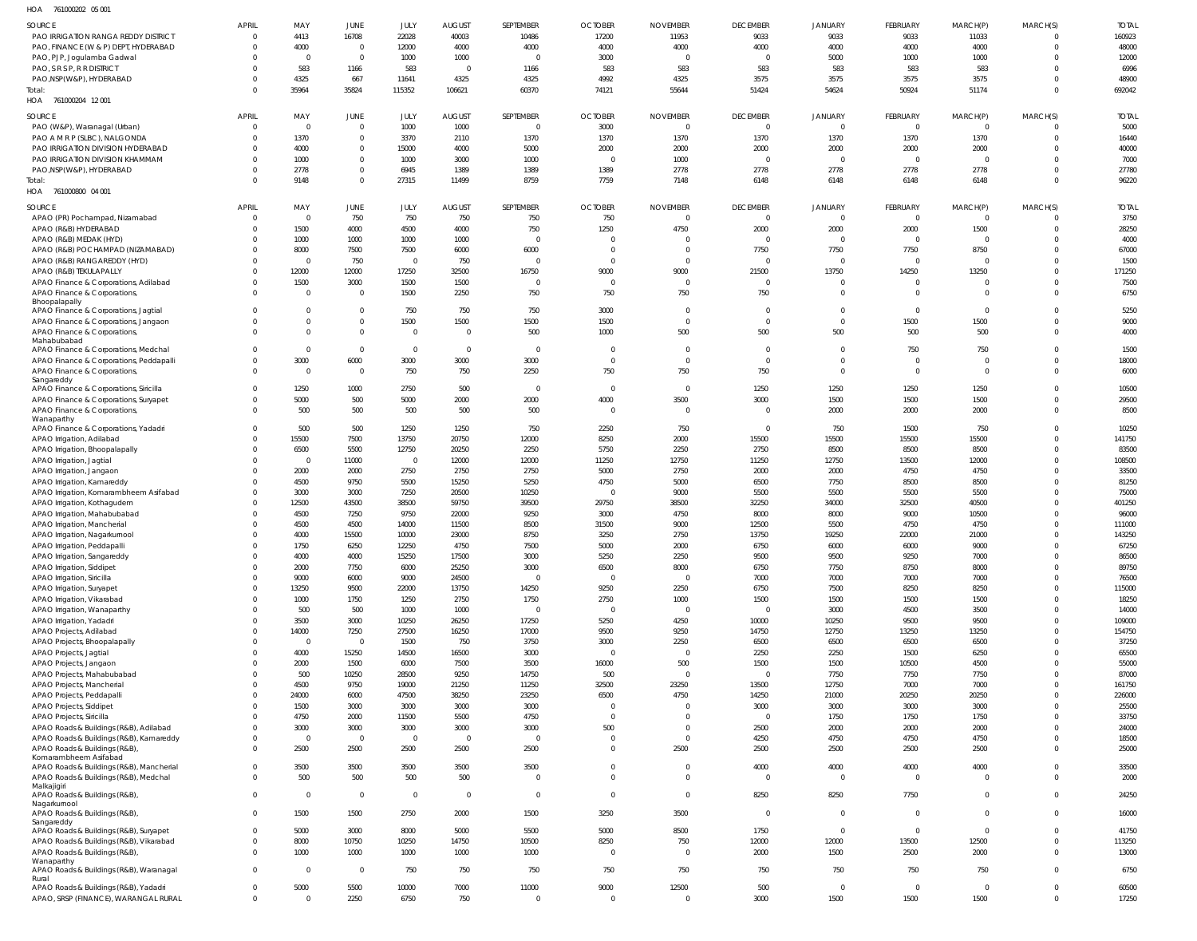HOA 761000202 05 001

| SOURCE | APRIL | MAY | JUNE | JULY | AUGUST | SEPTEMBER | OCTOBER | NOVEMBER | DECEMBER | JANUARY | FEBRUARY | MARCH(P) | MARCH(S) | TOTAL |
|---|---|---|---|---|---|---|---|---|---|---|---|---|---|---|
| PAO IRRIGATION RANGA REDDY DISTRICT | 0 | 4413 | 16708 | 22028 | 40003 | 10486 | 17200 | 11953 | 9033 | 9033 | 9033 | 11033 | 0 | 160923 |
| PAO, FINANCE (W & P) DEPT, HYDERABAD | 0 | 4000 | 0 | 12000 | 4000 | 4000 | 4000 | 4000 | 4000 | 4000 | 4000 | 4000 | 0 | 48000 |
| PAO, PJP, Jogulamba Gadwal | 0 | 0 | 0 | 1000 | 1000 | 0 | 3000 | 0 | 0 | 5000 | 1000 | 1000 | 0 | 12000 |
| PAO, S R S P, R R DISTRICT | 0 | 583 | 1166 | 583 | 0 | 1166 | 583 | 583 | 583 | 583 | 583 | 583 | 0 | 6996 |
| PAO,NSP(W&P), HYDERABAD | 0 | 4325 | 667 | 11641 | 4325 | 4325 | 4992 | 4325 | 3575 | 3575 | 3575 | 3575 | 0 | 48900 |
| Total: | 0 | 35964 | 35824 | 115352 | 106621 | 60370 | 74121 | 55644 | 51424 | 54624 | 50924 | 51174 | 0 | 692042 |

HOA 761000204 12 001

| SOURCE | APRIL | MAY | JUNE | JULY | AUGUST | SEPTEMBER | OCTOBER | NOVEMBER | DECEMBER | JANUARY | FEBRUARY | MARCH(P) | MARCH(S) | TOTAL |
|---|---|---|---|---|---|---|---|---|---|---|---|---|---|---|
| PAO (W&P), Waranagal (Urban) | 0 | 0 | 0 | 1000 | 1000 | 0 | 3000 | 0 | 0 | 0 | 0 | 0 | 0 | 5000 |
| PAO A M R P (SLBC), NALGONDA | 0 | 1370 | 0 | 3370 | 2110 | 1370 | 1370 | 1370 | 1370 | 1370 | 1370 | 1370 | 0 | 16440 |
| PAO IRRIGATION DIVISION HYDERABAD | 0 | 4000 | 0 | 15000 | 4000 | 5000 | 2000 | 2000 | 2000 | 2000 | 2000 | 2000 | 0 | 40000 |
| PAO IRRIGATION DIVISION KHAMMAM | 0 | 1000 | 0 | 1000 | 3000 | 1000 | 0 | 1000 | 0 | 0 | 0 | 0 | 0 | 7000 |
| PAO,NSP(W&P), HYDERABAD | 0 | 2778 | 0 | 6945 | 1389 | 1389 | 1389 | 2778 | 2778 | 2778 | 2778 | 2778 | 0 | 27780 |
| Total: | 0 | 9148 | 0 | 27315 | 11499 | 8759 | 7759 | 7148 | 6148 | 6148 | 6148 | 6148 | 0 | 96220 |

HOA 761000800 04 001

| SOURCE | APRIL | MAY | JUNE | JULY | AUGUST | SEPTEMBER | OCTOBER | NOVEMBER | DECEMBER | JANUARY | FEBRUARY | MARCH(P) | MARCH(S) | TOTAL |
|---|---|---|---|---|---|---|---|---|---|---|---|---|---|---|
| APAO (PR) Pochampad, Nizamabad | 0 | 0 | 750 | 750 | 750 | 750 | 750 | 0 | 0 | 0 | 0 | 0 | 0 | 3750 |
| APAO (R&B) HYDERABAD | 0 | 1500 | 4000 | 4500 | 4000 | 750 | 1250 | 4750 | 2000 | 2000 | 2000 | 1500 | 0 | 28250 |
| APAO (R&B) MEDAK (HYD) | 0 | 1000 | 1000 | 1000 | 1000 | 0 | 0 | 0 | 0 | 0 | 0 | 0 | 0 | 4000 |
| APAO (R&B) POCHAMPAD (NIZAMABAD) | 0 | 8000 | 7500 | 7500 | 6000 | 6000 | 0 | 0 | 7750 | 7750 | 7750 | 8750 | 0 | 67000 |
| APAO (R&B) RANGAREDDY (HYD) | 0 | 0 | 750 | 0 | 750 | 0 | 0 | 0 | 0 | 0 | 0 | 0 | 0 | 1500 |
| APAO (R&B) TEKULAPALLY | 0 | 12000 | 12000 | 17250 | 32500 | 16750 | 9000 | 9000 | 21500 | 13750 | 14250 | 13250 | 0 | 171250 |
| APAO Finance & Corporations, Adilabad | 0 | 1500 | 3000 | 1500 | 1500 | 0 | 0 | 0 | 0 | 0 | 0 | 0 | 0 | 7500 |
| APAO Finance & Corporations, Bhoopalapally | 0 | 0 | 0 | 1500 | 2250 | 750 | 750 | 750 | 750 | 0 | 0 | 0 | 0 | 6750 |
| APAO Finance & Corporations, Jagtial | 0 | 0 | 0 | 750 | 750 | 750 | 3000 | 0 | 0 | 0 | 0 | 0 | 0 | 5250 |
| APAO Finance & Corporations, Jangaon | 0 | 0 | 0 | 1500 | 1500 | 1500 | 1500 | 0 | 0 | 0 | 1500 | 1500 | 0 | 9000 |
| APAO Finance & Corporations, Mahabubabad | 0 | 0 | 0 | 0 | 0 | 500 | 1000 | 500 | 500 | 500 | 500 | 500 | 0 | 4000 |
| APAO Finance & Corporations, Medchal | 0 | 0 | 0 | 0 | 0 | 0 | 0 | 0 | 0 | 0 | 750 | 750 | 0 | 1500 |
| APAO Finance & Corporations, Peddapalli | 0 | 3000 | 6000 | 3000 | 3000 | 3000 | 0 | 0 | 0 | 0 | 0 | 0 | 0 | 18000 |
| APAO Finance & Corporations, Sangareddy | 0 | 0 | 0 | 750 | 750 | 2250 | 750 | 750 | 750 | 0 | 0 | 0 | 0 | 6000 |
| APAO Finance & Corporations, Siricilla | 0 | 1250 | 1000 | 2750 | 500 | 0 | 0 | 0 | 1250 | 1250 | 1250 | 1250 | 0 | 10500 |
| APAO Finance & Corporations, Suryapet | 0 | 5000 | 500 | 5000 | 2000 | 2000 | 4000 | 3500 | 3000 | 1500 | 1500 | 1500 | 0 | 29500 |
| APAO Finance & Corporations, Wanaparthy | 0 | 500 | 500 | 500 | 500 | 500 | 0 | 0 | 0 | 2000 | 2000 | 2000 | 0 | 8500 |
| APAO Finance & Corporations, Yadadri | 0 | 500 | 500 | 1250 | 1250 | 750 | 2250 | 750 | 0 | 750 | 1500 | 750 | 0 | 10250 |
| APAO Irrigation, Adilabad | 0 | 15500 | 7500 | 13750 | 20750 | 12000 | 8250 | 2000 | 15500 | 15500 | 15500 | 15500 | 0 | 141750 |
| APAO Irrigation, Bhoopalapally | 0 | 6500 | 5500 | 12750 | 20250 | 2250 | 5750 | 2250 | 2750 | 8500 | 8500 | 8500 | 0 | 83500 |
| APAO Irrigation, Jagtial | 0 | 0 | 11000 | 0 | 12000 | 12000 | 11250 | 12750 | 11250 | 12750 | 13500 | 12000 | 0 | 108500 |
| APAO Irrigation, Jangaon | 0 | 2000 | 2000 | 2750 | 2750 | 2750 | 5000 | 2750 | 2000 | 2000 | 4750 | 4750 | 0 | 33500 |
| APAO Irrigation, Kamareddy | 0 | 4500 | 9750 | 5500 | 15250 | 5250 | 4750 | 5000 | 6500 | 7750 | 8500 | 8500 | 0 | 81250 |
| APAO Irrigation, Komarambheem Asifabad | 0 | 3000 | 3000 | 7250 | 20500 | 10250 | 0 | 9000 | 5500 | 5500 | 5500 | 5500 | 0 | 75000 |
| APAO Irrigation, Kothagudem | 0 | 12500 | 43500 | 38500 | 59750 | 39500 | 29750 | 38500 | 32250 | 34000 | 32500 | 40500 | 0 | 401250 |
| APAO Irrigation, Mahabubabad | 0 | 4500 | 7250 | 9750 | 22000 | 9250 | 3000 | 4750 | 8000 | 8000 | 9000 | 10500 | 0 | 96000 |
| APAO Irrigation, Mancherial | 0 | 4500 | 4500 | 14000 | 11500 | 8500 | 31500 | 9000 | 12500 | 5500 | 4750 | 4750 | 0 | 111000 |
| APAO Irrigation, Nagarkurnool | 0 | 4000 | 15500 | 10000 | 23000 | 8750 | 3250 | 2750 | 13750 | 19250 | 22000 | 21000 | 0 | 143250 |
| APAO Irrigation, Peddapalli | 0 | 1750 | 6250 | 12250 | 4750 | 7500 | 5000 | 2000 | 6750 | 6000 | 6000 | 9000 | 0 | 67250 |
| APAO Irrigation, Sangareddy | 0 | 4000 | 4000 | 15250 | 17500 | 3000 | 5250 | 2250 | 9500 | 9500 | 9250 | 7000 | 0 | 86500 |
| APAO Irrigation, Siddipet | 0 | 2000 | 7750 | 6000 | 25250 | 3000 | 6500 | 8000 | 6750 | 7750 | 8750 | 8000 | 0 | 89750 |
| APAO Irrigation, Siricilla | 0 | 9000 | 6000 | 9000 | 24500 | 0 | 0 | 0 | 7000 | 7000 | 7000 | 7000 | 0 | 76500 |
| APAO Irrigation, Suryapet | 0 | 13250 | 9500 | 22000 | 13750 | 14250 | 9250 | 2250 | 6750 | 7500 | 8250 | 8250 | 0 | 115000 |
| APAO Irrigation, Vikarabad | 0 | 1000 | 1750 | 1250 | 2750 | 1750 | 2750 | 1000 | 1500 | 1500 | 1500 | 1500 | 0 | 18250 |
| APAO Irrigation, Wanaparthy | 0 | 500 | 500 | 1000 | 1000 | 0 | 0 | 0 | 0 | 3000 | 4500 | 3500 | 0 | 14000 |
| APAO Irrigation, Yadadri | 0 | 3500 | 3000 | 10250 | 26250 | 17250 | 5250 | 4250 | 10000 | 10250 | 9500 | 9500 | 0 | 109000 |
| APAO Projects, Adilabad | 0 | 14000 | 7250 | 27500 | 16250 | 17000 | 9500 | 9250 | 14750 | 12750 | 13250 | 13250 | 0 | 154750 |
| APAO Projects, Bhoopalapally | 0 | 0 | 0 | 1500 | 750 | 3750 | 3000 | 2250 | 6500 | 6500 | 6500 | 6500 | 0 | 37250 |
| APAO Projects, Jagtial | 0 | 4000 | 15250 | 14500 | 16500 | 3000 | 0 | 0 | 2250 | 2250 | 1500 | 6250 | 0 | 65500 |
| APAO Projects, Jangaon | 0 | 2000 | 1500 | 6000 | 7500 | 3500 | 16000 | 500 | 1500 | 1500 | 10500 | 4500 | 0 | 55000 |
| APAO Projects, Mahabubabad | 0 | 500 | 10250 | 28500 | 9250 | 14750 | 500 | 0 | 0 | 7750 | 7750 | 7750 | 0 | 87000 |
| APAO Projects, Mancherial | 0 | 4500 | 9750 | 19000 | 21250 | 11250 | 32500 | 23250 | 13500 | 12750 | 7000 | 7000 | 0 | 161750 |
| APAO Projects, Peddapalli | 0 | 24000 | 6000 | 47500 | 38250 | 23250 | 6500 | 4750 | 14250 | 21000 | 20250 | 20250 | 0 | 226000 |
| APAO Projects, Siddipet | 0 | 1500 | 3000 | 3000 | 3000 | 3000 | 0 | 0 | 3000 | 3000 | 3000 | 3000 | 0 | 25500 |
| APAO Projects, Siricilla | 0 | 4750 | 2000 | 11500 | 5500 | 4750 | 0 | 0 | 0 | 1750 | 1750 | 1750 | 0 | 33750 |
| APAO Roads & Buildings (R&B), Adilabad | 0 | 3000 | 3000 | 3000 | 3000 | 3000 | 500 | 0 | 2500 | 2000 | 2000 | 2000 | 0 | 24000 |
| APAO Roads & Buildings (R&B), Kamareddy | 0 | 0 | 0 | 0 | 0 | 0 | 0 | 0 | 4250 | 4750 | 4750 | 4750 | 0 | 18500 |
| APAO Roads & Buildings (R&B), Komarambheem Asifabad | 0 | 2500 | 2500 | 2500 | 2500 | 2500 | 0 | 2500 | 2500 | 2500 | 2500 | 2500 | 0 | 25000 |
| APAO Roads & Buildings (R&B), Mancherial | 0 | 3500 | 3500 | 3500 | 3500 | 3500 | 0 | 0 | 4000 | 4000 | 4000 | 4000 | 0 | 33500 |
| APAO Roads & Buildings (R&B), Medchal Malkajigiri | 0 | 500 | 500 | 500 | 500 | 0 | 0 | 0 | 0 | 0 | 0 | 0 | 0 | 2000 |
| APAO Roads & Buildings (R&B), Nagarkurnool | 0 | 0 | 0 | 0 | 0 | 0 | 0 | 0 | 8250 | 8250 | 7750 | 0 | 0 | 24250 |
| APAO Roads & Buildings (R&B), Sangareddy | 0 | 1500 | 1500 | 2750 | 2000 | 1500 | 3250 | 3500 | 0 | 0 | 0 | 0 | 0 | 16000 |
| APAO Roads & Buildings (R&B), Suryapet | 0 | 5000 | 3000 | 8000 | 5000 | 5500 | 5000 | 8500 | 1750 | 0 | 0 | 0 | 0 | 41750 |
| APAO Roads & Buildings (R&B), Vikarabad | 0 | 8000 | 10750 | 10250 | 14750 | 10500 | 8250 | 750 | 12000 | 12000 | 13500 | 12500 | 0 | 113250 |
| APAO Roads & Buildings (R&B), Wanaparthy | 0 | 1000 | 1000 | 1000 | 1000 | 1000 | 0 | 0 | 2000 | 1500 | 2500 | 2000 | 0 | 13000 |
| APAO Roads & Buildings (R&B), Waranagal Rural | 0 | 0 | 0 | 750 | 750 | 750 | 750 | 750 | 750 | 750 | 750 | 750 | 0 | 6750 |
| APAO Roads & Buildings (R&B), Yadadri | 0 | 5000 | 5500 | 10000 | 7000 | 11000 | 9000 | 12500 | 500 | 0 | 0 | 0 | 0 | 60500 |
| APAO, SRSP (FINANCE), WARANGAL RURAL | 0 | 0 | 2250 | 6750 | 750 | 0 | 0 | 0 | 3000 | 1500 | 1500 | 1500 | 0 | 17250 |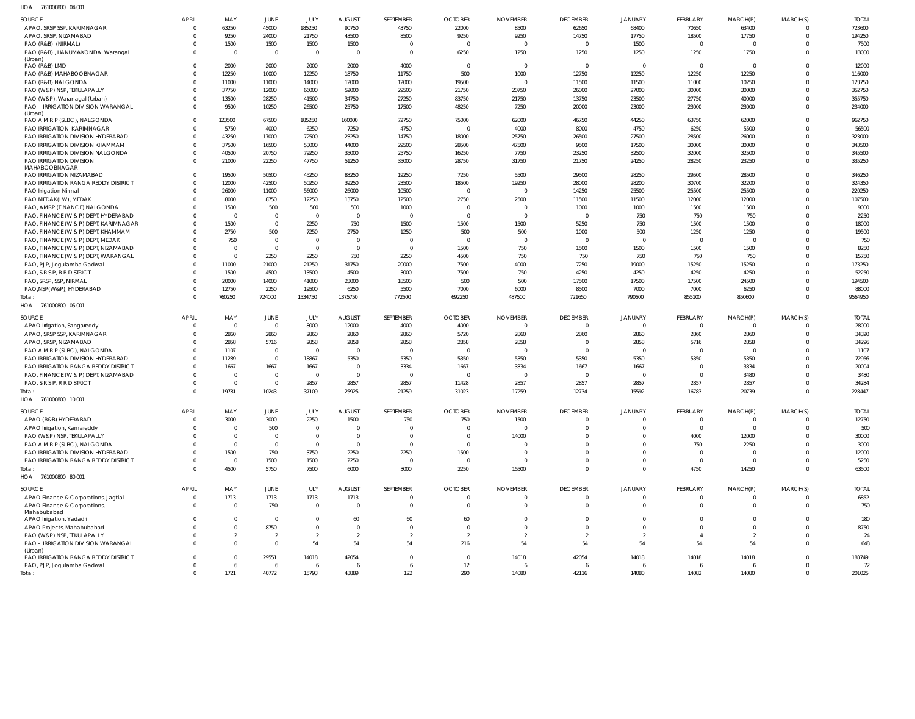HOA 761000800 04 001

| SOURCE | APRIL | MAY | JUNE | JULY | AUGUST | SEPTEMBER | OCTOBER | NOVEMBER | DECEMBER | JANUARY | FEBRUARY | MARCH(P) | MARCH(S) | TOTAL |
|---|---|---|---|---|---|---|---|---|---|---|---|---|---|---|
| APAO, SRSP SSP, KARIMNAGAR | 0 | 63250 | 45000 | 185250 | 90750 | 43750 | 22000 | 8500 | 62650 | 68400 | 70650 | 63400 | 0 | 723600 |
| APAO, SRSP, NIZAMABAD | 0 | 9250 | 24000 | 21750 | 43500 | 8500 | 9250 | 9250 | 14750 | 17750 | 18500 | 17750 | 0 | 194250 |
| PAO (R&B) (NIRMAL) | 0 | 1500 | 1500 | 1500 | 1500 | 0 | 0 | 0 | 0 | 1500 | 0 | 0 | 0 | 7500 |
| PAO (R&B), HANUMAKONDA, Warangal (Urban) | 0 | 0 | 0 | 0 | 0 | 0 | 6250 | 1250 | 1250 | 1250 | 1250 | 1750 | 0 | 13000 |
| PAO (R&B) LMD | 0 | 2000 | 2000 | 2000 | 2000 | 4000 | 0 | 0 | 0 | 0 | 0 | 0 | 0 | 12000 |
| PAO (R&B) MAHABOOBNAGAR | 0 | 12250 | 10000 | 12250 | 18750 | 11750 | 500 | 1000 | 12750 | 12250 | 12250 | 12250 | 0 | 116000 |
| PAO (R&B) NALGONDA | 0 | 11000 | 11000 | 14000 | 12000 | 12000 | 19500 | 0 | 11500 | 11500 | 11000 | 10250 | 0 | 123750 |
| PAO (W&P) NSP, TEKULAPALLY | 0 | 37750 | 12000 | 66000 | 52000 | 29500 | 21750 | 20750 | 26000 | 27000 | 30000 | 30000 | 0 | 352750 |
| PAO (W&P), Waranagal (Urban) | 0 | 13500 | 28250 | 41500 | 34750 | 27250 | 83750 | 21750 | 13750 | 23500 | 27750 | 40000 | 0 | 355750 |
| PAO - IRRIGATION DIVISION WARANGAL (Urban) | 0 | 9500 | 10250 | 26500 | 25750 | 17500 | 48250 | 7250 | 20000 | 23000 | 23000 | 23000 | 0 | 234000 |
| PAO A M R P (SLBC), NALGONDA | 0 | 123500 | 67500 | 185250 | 160000 | 72750 | 75000 | 62000 | 46750 | 44250 | 63750 | 62000 | 0 | 962750 |
| PAO IRRIGATION KARIMNAGAR | 0 | 5750 | 4000 | 6250 | 7250 | 4750 | 0 | 4000 | 8000 | 4750 | 6250 | 5500 | 0 | 56500 |
| PAO IRRIGATION DIVISION HYDERABAD | 0 | 43250 | 17000 | 72500 | 23250 | 14750 | 18000 | 25750 | 26500 | 27500 | 28500 | 26000 | 0 | 323000 |
| PAO IRRIGATION DIVISION KHAMMAM | 0 | 37500 | 16500 | 53000 | 44000 | 29500 | 28500 | 47500 | 9500 | 17500 | 30000 | 30000 | 0 | 343500 |
| PAO IRRIGATION DIVISION NALGONDA | 0 | 40500 | 20750 | 79250 | 35000 | 25750 | 16250 | 7750 | 23250 | 32500 | 32000 | 32500 | 0 | 345500 |
| PAO IRRIGATION DIVISION, MAHABOOBNAGAR | 0 | 21000 | 22250 | 47750 | 51250 | 35000 | 28750 | 31750 | 21750 | 24250 | 28250 | 23250 | 0 | 335250 |
| PAO IRRIGATION NIZAMABAD | 0 | 19500 | 50500 | 45250 | 83250 | 19250 | 7250 | 5500 | 29500 | 28250 | 29500 | 28500 | 0 | 346250 |
| PAO IRRIGATION RANGA REDDY DISTRICT | 0 | 12000 | 42500 | 50250 | 39250 | 23500 | 18500 | 19250 | 28000 | 28200 | 30700 | 32200 | 0 | 324350 |
| PAO Irrigation Nirmal | 0 | 26000 | 11000 | 56000 | 26000 | 10500 | 0 | 0 | 14250 | 25500 | 25500 | 25500 | 0 | 220250 |
| PAO MEDAK(IW), MEDAK | 0 | 8000 | 8750 | 12250 | 13750 | 12500 | 2750 | 2500 | 11500 | 11500 | 12000 | 12000 | 0 | 107500 |
| PAO, AMRP (FINANCE) NALGONDA | 0 | 1500 | 500 | 500 | 500 | 1000 | 0 | 0 | 1000 | 1000 | 1500 | 1500 | 0 | 9000 |
| PAO, FINANCE (W & P) DEPT, HYDERABAD | 0 | 0 | 0 | 0 | 0 | 0 | 0 | 0 | 0 | 750 | 750 | 750 | 0 | 2250 |
| PAO, FINANCE (W & P) DEPT, KARIMNAGAR | 0 | 1500 | 0 | 2250 | 750 | 1500 | 1500 | 1500 | 5250 | 750 | 1500 | 1500 | 0 | 18000 |
| PAO, FINANCE (W & P) DEPT, KHAMMAM | 0 | 2750 | 500 | 7250 | 2750 | 1250 | 500 | 500 | 1000 | 500 | 1250 | 1250 | 0 | 19500 |
| PAO, FINANCE (W & P) DEPT, MEDAK | 0 | 750 | 0 | 0 | 0 | 0 | 0 | 0 | 0 | 0 | 0 | 0 | 0 | 750 |
| PAO, FINANCE (W & P) DEPT, NIZAMABAD | 0 | 0 | 0 | 0 | 0 | 0 | 1500 | 750 | 1500 | 1500 | 1500 | 1500 | 0 | 8250 |
| PAO, FINANCE (W & P) DEPT, WARANGAL | 0 | 0 | 2250 | 2250 | 750 | 2250 | 4500 | 750 | 750 | 750 | 750 | 750 | 0 | 15750 |
| PAO, PJP, Jogulamba Gadwal | 0 | 11000 | 21000 | 21250 | 31750 | 20000 | 7500 | 4000 | 7250 | 19000 | 15250 | 15250 | 0 | 173250 |
| PAO, S R S P, R R DISTRICT | 0 | 1500 | 4500 | 13500 | 4500 | 3000 | 7500 | 750 | 4250 | 4250 | 4250 | 4250 | 0 | 52250 |
| PAO, SRSP, SSP, NIRMAL | 0 | 20000 | 14000 | 41000 | 23000 | 18500 | 500 | 500 | 17500 | 17500 | 17500 | 24500 | 0 | 194500 |
| PAO,NSP(W&P), HYDERABAD | 0 | 12750 | 2250 | 19500 | 6250 | 5500 | 7000 | 6000 | 8500 | 7000 | 7000 | 6250 | 0 | 88000 |
| Total: | 0 | 760250 | 724000 | 1534750 | 1375750 | 772500 | 692250 | 487500 | 721650 | 790600 | 855100 | 850600 | 0 | 9564950 |

HOA 761000800 05 001

| SOURCE | APRIL | MAY | JUNE | JULY | AUGUST | SEPTEMBER | OCTOBER | NOVEMBER | DECEMBER | JANUARY | FEBRUARY | MARCH(P) | MARCH(S) | TOTAL |
|---|---|---|---|---|---|---|---|---|---|---|---|---|---|---|
| APAO Irrigation, Sangareddy | 0 | 0 | 0 | 8000 | 12000 | 4000 | 4000 | 0 | 0 | 0 | 0 | 0 | 0 | 28000 |
| APAO, SRSP SSP, KARIMNAGAR | 0 | 2860 | 2860 | 2860 | 2860 | 2860 | 5720 | 2860 | 2860 | 2860 | 2860 | 2860 | 0 | 34320 |
| APAO, SRSP, NIZAMABAD | 0 | 2858 | 5716 | 2858 | 2858 | 2858 | 2858 | 2858 | 0 | 2858 | 5716 | 2858 | 0 | 34296 |
| PAO A M R P (SLBC), NALGONDA | 0 | 1107 | 0 | 0 | 0 | 0 | 0 | 0 | 0 | 0 | 0 | 0 | 0 | 1107 |
| PAO IRRIGATION DIVISION HYDERABAD | 0 | 11289 | 0 | 18867 | 5350 | 5350 | 5350 | 5350 | 5350 | 5350 | 5350 | 5350 | 0 | 72956 |
| PAO IRRIGATION RANGA REDDY DISTRICT | 0 | 1667 | 1667 | 1667 | 0 | 3334 | 1667 | 3334 | 1667 | 1667 | 0 | 3334 | 0 | 20004 |
| PAO, FINANCE (W & P) DEPT, NIZAMABAD | 0 | 0 | 0 | 0 | 0 | 0 | 0 | 0 | 0 | 0 | 0 | 3480 | 0 | 3480 |
| PAO, S R S P, R R DISTRICT | 0 | 0 | 0 | 2857 | 2857 | 2857 | 11428 | 2857 | 2857 | 2857 | 2857 | 2857 | 0 | 34284 |
| Total: | 0 | 19781 | 10243 | 37109 | 25925 | 21259 | 31023 | 17259 | 12734 | 15592 | 16783 | 20739 | 0 | 228447 |

HOA 761000800 10 001

| SOURCE | APRIL | MAY | JUNE | JULY | AUGUST | SEPTEMBER | OCTOBER | NOVEMBER | DECEMBER | JANUARY | FEBRUARY | MARCH(P) | MARCH(S) | TOTAL |
|---|---|---|---|---|---|---|---|---|---|---|---|---|---|---|
| APAO (R&B) HYDERABAD | 0 | 3000 | 3000 | 2250 | 1500 | 750 | 750 | 1500 | 0 | 0 | 0 | 0 | 0 | 12750 |
| APAO Irrigation, Kamareddy | 0 | 0 | 500 | 0 | 0 | 0 | 0 | 0 | 0 | 0 | 0 | 0 | 0 | 500 |
| PAO (W&P) NSP, TEKULAPALLY | 0 | 0 | 0 | 0 | 0 | 0 | 0 | 14000 | 0 | 0 | 4000 | 12000 | 0 | 30000 |
| PAO A M R P (SLBC), NALGONDA | 0 | 0 | 0 | 0 | 0 | 0 | 0 | 0 | 0 | 0 | 750 | 2250 | 0 | 3000 |
| PAO IRRIGATION DIVISION HYDERABAD | 0 | 1500 | 750 | 3750 | 2250 | 2250 | 1500 | 0 | 0 | 0 | 0 | 0 | 0 | 12000 |
| PAO IRRIGATION RANGA REDDY DISTRICT | 0 | 0 | 1500 | 1500 | 2250 | 0 | 0 | 0 | 0 | 0 | 0 | 0 | 0 | 5250 |
| Total: | 0 | 4500 | 5750 | 7500 | 6000 | 3000 | 2250 | 15500 | 0 | 0 | 4750 | 14250 | 0 | 63500 |

HOA 761000800 80 001

| SOURCE | APRIL | MAY | JUNE | JULY | AUGUST | SEPTEMBER | OCTOBER | NOVEMBER | DECEMBER | JANUARY | FEBRUARY | MARCH(P) | MARCH(S) | TOTAL |
|---|---|---|---|---|---|---|---|---|---|---|---|---|---|---|
| APAO Finance & Corporations, Jagtial | 0 | 1713 | 1713 | 1713 | 1713 | 0 | 0 | 0 | 0 | 0 | 0 | 0 | 0 | 6852 |
| APAO Finance & Corporations, Mahabubabad | 0 | 0 | 750 | 0 | 0 | 0 | 0 | 0 | 0 | 0 | 0 | 0 | 0 | 750 |
| APAO Irrigation, Yadadri | 0 | 0 | 0 | 0 | 60 | 60 | 60 | 0 | 0 | 0 | 0 | 0 | 0 | 180 |
| APAO Projects, Mahabubabad | 0 | 0 | 8750 | 0 | 0 | 0 | 0 | 0 | 0 | 0 | 0 | 0 | 0 | 8750 |
| PAO (W&P) NSP, TEKULAPALLY | 0 | 2 | 2 | 2 | 2 | 2 | 2 | 2 | 2 | 2 | 4 | 2 | 0 | 24 |
| PAO - IRRIGATION DIVISION WARANGAL (Urban) | 0 | 0 | 0 | 54 | 54 | 54 | 216 | 54 | 54 | 54 | 54 | 54 | 0 | 648 |
| PAO IRRIGATION RANGA REDDY DISTRICT | 0 | 0 | 29551 | 14018 | 42054 | 0 | 0 | 14018 | 42054 | 14018 | 14018 | 14018 | 0 | 183749 |
| PAO, PJP, Jogulamba Gadwal | 0 | 6 | 6 | 6 | 6 | 6 | 12 | 6 | 6 | 6 | 6 | 6 | 0 | 72 |
| Total: | 0 | 1721 | 40772 | 15793 | 43889 | 122 | 290 | 14080 | 42116 | 14080 | 14082 | 14080 | 0 | 201025 |